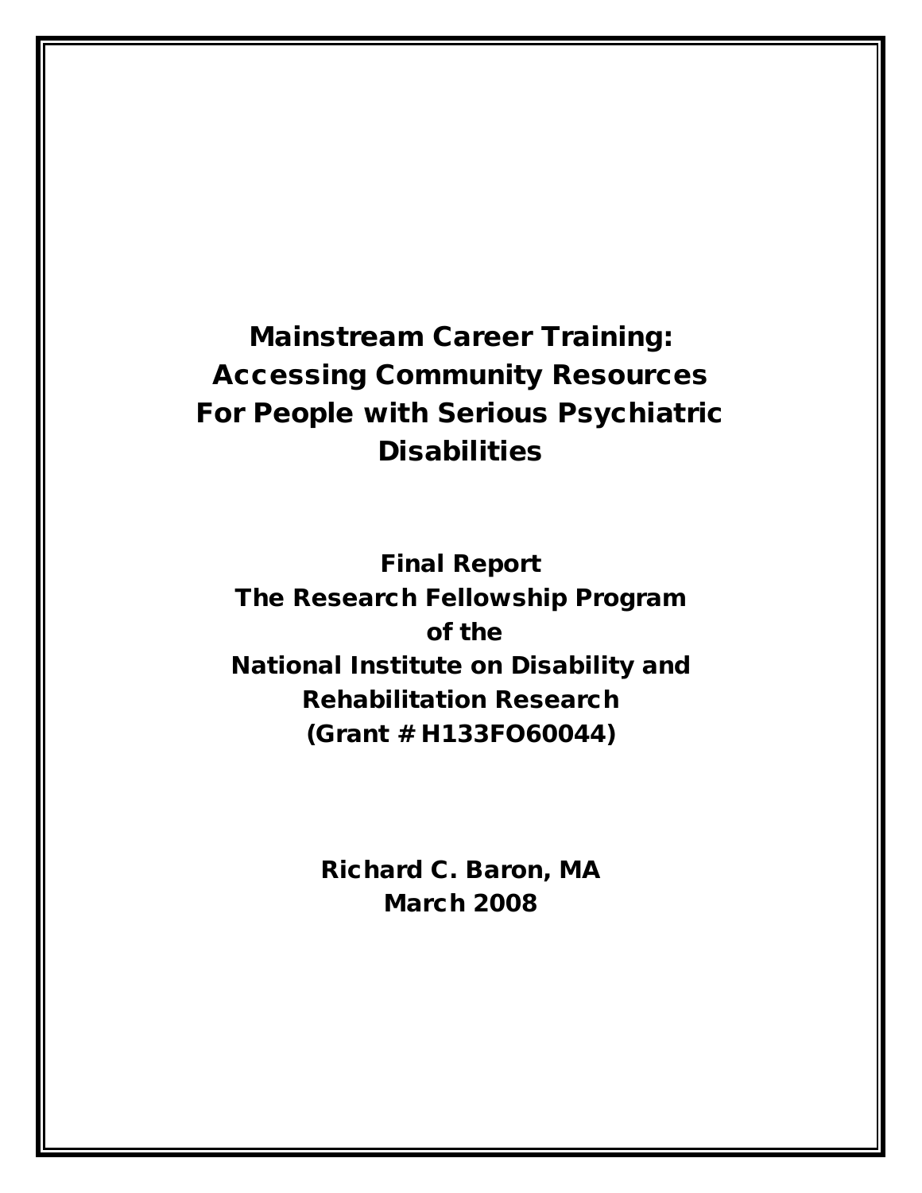# Mainstream Career Training: Accessing Community Resources For People with Serious Psychiatric Disabilities

**Final Report**
**The Research Fellowship Program**
**of the**
**National Institute on Disability and Rehabilitation Research**
**(Grant # H133FO60044)**

**Richard C. Baron, MA**
**March 2008**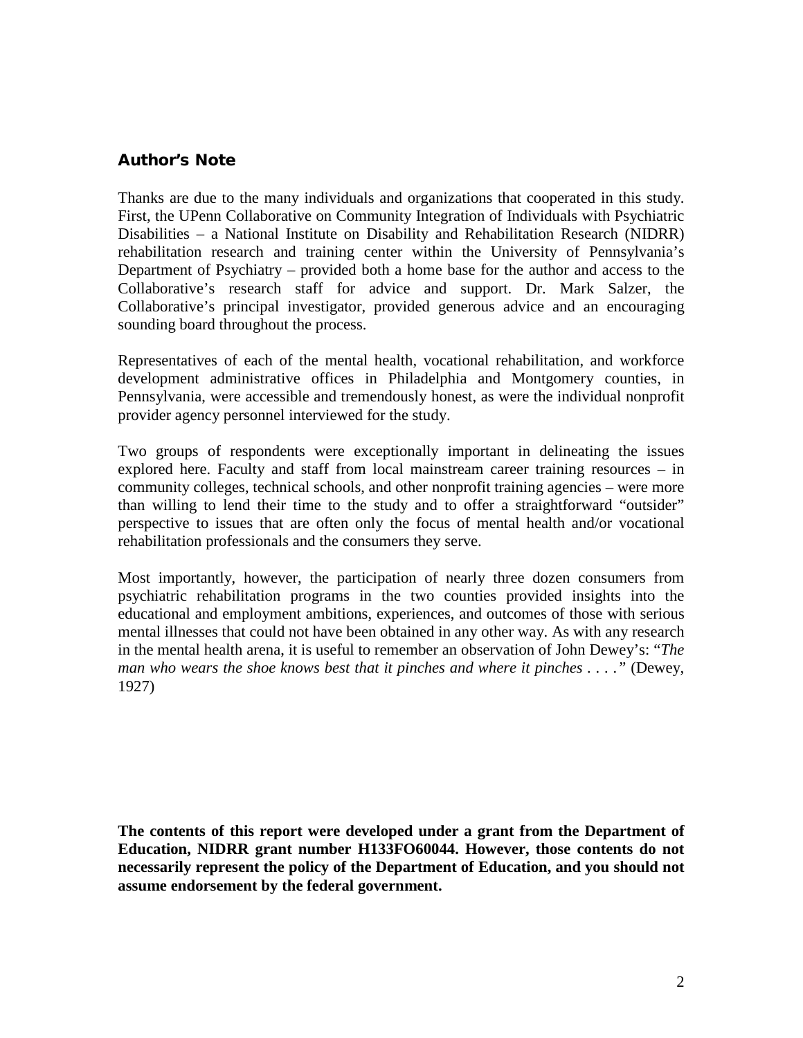## Author's Note

Thanks are due to the many individuals and organizations that cooperated in this study. First, the UPenn Collaborative on Community Integration of Individuals with Psychiatric Disabilities – a National Institute on Disability and Rehabilitation Research (NIDRR) rehabilitation research and training center within the University of Pennsylvania's Department of Psychiatry – provided both a home base for the author and access to the Collaborative's research staff for advice and support. Dr. Mark Salzer, the Collaborative's principal investigator, provided generous advice and an encouraging sounding board throughout the process.

Representatives of each of the mental health, vocational rehabilitation, and workforce development administrative offices in Philadelphia and Montgomery counties, in Pennsylvania, were accessible and tremendously honest, as were the individual nonprofit provider agency personnel interviewed for the study.

Two groups of respondents were exceptionally important in delineating the issues explored here. Faculty and staff from local mainstream career training resources – in community colleges, technical schools, and other nonprofit training agencies – were more than willing to lend their time to the study and to offer a straightforward "outsider" perspective to issues that are often only the focus of mental health and/or vocational rehabilitation professionals and the consumers they serve.

Most importantly, however, the participation of nearly three dozen consumers from psychiatric rehabilitation programs in the two counties provided insights into the educational and employment ambitions, experiences, and outcomes of those with serious mental illnesses that could not have been obtained in any other way. As with any research in the mental health arena, it is useful to remember an observation of John Dewey's: "*The man who wears the shoe knows best that it pinches and where it pinches . . . .*" (Dewey, 1927)

**The contents of this report were developed under a grant from the Department of Education, NIDRR grant number H133FO60044. However, those contents do not necessarily represent the policy of the Department of Education, and you should not assume endorsement by the federal government.**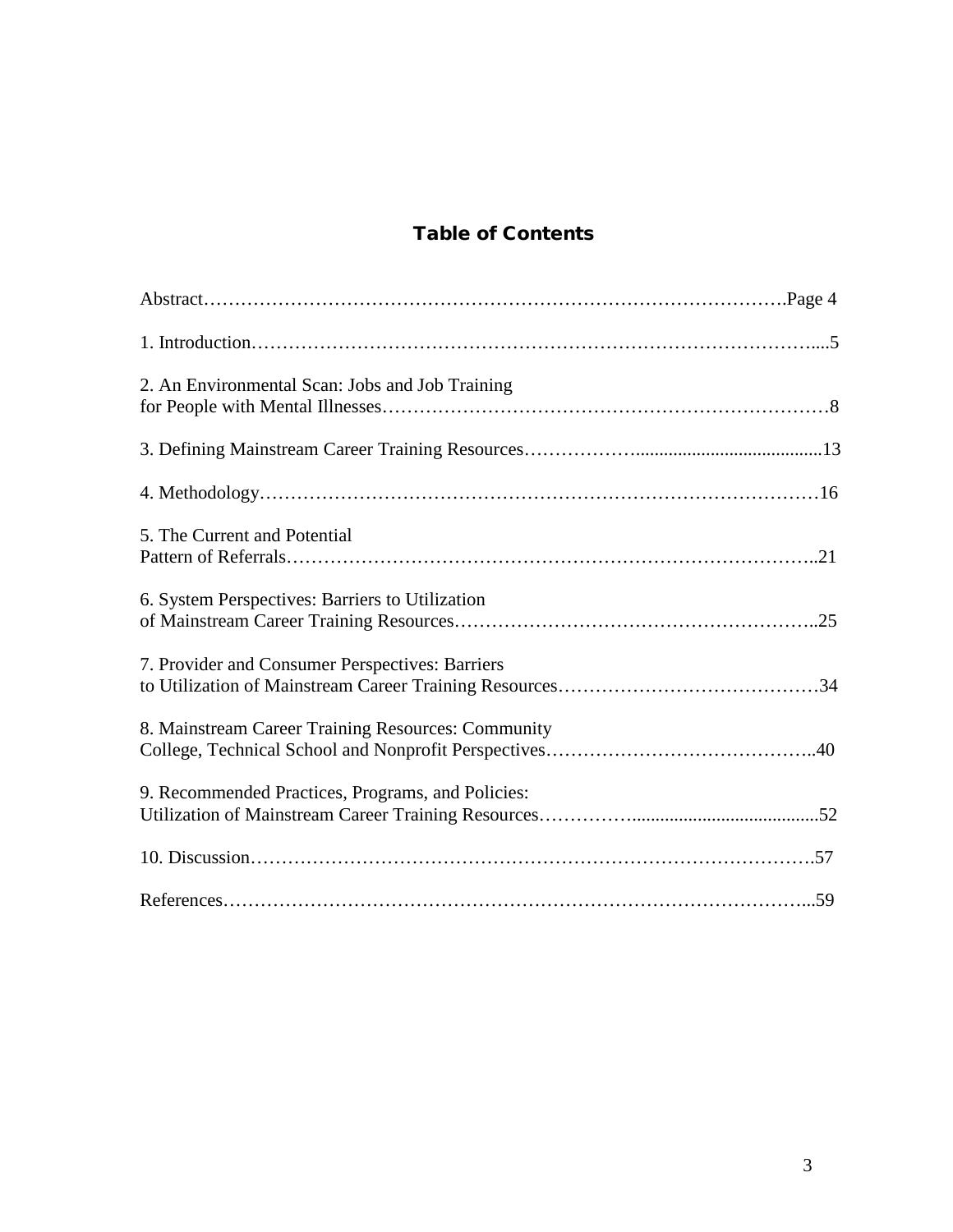# Table of Contents

Abstract……………………………………………………………………………….Page 4

1. Introduction……………………………………………………………………………....5

2. An Environmental Scan: Jobs and Job Training for People with Mental Illnesses…………………………………………………………8

3. Defining Mainstream Career Training Resources……………….......................................13

4. Methodology……………………………………………………………………………16

5. The Current and Potential Pattern of Referrals………………………………………………………………………..21

6. System Perspectives: Barriers to Utilization of Mainstream Career Training Resources………………………………………………..25

7. Provider and Consumer Perspectives: Barriers to Utilization of Mainstream Career Training Resources……………………………………34

8. Mainstream Career Training Resources: Community College, Technical School and Nonprofit Perspectives……………………………………..40

9. Recommended Practices, Programs, and Policies: Utilization of Mainstream Career Training Resources……………........................................52

10. Discussion…………………………………………………………………………….57

References……………………………………………………………………………...59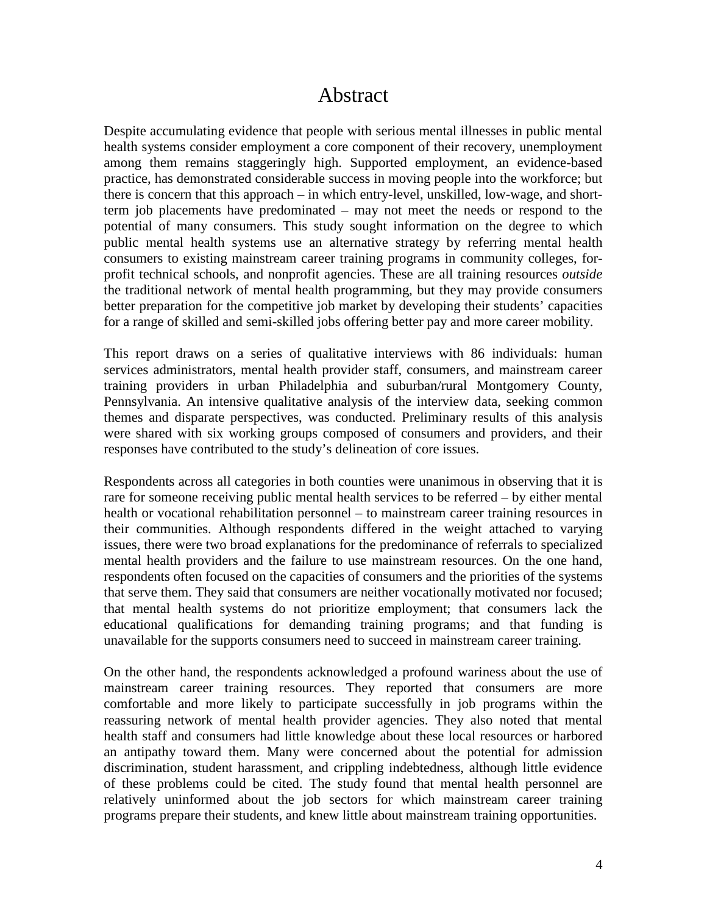# Abstract

Despite accumulating evidence that people with serious mental illnesses in public mental health systems consider employment a core component of their recovery, unemployment among them remains staggeringly high. Supported employment, an evidence-based practice, has demonstrated considerable success in moving people into the workforce; but there is concern that this approach – in which entry-level, unskilled, low-wage, and short-term job placements have predominated – may not meet the needs or respond to the potential of many consumers. This study sought information on the degree to which public mental health systems use an alternative strategy by referring mental health consumers to existing mainstream career training programs in community colleges, for-profit technical schools, and nonprofit agencies. These are all training resources *outside* the traditional network of mental health programming, but they may provide consumers better preparation for the competitive job market by developing their students' capacities for a range of skilled and semi-skilled jobs offering better pay and more career mobility.

This report draws on a series of qualitative interviews with 86 individuals: human services administrators, mental health provider staff, consumers, and mainstream career training providers in urban Philadelphia and suburban/rural Montgomery County, Pennsylvania. An intensive qualitative analysis of the interview data, seeking common themes and disparate perspectives, was conducted. Preliminary results of this analysis were shared with six working groups composed of consumers and providers, and their responses have contributed to the study's delineation of core issues.

Respondents across all categories in both counties were unanimous in observing that it is rare for someone receiving public mental health services to be referred – by either mental health or vocational rehabilitation personnel – to mainstream career training resources in their communities. Although respondents differed in the weight attached to varying issues, there were two broad explanations for the predominance of referrals to specialized mental health providers and the failure to use mainstream resources. On the one hand, respondents often focused on the capacities of consumers and the priorities of the systems that serve them. They said that consumers are neither vocationally motivated nor focused; that mental health systems do not prioritize employment; that consumers lack the educational qualifications for demanding training programs; and that funding is unavailable for the supports consumers need to succeed in mainstream career training.

On the other hand, the respondents acknowledged a profound wariness about the use of mainstream career training resources. They reported that consumers are more comfortable and more likely to participate successfully in job programs within the reassuring network of mental health provider agencies. They also noted that mental health staff and consumers had little knowledge about these local resources or harbored an antipathy toward them. Many were concerned about the potential for admission discrimination, student harassment, and crippling indebtedness, although little evidence of these problems could be cited. The study found that mental health personnel are relatively uninformed about the job sectors for which mainstream career training programs prepare their students, and knew little about mainstream training opportunities.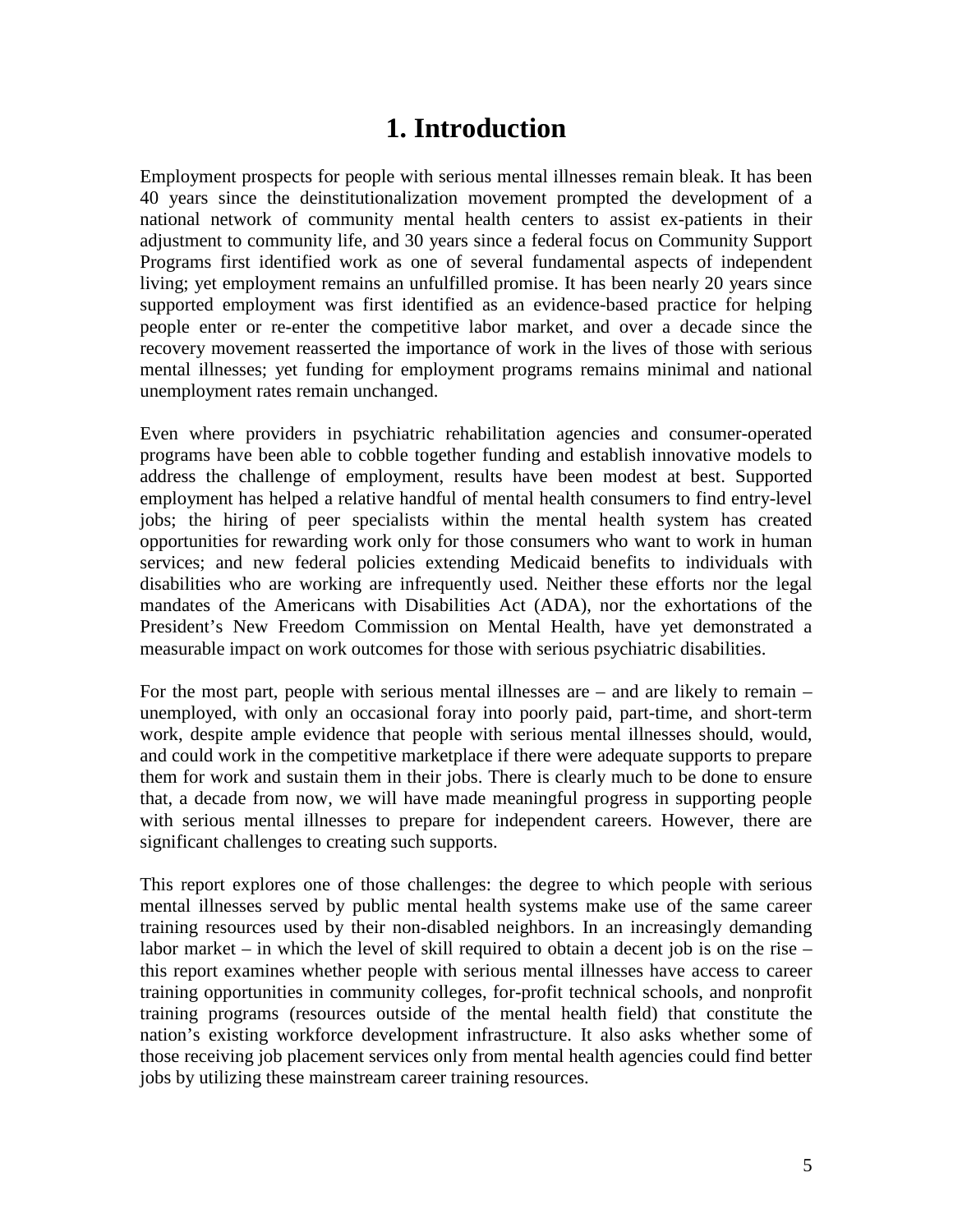# 1. Introduction

Employment prospects for people with serious mental illnesses remain bleak. It has been 40 years since the deinstitutionalization movement prompted the development of a national network of community mental health centers to assist ex-patients in their adjustment to community life, and 30 years since a federal focus on Community Support Programs first identified work as one of several fundamental aspects of independent living; yet employment remains an unfulfilled promise. It has been nearly 20 years since supported employment was first identified as an evidence-based practice for helping people enter or re-enter the competitive labor market, and over a decade since the recovery movement reasserted the importance of work in the lives of those with serious mental illnesses; yet funding for employment programs remains minimal and national unemployment rates remain unchanged.

Even where providers in psychiatric rehabilitation agencies and consumer-operated programs have been able to cobble together funding and establish innovative models to address the challenge of employment, results have been modest at best. Supported employment has helped a relative handful of mental health consumers to find entry-level jobs; the hiring of peer specialists within the mental health system has created opportunities for rewarding work only for those consumers who want to work in human services; and new federal policies extending Medicaid benefits to individuals with disabilities who are working are infrequently used. Neither these efforts nor the legal mandates of the Americans with Disabilities Act (ADA), nor the exhortations of the President's New Freedom Commission on Mental Health, have yet demonstrated a measurable impact on work outcomes for those with serious psychiatric disabilities.

For the most part, people with serious mental illnesses are – and are likely to remain – unemployed, with only an occasional foray into poorly paid, part-time, and short-term work, despite ample evidence that people with serious mental illnesses should, would, and could work in the competitive marketplace if there were adequate supports to prepare them for work and sustain them in their jobs. There is clearly much to be done to ensure that, a decade from now, we will have made meaningful progress in supporting people with serious mental illnesses to prepare for independent careers. However, there are significant challenges to creating such supports.

This report explores one of those challenges: the degree to which people with serious mental illnesses served by public mental health systems make use of the same career training resources used by their non-disabled neighbors. In an increasingly demanding labor market – in which the level of skill required to obtain a decent job is on the rise – this report examines whether people with serious mental illnesses have access to career training opportunities in community colleges, for-profit technical schools, and nonprofit training programs (resources outside of the mental health field) that constitute the nation's existing workforce development infrastructure. It also asks whether some of those receiving job placement services only from mental health agencies could find better jobs by utilizing these mainstream career training resources.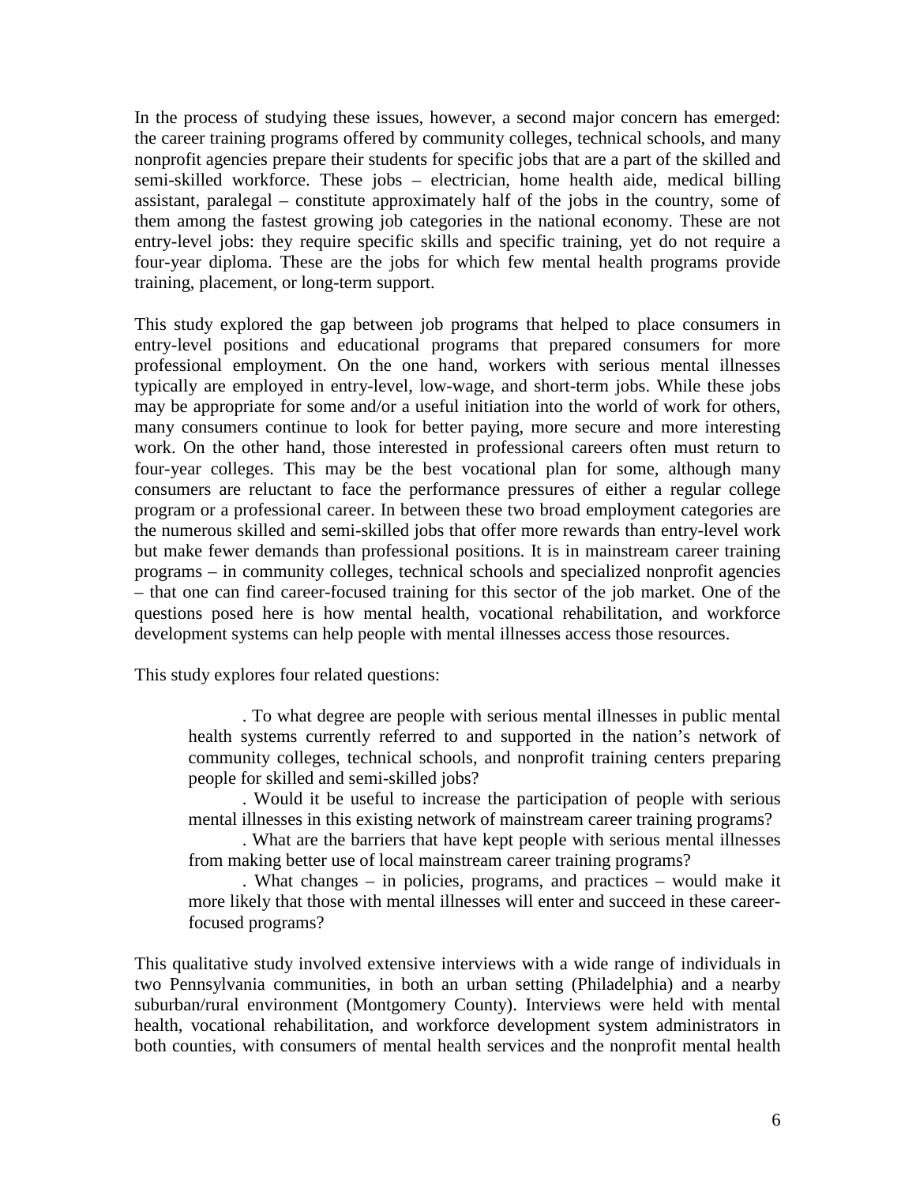In the process of studying these issues, however, a second major concern has emerged: the career training programs offered by community colleges, technical schools, and many nonprofit agencies prepare their students for specific jobs that are a part of the skilled and semi-skilled workforce. These jobs – electrician, home health aide, medical billing assistant, paralegal – constitute approximately half of the jobs in the country, some of them among the fastest growing job categories in the national economy. These are not entry-level jobs: they require specific skills and specific training, yet do not require a four-year diploma. These are the jobs for which few mental health programs provide training, placement, or long-term support.

This study explored the gap between job programs that helped to place consumers in entry-level positions and educational programs that prepared consumers for more professional employment. On the one hand, workers with serious mental illnesses typically are employed in entry-level, low-wage, and short-term jobs. While these jobs may be appropriate for some and/or a useful initiation into the world of work for others, many consumers continue to look for better paying, more secure and more interesting work. On the other hand, those interested in professional careers often must return to four-year colleges. This may be the best vocational plan for some, although many consumers are reluctant to face the performance pressures of either a regular college program or a professional career. In between these two broad employment categories are the numerous skilled and semi-skilled jobs that offer more rewards than entry-level work but make fewer demands than professional positions. It is in mainstream career training programs – in community colleges, technical schools and specialized nonprofit agencies – that one can find career-focused training for this sector of the job market. One of the questions posed here is how mental health, vocational rehabilitation, and workforce development systems can help people with mental illnesses access those resources.

This study explores four related questions:

- To what degree are people with serious mental illnesses in public mental health systems currently referred to and supported in the nation's network of community colleges, technical schools, and nonprofit training centers preparing people for skilled and semi-skilled jobs?
- Would it be useful to increase the participation of people with serious mental illnesses in this existing network of mainstream career training programs?
- What are the barriers that have kept people with serious mental illnesses from making better use of local mainstream career training programs?
- What changes – in policies, programs, and practices – would make it more likely that those with mental illnesses will enter and succeed in these career-focused programs?

This qualitative study involved extensive interviews with a wide range of individuals in two Pennsylvania communities, in both an urban setting (Philadelphia) and a nearby suburban/rural environment (Montgomery County). Interviews were held with mental health, vocational rehabilitation, and workforce development system administrators in both counties, with consumers of mental health services and the nonprofit mental health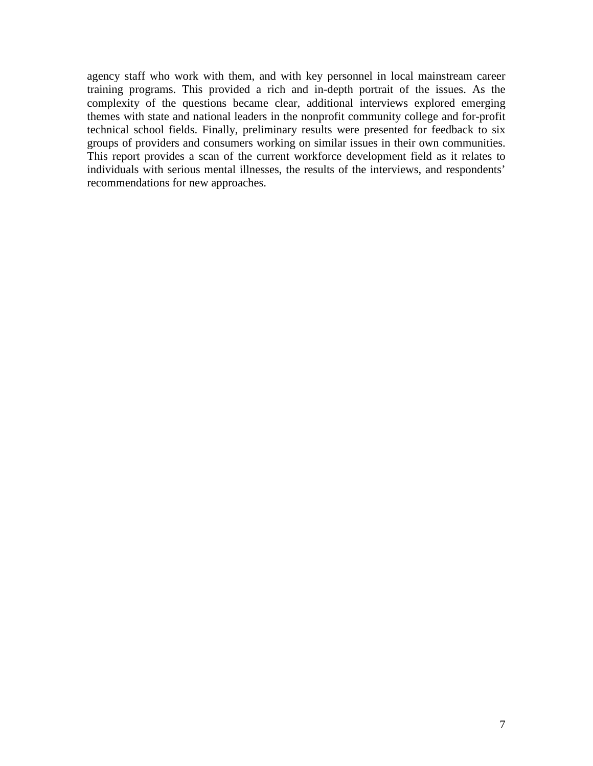agency staff who work with them, and with key personnel in local mainstream career training programs. This provided a rich and in-depth portrait of the issues. As the complexity of the questions became clear, additional interviews explored emerging themes with state and national leaders in the nonprofit community college and for-profit technical school fields. Finally, preliminary results were presented for feedback to six groups of providers and consumers working on similar issues in their own communities. This report provides a scan of the current workforce development field as it relates to individuals with serious mental illnesses, the results of the interviews, and respondents' recommendations for new approaches.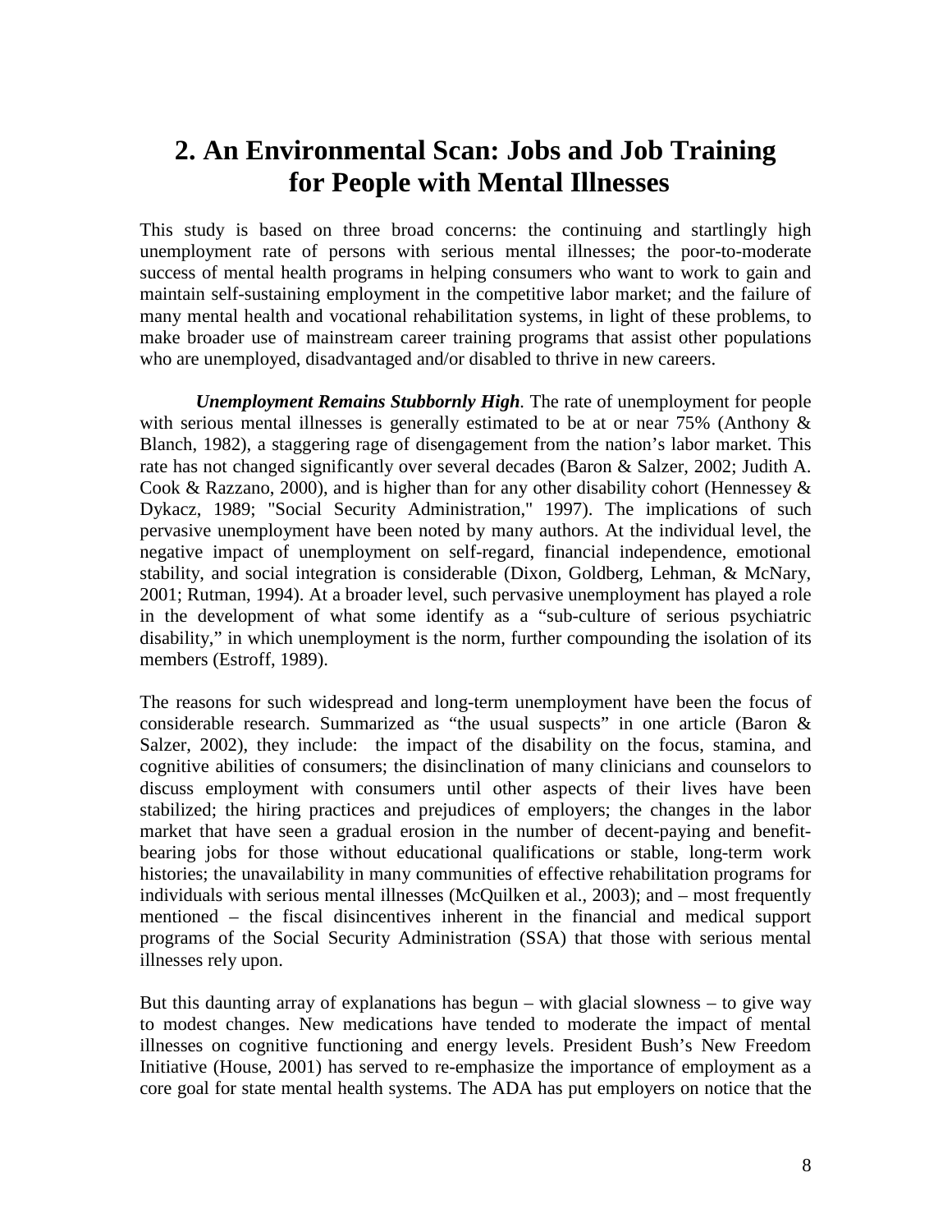## 2. An Environmental Scan: Jobs and Job Training for People with Mental Illnesses

This study is based on three broad concerns: the continuing and startlingly high unemployment rate of persons with serious mental illnesses; the poor-to-moderate success of mental health programs in helping consumers who want to work to gain and maintain self-sustaining employment in the competitive labor market; and the failure of many mental health and vocational rehabilitation systems, in light of these problems, to make broader use of mainstream career training programs that assist other populations who are unemployed, disadvantaged and/or disabled to thrive in new careers.

***Unemployment Remains Stubbornly High.*** The rate of unemployment for people with serious mental illnesses is generally estimated to be at or near 75% (Anthony & Blanch, 1982), a staggering rage of disengagement from the nation's labor market. This rate has not changed significantly over several decades (Baron & Salzer, 2002; Judith A. Cook & Razzano, 2000), and is higher than for any other disability cohort (Hennessey & Dykacz, 1989; "Social Security Administration," 1997). The implications of such pervasive unemployment have been noted by many authors. At the individual level, the negative impact of unemployment on self-regard, financial independence, emotional stability, and social integration is considerable (Dixon, Goldberg, Lehman, & McNary, 2001; Rutman, 1994). At a broader level, such pervasive unemployment has played a role in the development of what some identify as a "sub-culture of serious psychiatric disability," in which unemployment is the norm, further compounding the isolation of its members (Estroff, 1989).

The reasons for such widespread and long-term unemployment have been the focus of considerable research. Summarized as "the usual suspects" in one article (Baron & Salzer, 2002), they include: the impact of the disability on the focus, stamina, and cognitive abilities of consumers; the disinclination of many clinicians and counselors to discuss employment with consumers until other aspects of their lives have been stabilized; the hiring practices and prejudices of employers; the changes in the labor market that have seen a gradual erosion in the number of decent-paying and benefit-bearing jobs for those without educational qualifications or stable, long-term work histories; the unavailability in many communities of effective rehabilitation programs for individuals with serious mental illnesses (McQuilken et al., 2003); and – most frequently mentioned – the fiscal disincentives inherent in the financial and medical support programs of the Social Security Administration (SSA) that those with serious mental illnesses rely upon.

But this daunting array of explanations has begun – with glacial slowness – to give way to modest changes. New medications have tended to moderate the impact of mental illnesses on cognitive functioning and energy levels. President Bush's New Freedom Initiative (House, 2001) has served to re-emphasize the importance of employment as a core goal for state mental health systems. The ADA has put employers on notice that the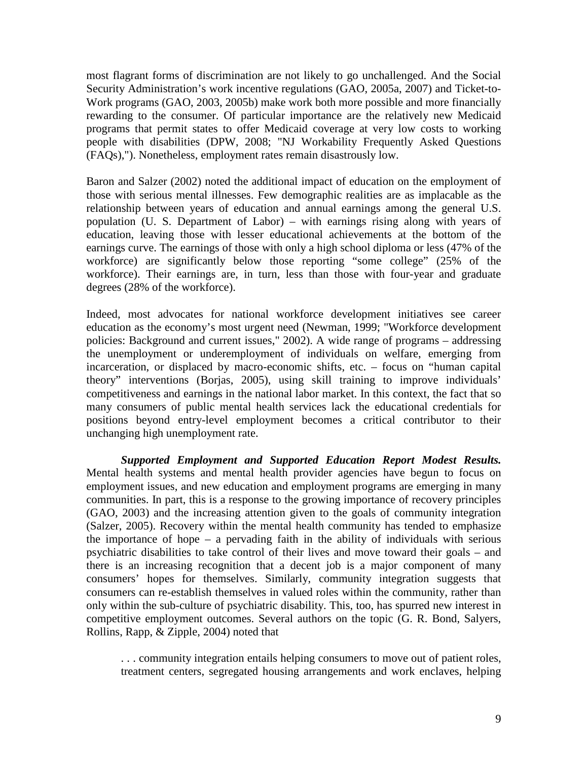most flagrant forms of discrimination are not likely to go unchallenged. And the Social Security Administration's work incentive regulations (GAO, 2005a, 2007) and Ticket-to-Work programs (GAO, 2003, 2005b) make work both more possible and more financially rewarding to the consumer. Of particular importance are the relatively new Medicaid programs that permit states to offer Medicaid coverage at very low costs to working people with disabilities (DPW, 2008; "NJ Workability Frequently Asked Questions (FAQs),"). Nonetheless, employment rates remain disastrously low.

Baron and Salzer (2002) noted the additional impact of education on the employment of those with serious mental illnesses. Few demographic realities are as implacable as the relationship between years of education and annual earnings among the general U.S. population (U. S. Department of Labor) – with earnings rising along with years of education, leaving those with lesser educational achievements at the bottom of the earnings curve. The earnings of those with only a high school diploma or less (47% of the workforce) are significantly below those reporting "some college" (25% of the workforce). Their earnings are, in turn, less than those with four-year and graduate degrees (28% of the workforce).

Indeed, most advocates for national workforce development initiatives see career education as the economy's most urgent need (Newman, 1999; "Workforce development policies: Background and current issues," 2002). A wide range of programs – addressing the unemployment or underemployment of individuals on welfare, emerging from incarceration, or displaced by macro-economic shifts, etc. – focus on "human capital theory" interventions (Borjas, 2005), using skill training to improve individuals' competitiveness and earnings in the national labor market. In this context, the fact that so many consumers of public mental health services lack the educational credentials for positions beyond entry-level employment becomes a critical contributor to their unchanging high unemployment rate.

***Supported Employment and Supported Education Report Modest Results.*** Mental health systems and mental health provider agencies have begun to focus on employment issues, and new education and employment programs are emerging in many communities. In part, this is a response to the growing importance of recovery principles (GAO, 2003) and the increasing attention given to the goals of community integration (Salzer, 2005). Recovery within the mental health community has tended to emphasize the importance of hope – a pervading faith in the ability of individuals with serious psychiatric disabilities to take control of their lives and move toward their goals – and there is an increasing recognition that a decent job is a major component of many consumers' hopes for themselves. Similarly, community integration suggests that consumers can re-establish themselves in valued roles within the community, rather than only within the sub-culture of psychiatric disability. This, too, has spurred new interest in competitive employment outcomes. Several authors on the topic (G. R. Bond, Salyers, Rollins, Rapp, & Zipple, 2004) noted that

> . . . community integration entails helping consumers to move out of patient roles, treatment centers, segregated housing arrangements and work enclaves, helping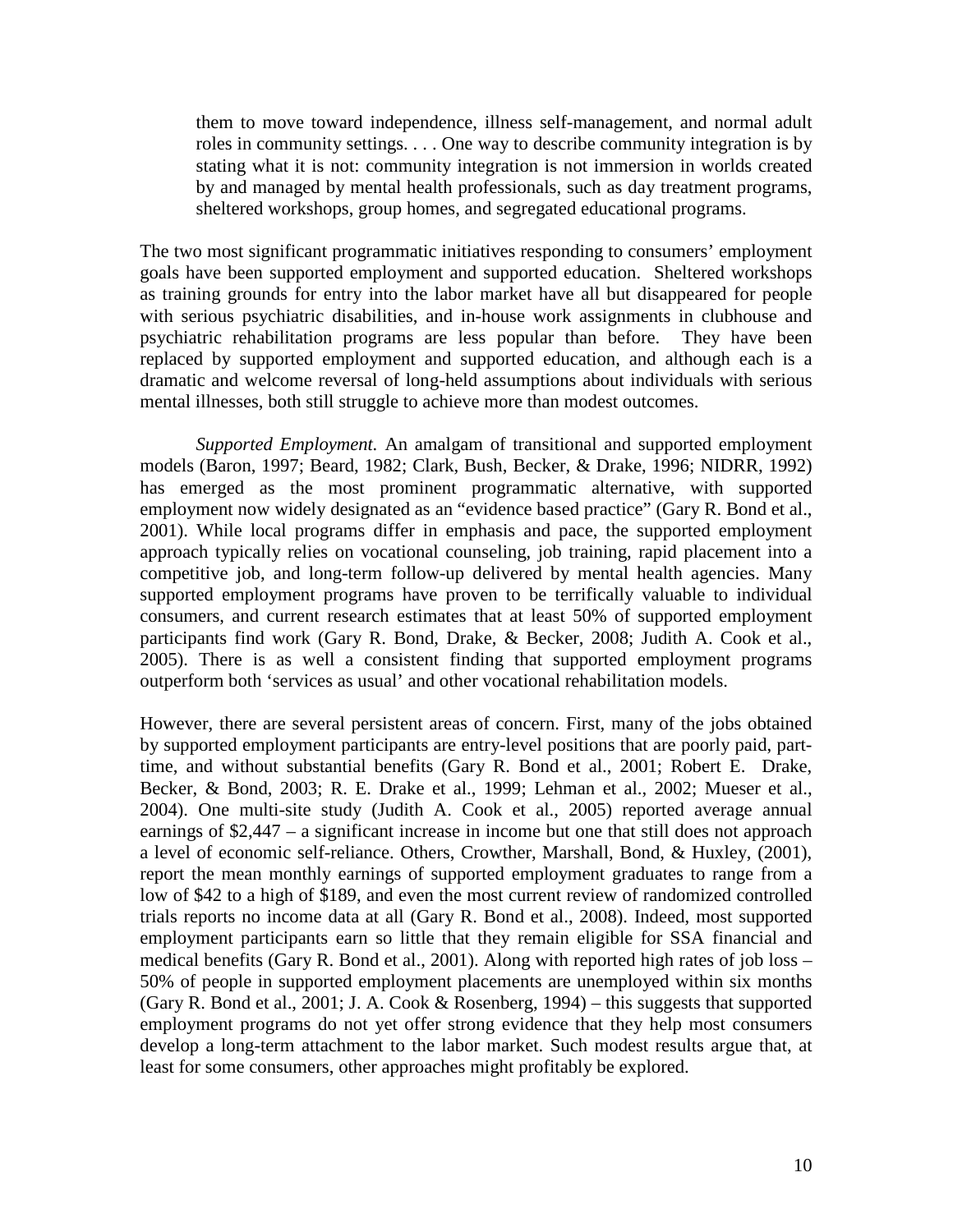> them to move toward independence, illness self-management, and normal adult roles in community settings. . . . One way to describe community integration is by stating what it is not: community integration is not immersion in worlds created by and managed by mental health professionals, such as day treatment programs, sheltered workshops, group homes, and segregated educational programs.

The two most significant programmatic initiatives responding to consumers' employment goals have been supported employment and supported education. Sheltered workshops as training grounds for entry into the labor market have all but disappeared for people with serious psychiatric disabilities, and in-house work assignments in clubhouse and psychiatric rehabilitation programs are less popular than before. They have been replaced by supported employment and supported education, and although each is a dramatic and welcome reversal of long-held assumptions about individuals with serious mental illnesses, both still struggle to achieve more than modest outcomes.

*Supported Employment*. An amalgam of transitional and supported employment models (Baron, 1997; Beard, 1982; Clark, Bush, Becker, & Drake, 1996; NIDRR, 1992) has emerged as the most prominent programmatic alternative, with supported employment now widely designated as an "evidence based practice" (Gary R. Bond et al., 2001). While local programs differ in emphasis and pace, the supported employment approach typically relies on vocational counseling, job training, rapid placement into a competitive job, and long-term follow-up delivered by mental health agencies. Many supported employment programs have proven to be terrifically valuable to individual consumers, and current research estimates that at least 50% of supported employment participants find work (Gary R. Bond, Drake, & Becker, 2008; Judith A. Cook et al., 2005). There is as well a consistent finding that supported employment programs outperform both 'services as usual' and other vocational rehabilitation models.

However, there are several persistent areas of concern. First, many of the jobs obtained by supported employment participants are entry-level positions that are poorly paid, part-time, and without substantial benefits (Gary R. Bond et al., 2001; Robert E. Drake, Becker, & Bond, 2003; R. E. Drake et al., 1999; Lehman et al., 2002; Mueser et al., 2004). One multi-site study (Judith A. Cook et al., 2005) reported average annual earnings of $2,447 – a significant increase in income but one that still does not approach a level of economic self-reliance. Others, Crowther, Marshall, Bond, & Huxley, (2001), report the mean monthly earnings of supported employment graduates to range from a low of $42 to a high of $189, and even the most current review of randomized controlled trials reports no income data at all (Gary R. Bond et al., 2008). Indeed, most supported employment participants earn so little that they remain eligible for SSA financial and medical benefits (Gary R. Bond et al., 2001). Along with reported high rates of job loss – 50% of people in supported employment placements are unemployed within six months (Gary R. Bond et al., 2001; J. A. Cook & Rosenberg, 1994) – this suggests that supported employment programs do not yet offer strong evidence that they help most consumers develop a long-term attachment to the labor market. Such modest results argue that, at least for some consumers, other approaches might profitably be explored.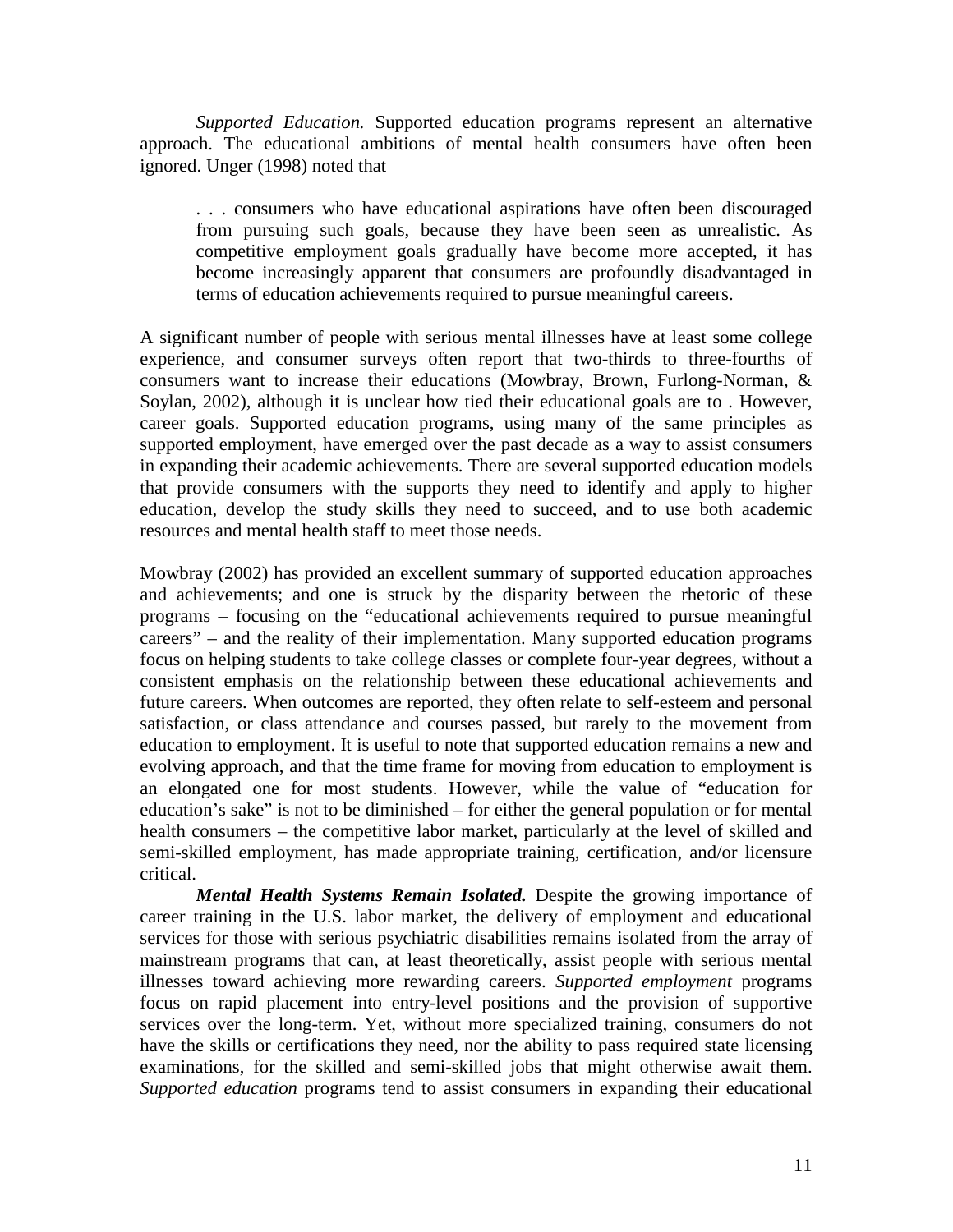*Supported Education.* Supported education programs represent an alternative approach. The educational ambitions of mental health consumers have often been ignored. Unger (1998) noted that

> . . . consumers who have educational aspirations have often been discouraged from pursuing such goals, because they have been seen as unrealistic. As competitive employment goals gradually have become more accepted, it has become increasingly apparent that consumers are profoundly disadvantaged in terms of education achievements required to pursue meaningful careers.

A significant number of people with serious mental illnesses have at least some college experience, and consumer surveys often report that two-thirds to three-fourths of consumers want to increase their educations (Mowbray, Brown, Furlong-Norman, & Soylan, 2002), although it is unclear how tied their educational goals are to . However, career goals. Supported education programs, using many of the same principles as supported employment, have emerged over the past decade as a way to assist consumers in expanding their academic achievements. There are several supported education models that provide consumers with the supports they need to identify and apply to higher education, develop the study skills they need to succeed, and to use both academic resources and mental health staff to meet those needs.

Mowbray (2002) has provided an excellent summary of supported education approaches and achievements; and one is struck by the disparity between the rhetoric of these programs – focusing on the "educational achievements required to pursue meaningful careers" – and the reality of their implementation. Many supported education programs focus on helping students to take college classes or complete four-year degrees, without a consistent emphasis on the relationship between these educational achievements and future careers. When outcomes are reported, they often relate to self-esteem and personal satisfaction, or class attendance and courses passed, but rarely to the movement from education to employment. It is useful to note that supported education remains a new and evolving approach, and that the time frame for moving from education to employment is an elongated one for most students. However, while the value of "education for education's sake" is not to be diminished – for either the general population or for mental health consumers – the competitive labor market, particularly at the level of skilled and semi-skilled employment, has made appropriate training, certification, and/or licensure critical.

***Mental Health Systems Remain Isolated.*** Despite the growing importance of career training in the U.S. labor market, the delivery of employment and educational services for those with serious psychiatric disabilities remains isolated from the array of mainstream programs that can, at least theoretically, assist people with serious mental illnesses toward achieving more rewarding careers. *Supported employment* programs focus on rapid placement into entry-level positions and the provision of supportive services over the long-term. Yet, without more specialized training, consumers do not have the skills or certifications they need, nor the ability to pass required state licensing examinations, for the skilled and semi-skilled jobs that might otherwise await them. *Supported education* programs tend to assist consumers in expanding their educational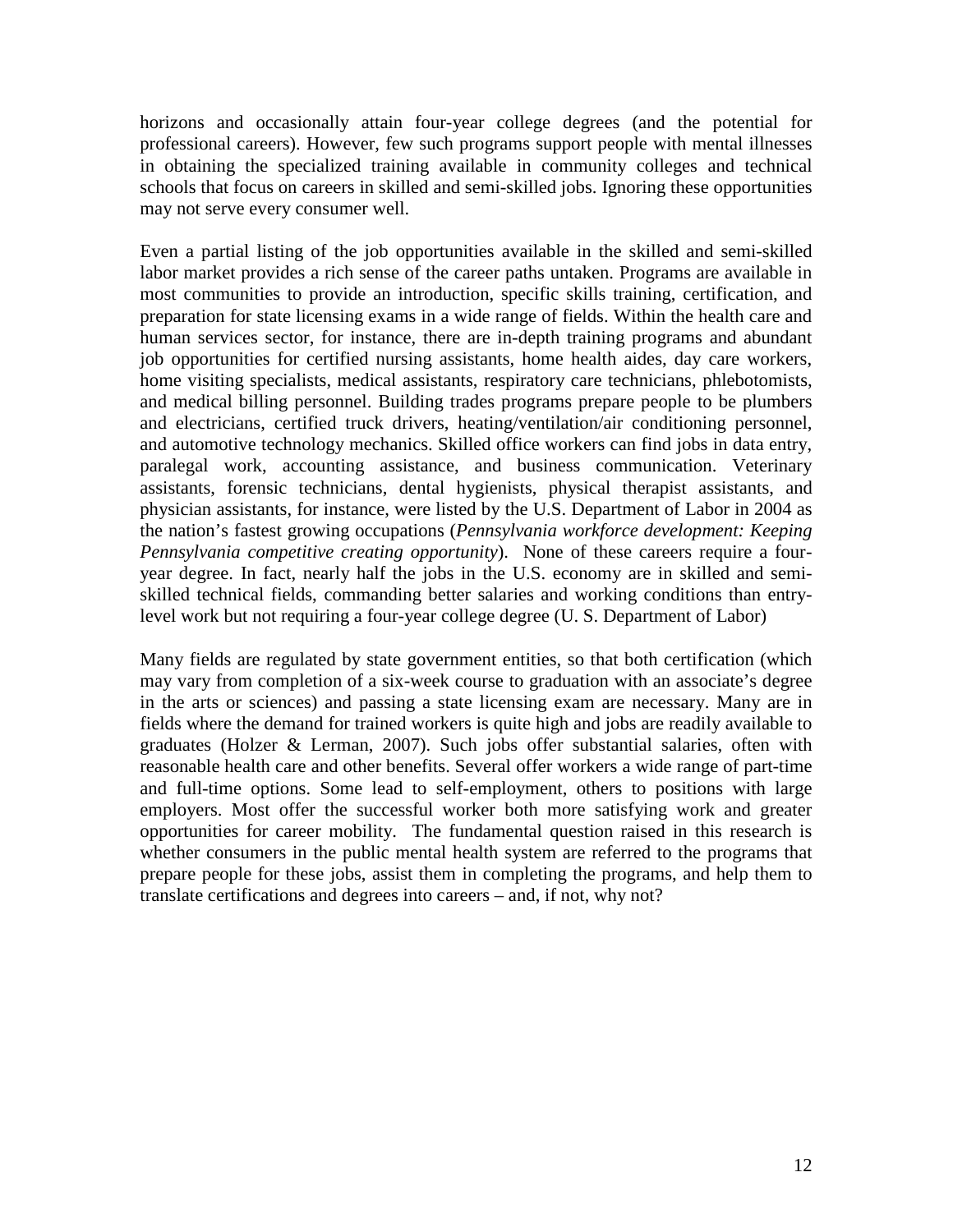horizons and occasionally attain four-year college degrees (and the potential for professional careers). However, few such programs support people with mental illnesses in obtaining the specialized training available in community colleges and technical schools that focus on careers in skilled and semi-skilled jobs. Ignoring these opportunities may not serve every consumer well.

Even a partial listing of the job opportunities available in the skilled and semi-skilled labor market provides a rich sense of the career paths untaken. Programs are available in most communities to provide an introduction, specific skills training, certification, and preparation for state licensing exams in a wide range of fields. Within the health care and human services sector, for instance, there are in-depth training programs and abundant job opportunities for certified nursing assistants, home health aides, day care workers, home visiting specialists, medical assistants, respiratory care technicians, phlebotomists, and medical billing personnel. Building trades programs prepare people to be plumbers and electricians, certified truck drivers, heating/ventilation/air conditioning personnel, and automotive technology mechanics. Skilled office workers can find jobs in data entry, paralegal work, accounting assistance, and business communication. Veterinary assistants, forensic technicians, dental hygienists, physical therapist assistants, and physician assistants, for instance, were listed by the U.S. Department of Labor in 2004 as the nation's fastest growing occupations (*Pennsylvania workforce development: Keeping Pennsylvania competitive creating opportunity*). None of these careers require a four-year degree. In fact, nearly half the jobs in the U.S. economy are in skilled and semi-skilled technical fields, commanding better salaries and working conditions than entry-level work but not requiring a four-year college degree (U. S. Department of Labor)

Many fields are regulated by state government entities, so that both certification (which may vary from completion of a six-week course to graduation with an associate's degree in the arts or sciences) and passing a state licensing exam are necessary. Many are in fields where the demand for trained workers is quite high and jobs are readily available to graduates (Holzer & Lerman, 2007). Such jobs offer substantial salaries, often with reasonable health care and other benefits. Several offer workers a wide range of part-time and full-time options. Some lead to self-employment, others to positions with large employers. Most offer the successful worker both more satisfying work and greater opportunities for career mobility. The fundamental question raised in this research is whether consumers in the public mental health system are referred to the programs that prepare people for these jobs, assist them in completing the programs, and help them to translate certifications and degrees into careers – and, if not, why not?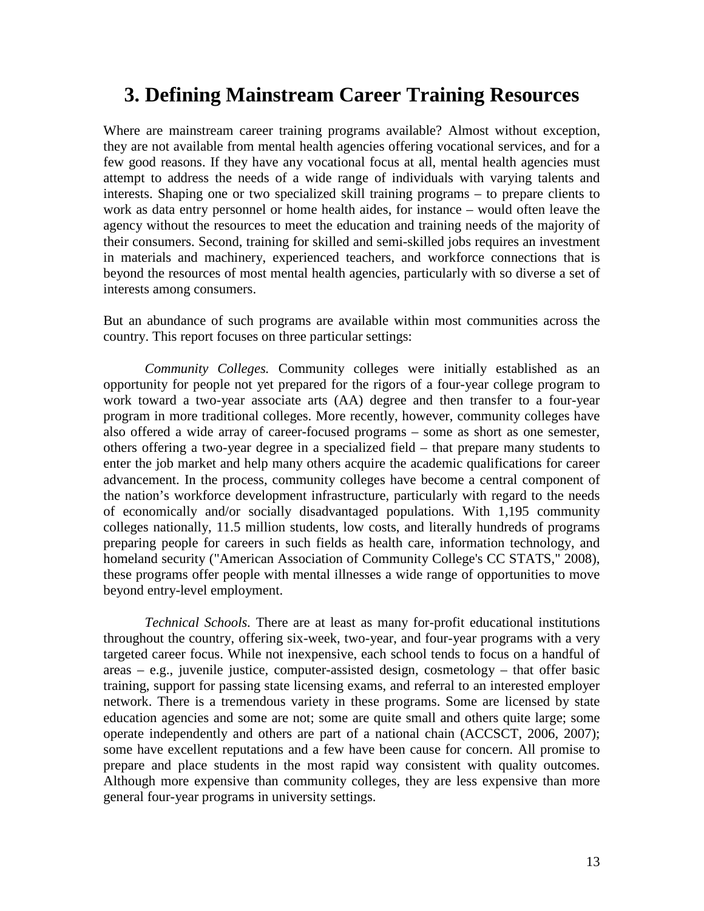# 3. Defining Mainstream Career Training Resources

Where are mainstream career training programs available? Almost without exception, they are not available from mental health agencies offering vocational services, and for a few good reasons. If they have any vocational focus at all, mental health agencies must attempt to address the needs of a wide range of individuals with varying talents and interests. Shaping one or two specialized skill training programs – to prepare clients to work as data entry personnel or home health aides, for instance – would often leave the agency without the resources to meet the education and training needs of the majority of their consumers. Second, training for skilled and semi-skilled jobs requires an investment in materials and machinery, experienced teachers, and workforce connections that is beyond the resources of most mental health agencies, particularly with so diverse a set of interests among consumers.

But an abundance of such programs are available within most communities across the country. This report focuses on three particular settings:

*Community Colleges.* Community colleges were initially established as an opportunity for people not yet prepared for the rigors of a four-year college program to work toward a two-year associate arts (AA) degree and then transfer to a four-year program in more traditional colleges. More recently, however, community colleges have also offered a wide array of career-focused programs – some as short as one semester, others offering a two-year degree in a specialized field – that prepare many students to enter the job market and help many others acquire the academic qualifications for career advancement. In the process, community colleges have become a central component of the nation's workforce development infrastructure, particularly with regard to the needs of economically and/or socially disadvantaged populations. With 1,195 community colleges nationally, 11.5 million students, low costs, and literally hundreds of programs preparing people for careers in such fields as health care, information technology, and homeland security ("American Association of Community College's CC STATS," 2008), these programs offer people with mental illnesses a wide range of opportunities to move beyond entry-level employment.

*Technical Schools.* There are at least as many for-profit educational institutions throughout the country, offering six-week, two-year, and four-year programs with a very targeted career focus. While not inexpensive, each school tends to focus on a handful of areas – e.g., juvenile justice, computer-assisted design, cosmetology – that offer basic training, support for passing state licensing exams, and referral to an interested employer network. There is a tremendous variety in these programs. Some are licensed by state education agencies and some are not; some are quite small and others quite large; some operate independently and others are part of a national chain (ACCSCT, 2006, 2007); some have excellent reputations and a few have been cause for concern. All promise to prepare and place students in the most rapid way consistent with quality outcomes. Although more expensive than community colleges, they are less expensive than more general four-year programs in university settings.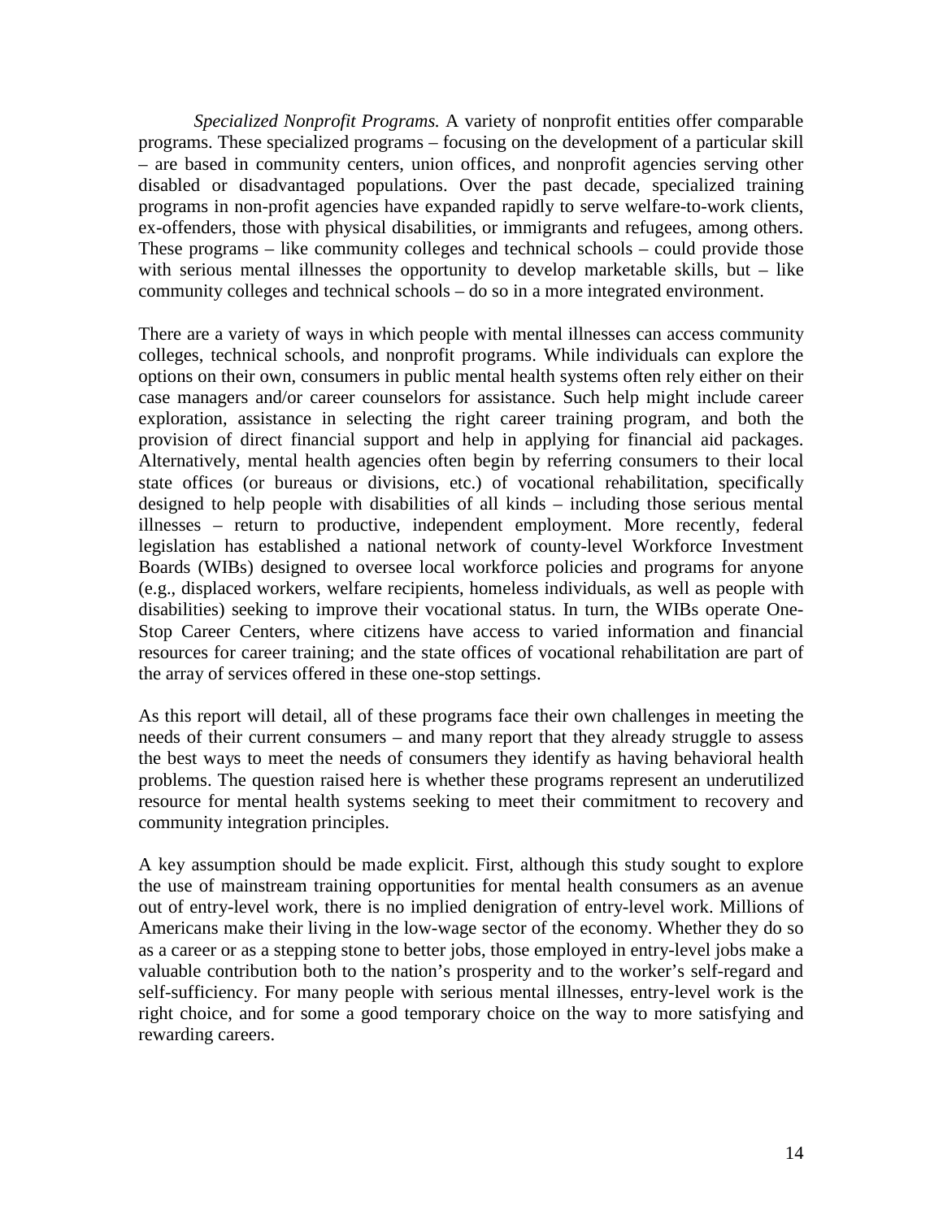*Specialized Nonprofit Programs.* A variety of nonprofit entities offer comparable programs. These specialized programs – focusing on the development of a particular skill – are based in community centers, union offices, and nonprofit agencies serving other disabled or disadvantaged populations. Over the past decade, specialized training programs in non-profit agencies have expanded rapidly to serve welfare-to-work clients, ex-offenders, those with physical disabilities, or immigrants and refugees, among others. These programs – like community colleges and technical schools – could provide those with serious mental illnesses the opportunity to develop marketable skills, but – like community colleges and technical schools – do so in a more integrated environment.

There are a variety of ways in which people with mental illnesses can access community colleges, technical schools, and nonprofit programs. While individuals can explore the options on their own, consumers in public mental health systems often rely either on their case managers and/or career counselors for assistance. Such help might include career exploration, assistance in selecting the right career training program, and both the provision of direct financial support and help in applying for financial aid packages. Alternatively, mental health agencies often begin by referring consumers to their local state offices (or bureaus or divisions, etc.) of vocational rehabilitation, specifically designed to help people with disabilities of all kinds – including those serious mental illnesses – return to productive, independent employment. More recently, federal legislation has established a national network of county-level Workforce Investment Boards (WIBs) designed to oversee local workforce policies and programs for anyone (e.g., displaced workers, welfare recipients, homeless individuals, as well as people with disabilities) seeking to improve their vocational status. In turn, the WIBs operate One-Stop Career Centers, where citizens have access to varied information and financial resources for career training; and the state offices of vocational rehabilitation are part of the array of services offered in these one-stop settings.

As this report will detail, all of these programs face their own challenges in meeting the needs of their current consumers – and many report that they already struggle to assess the best ways to meet the needs of consumers they identify as having behavioral health problems. The question raised here is whether these programs represent an underutilized resource for mental health systems seeking to meet their commitment to recovery and community integration principles.

A key assumption should be made explicit. First, although this study sought to explore the use of mainstream training opportunities for mental health consumers as an avenue out of entry-level work, there is no implied denigration of entry-level work. Millions of Americans make their living in the low-wage sector of the economy. Whether they do so as a career or as a stepping stone to better jobs, those employed in entry-level jobs make a valuable contribution both to the nation's prosperity and to the worker's self-regard and self-sufficiency. For many people with serious mental illnesses, entry-level work is the right choice, and for some a good temporary choice on the way to more satisfying and rewarding careers.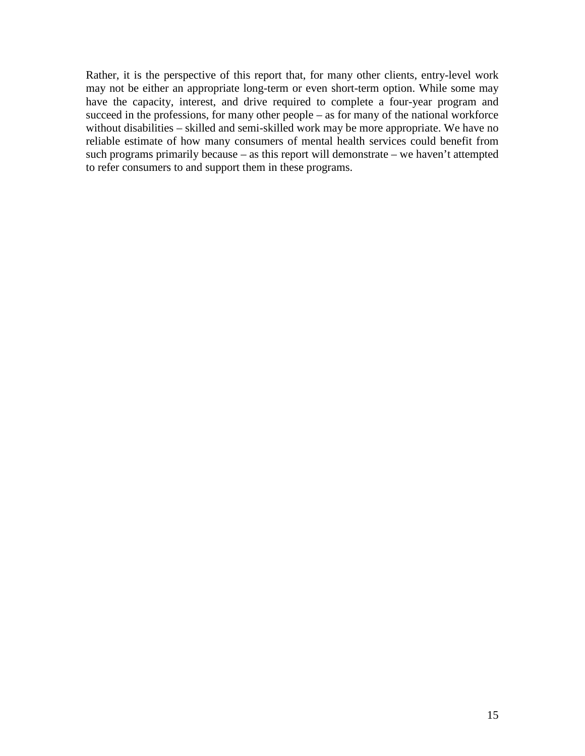Rather, it is the perspective of this report that, for many other clients, entry-level work may not be either an appropriate long-term or even short-term option. While some may have the capacity, interest, and drive required to complete a four-year program and succeed in the professions, for many other people – as for many of the national workforce without disabilities – skilled and semi-skilled work may be more appropriate. We have no reliable estimate of how many consumers of mental health services could benefit from such programs primarily because – as this report will demonstrate – we haven't attempted to refer consumers to and support them in these programs.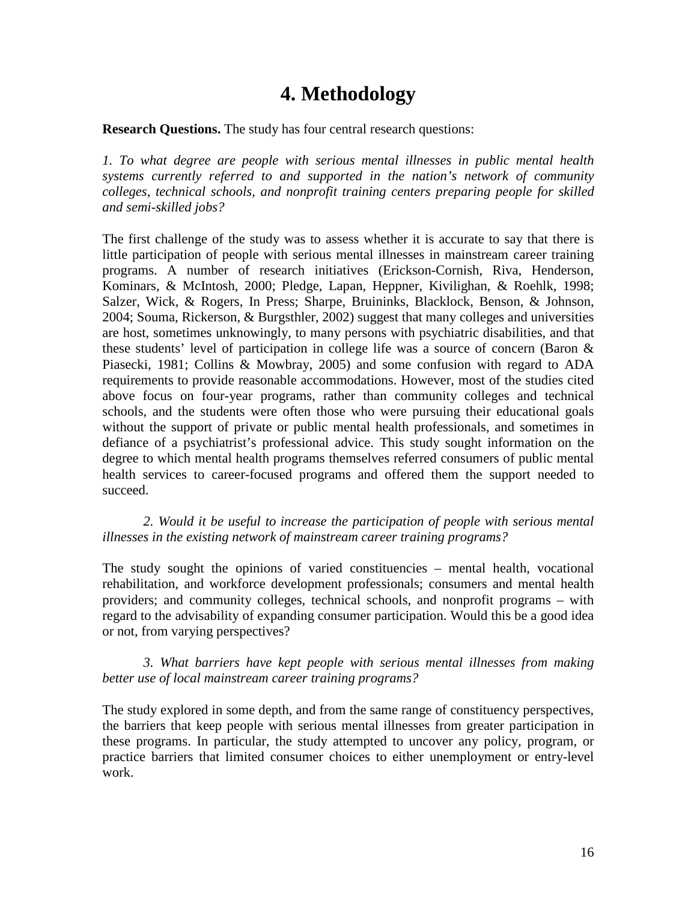# 4. Methodology

**Research Questions.** The study has four central research questions:

*1. To what degree are people with serious mental illnesses in public mental health systems currently referred to and supported in the nation's network of community colleges, technical schools, and nonprofit training centers preparing people for skilled and semi-skilled jobs?*

The first challenge of the study was to assess whether it is accurate to say that there is little participation of people with serious mental illnesses in mainstream career training programs. A number of research initiatives (Erickson-Cornish, Riva, Henderson, Kominars, & McIntosh, 2000; Pledge, Lapan, Heppner, Kivilighan, & Roehlk, 1998; Salzer, Wick, & Rogers, In Press; Sharpe, Bruininks, Blacklock, Benson, & Johnson, 2004; Souma, Rickerson, & Burgsthler, 2002) suggest that many colleges and universities are host, sometimes unknowingly, to many persons with psychiatric disabilities, and that these students' level of participation in college life was a source of concern (Baron & Piasecki, 1981; Collins & Mowbray, 2005) and some confusion with regard to ADA requirements to provide reasonable accommodations. However, most of the studies cited above focus on four-year programs, rather than community colleges and technical schools, and the students were often those who were pursuing their educational goals without the support of private or public mental health professionals, and sometimes in defiance of a psychiatrist's professional advice. This study sought information on the degree to which mental health programs themselves referred consumers of public mental health services to career-focused programs and offered them the support needed to succeed.

*2. Would it be useful to increase the participation of people with serious mental illnesses in the existing network of mainstream career training programs?*

The study sought the opinions of varied constituencies – mental health, vocational rehabilitation, and workforce development professionals; consumers and mental health providers; and community colleges, technical schools, and nonprofit programs – with regard to the advisability of expanding consumer participation. Would this be a good idea or not, from varying perspectives?

*3. What barriers have kept people with serious mental illnesses from making better use of local mainstream career training programs?*

The study explored in some depth, and from the same range of constituency perspectives, the barriers that keep people with serious mental illnesses from greater participation in these programs. In particular, the study attempted to uncover any policy, program, or practice barriers that limited consumer choices to either unemployment or entry-level work.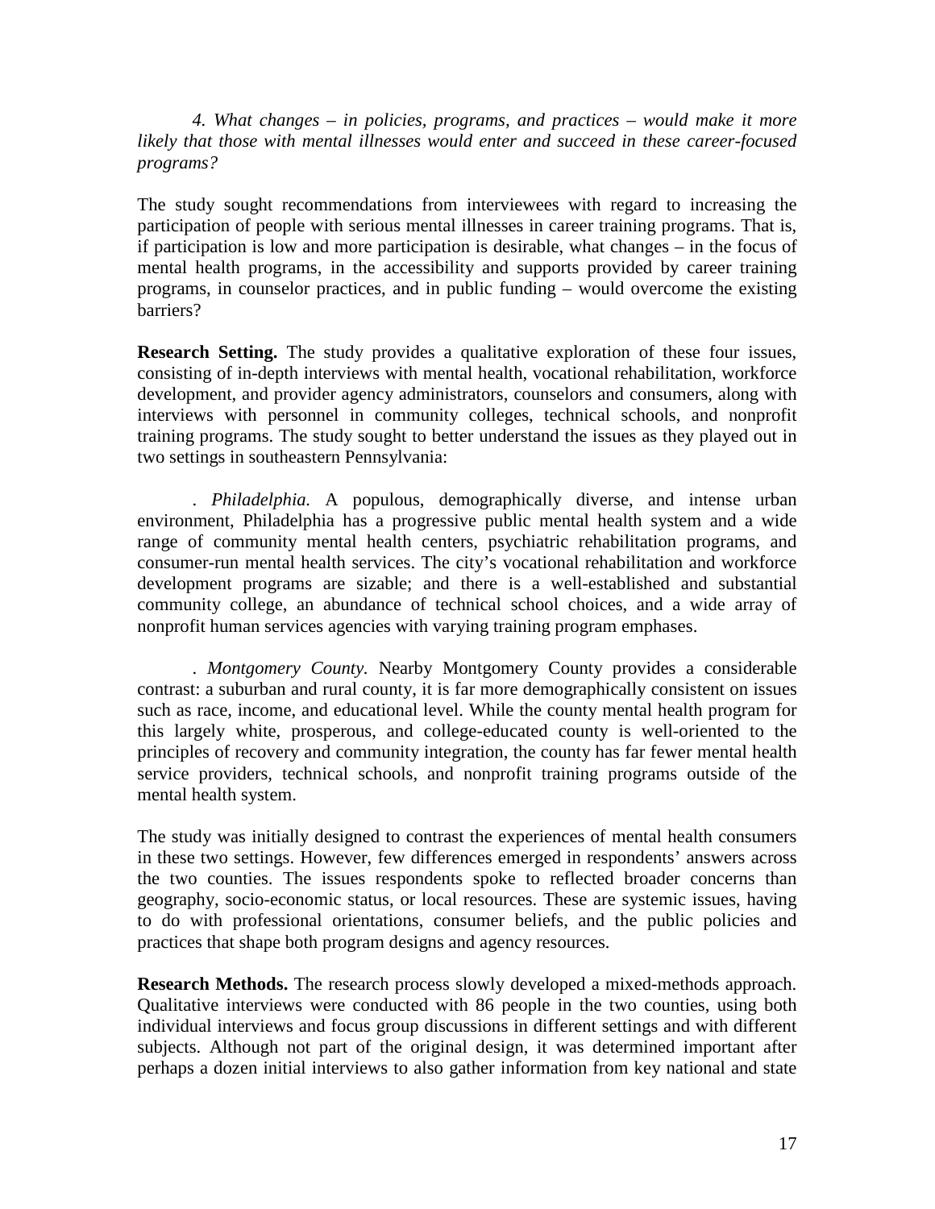*4. What changes – in policies, programs, and practices – would make it more likely that those with mental illnesses would enter and succeed in these career-focused programs?*

The study sought recommendations from interviewees with regard to increasing the participation of people with serious mental illnesses in career training programs. That is, if participation is low and more participation is desirable, what changes – in the focus of mental health programs, in the accessibility and supports provided by career training programs, in counselor practices, and in public funding – would overcome the existing barriers?

**Research Setting.** The study provides a qualitative exploration of these four issues, consisting of in-depth interviews with mental health, vocational rehabilitation, workforce development, and provider agency administrators, counselors and consumers, along with interviews with personnel in community colleges, technical schools, and nonprofit training programs. The study sought to better understand the issues as they played out in two settings in southeastern Pennsylvania:

. *Philadelphia.* A populous, demographically diverse, and intense urban environment, Philadelphia has a progressive public mental health system and a wide range of community mental health centers, psychiatric rehabilitation programs, and consumer-run mental health services. The city's vocational rehabilitation and workforce development programs are sizable; and there is a well-established and substantial community college, an abundance of technical school choices, and a wide array of nonprofit human services agencies with varying training program emphases.

. *Montgomery County.* Nearby Montgomery County provides a considerable contrast: a suburban and rural county, it is far more demographically consistent on issues such as race, income, and educational level. While the county mental health program for this largely white, prosperous, and college-educated county is well-oriented to the principles of recovery and community integration, the county has far fewer mental health service providers, technical schools, and nonprofit training programs outside of the mental health system.

The study was initially designed to contrast the experiences of mental health consumers in these two settings. However, few differences emerged in respondents' answers across the two counties. The issues respondents spoke to reflected broader concerns than geography, socio-economic status, or local resources. These are systemic issues, having to do with professional orientations, consumer beliefs, and the public policies and practices that shape both program designs and agency resources.

**Research Methods.** The research process slowly developed a mixed-methods approach. Qualitative interviews were conducted with 86 people in the two counties, using both individual interviews and focus group discussions in different settings and with different subjects. Although not part of the original design, it was determined important after perhaps a dozen initial interviews to also gather information from key national and state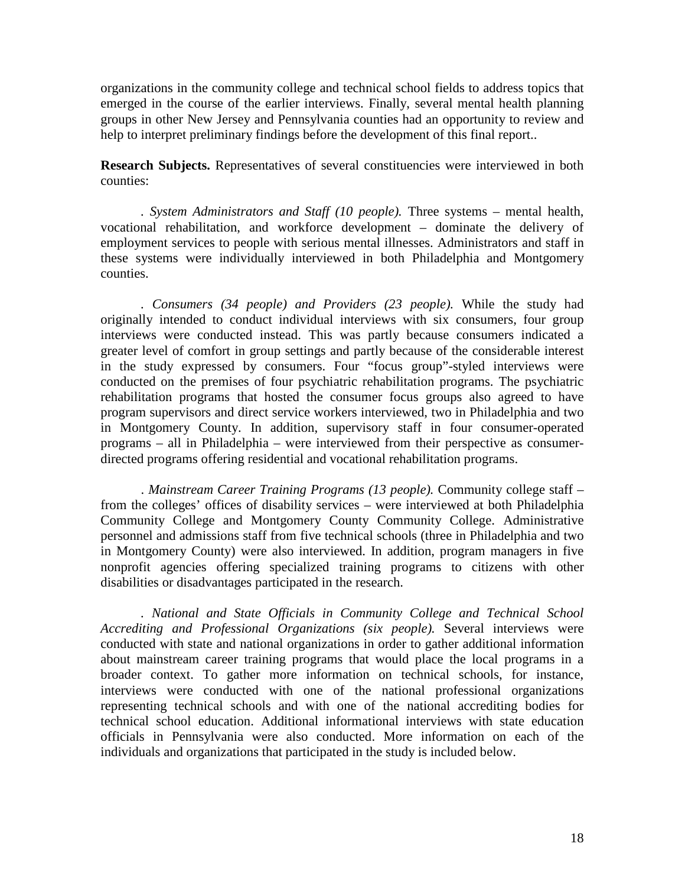organizations in the community college and technical school fields to address topics that emerged in the course of the earlier interviews. Finally, several mental health planning groups in other New Jersey and Pennsylvania counties had an opportunity to review and help to interpret preliminary findings before the development of this final report..

**Research Subjects.** Representatives of several constituencies were interviewed in both counties:

. *System Administrators and Staff (10 people).* Three systems – mental health, vocational rehabilitation, and workforce development – dominate the delivery of employment services to people with serious mental illnesses. Administrators and staff in these systems were individually interviewed in both Philadelphia and Montgomery counties.

. *Consumers (34 people) and Providers (23 people).* While the study had originally intended to conduct individual interviews with six consumers, four group interviews were conducted instead. This was partly because consumers indicated a greater level of comfort in group settings and partly because of the considerable interest in the study expressed by consumers. Four "focus group"-styled interviews were conducted on the premises of four psychiatric rehabilitation programs. The psychiatric rehabilitation programs that hosted the consumer focus groups also agreed to have program supervisors and direct service workers interviewed, two in Philadelphia and two in Montgomery County. In addition, supervisory staff in four consumer-operated programs – all in Philadelphia – were interviewed from their perspective as consumer-directed programs offering residential and vocational rehabilitation programs.

. *Mainstream Career Training Programs (13 people).* Community college staff – from the colleges' offices of disability services – were interviewed at both Philadelphia Community College and Montgomery County Community College. Administrative personnel and admissions staff from five technical schools (three in Philadelphia and two in Montgomery County) were also interviewed. In addition, program managers in five nonprofit agencies offering specialized training programs to citizens with other disabilities or disadvantages participated in the research.

. *National and State Officials in Community College and Technical School Accrediting and Professional Organizations (six people).* Several interviews were conducted with state and national organizations in order to gather additional information about mainstream career training programs that would place the local programs in a broader context. To gather more information on technical schools, for instance, interviews were conducted with one of the national professional organizations representing technical schools and with one of the national accrediting bodies for technical school education. Additional informational interviews with state education officials in Pennsylvania were also conducted. More information on each of the individuals and organizations that participated in the study is included below.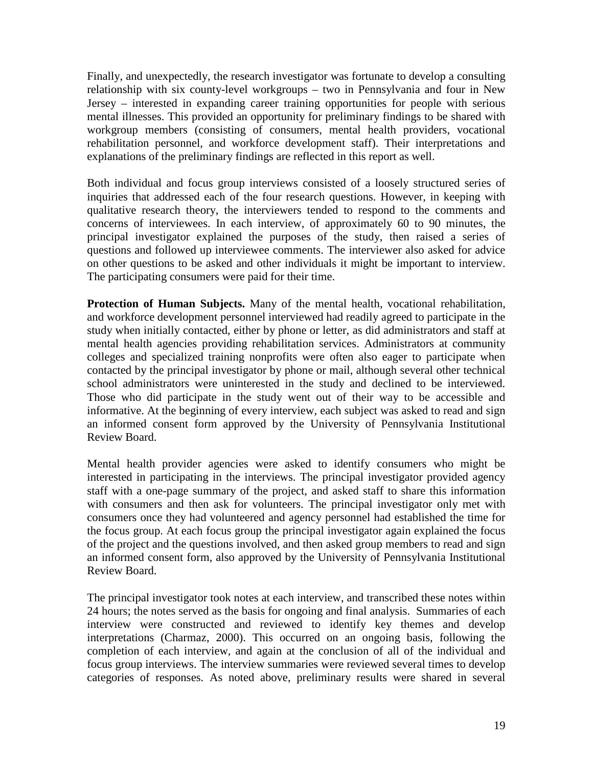Finally, and unexpectedly, the research investigator was fortunate to develop a consulting relationship with six county-level workgroups – two in Pennsylvania and four in New Jersey – interested in expanding career training opportunities for people with serious mental illnesses. This provided an opportunity for preliminary findings to be shared with workgroup members (consisting of consumers, mental health providers, vocational rehabilitation personnel, and workforce development staff). Their interpretations and explanations of the preliminary findings are reflected in this report as well.

Both individual and focus group interviews consisted of a loosely structured series of inquiries that addressed each of the four research questions. However, in keeping with qualitative research theory, the interviewers tended to respond to the comments and concerns of interviewees. In each interview, of approximately 60 to 90 minutes, the principal investigator explained the purposes of the study, then raised a series of questions and followed up interviewee comments. The interviewer also asked for advice on other questions to be asked and other individuals it might be important to interview. The participating consumers were paid for their time.

**Protection of Human Subjects.** Many of the mental health, vocational rehabilitation, and workforce development personnel interviewed had readily agreed to participate in the study when initially contacted, either by phone or letter, as did administrators and staff at mental health agencies providing rehabilitation services. Administrators at community colleges and specialized training nonprofits were often also eager to participate when contacted by the principal investigator by phone or mail, although several other technical school administrators were uninterested in the study and declined to be interviewed. Those who did participate in the study went out of their way to be accessible and informative. At the beginning of every interview, each subject was asked to read and sign an informed consent form approved by the University of Pennsylvania Institutional Review Board.

Mental health provider agencies were asked to identify consumers who might be interested in participating in the interviews. The principal investigator provided agency staff with a one-page summary of the project, and asked staff to share this information with consumers and then ask for volunteers. The principal investigator only met with consumers once they had volunteered and agency personnel had established the time for the focus group. At each focus group the principal investigator again explained the focus of the project and the questions involved, and then asked group members to read and sign an informed consent form, also approved by the University of Pennsylvania Institutional Review Board.

The principal investigator took notes at each interview, and transcribed these notes within 24 hours; the notes served as the basis for ongoing and final analysis. Summaries of each interview were constructed and reviewed to identify key themes and develop interpretations (Charmaz, 2000). This occurred on an ongoing basis, following the completion of each interview, and again at the conclusion of all of the individual and focus group interviews. The interview summaries were reviewed several times to develop categories of responses. As noted above, preliminary results were shared in several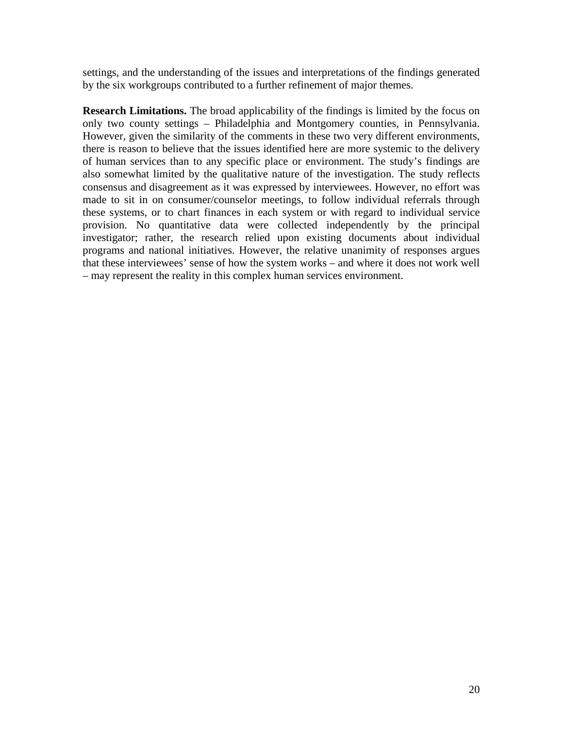settings, and the understanding of the issues and interpretations of the findings generated by the six workgroups contributed to a further refinement of major themes.

**Research Limitations.** The broad applicability of the findings is limited by the focus on only two county settings – Philadelphia and Montgomery counties, in Pennsylvania. However, given the similarity of the comments in these two very different environments, there is reason to believe that the issues identified here are more systemic to the delivery of human services than to any specific place or environment. The study's findings are also somewhat limited by the qualitative nature of the investigation. The study reflects consensus and disagreement as it was expressed by interviewees. However, no effort was made to sit in on consumer/counselor meetings, to follow individual referrals through these systems, or to chart finances in each system or with regard to individual service provision. No quantitative data were collected independently by the principal investigator; rather, the research relied upon existing documents about individual programs and national initiatives. However, the relative unanimity of responses argues that these interviewees' sense of how the system works – and where it does not work well – may represent the reality in this complex human services environment.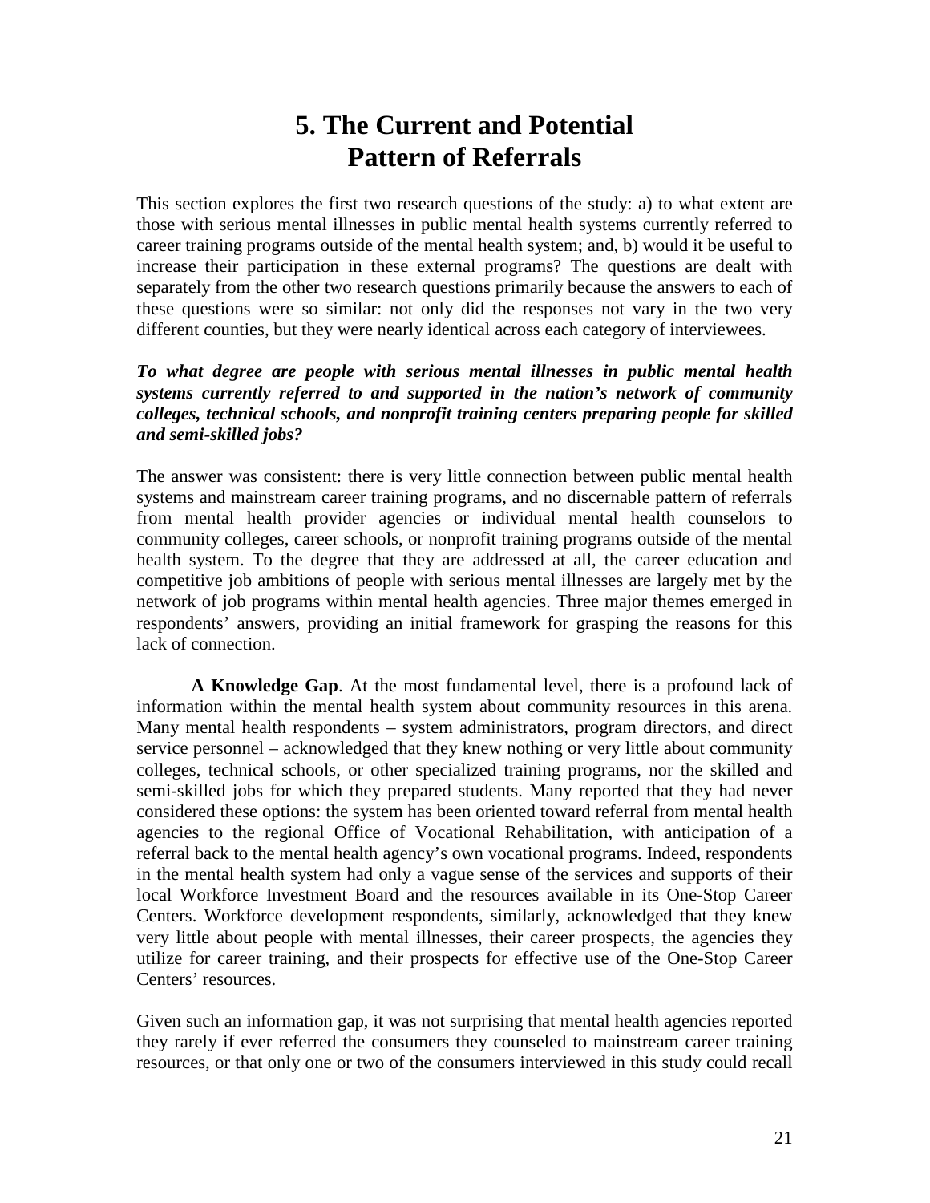# 5. The Current and Potential Pattern of Referrals

This section explores the first two research questions of the study: a) to what extent are those with serious mental illnesses in public mental health systems currently referred to career training programs outside of the mental health system; and, b) would it be useful to increase their participation in these external programs? The questions are dealt with separately from the other two research questions primarily because the answers to each of these questions were so similar: not only did the responses not vary in the two very different counties, but they were nearly identical across each category of interviewees.

***To what degree are people with serious mental illnesses in public mental health systems currently referred to and supported in the nation's network of community colleges, technical schools, and nonprofit training centers preparing people for skilled and semi-skilled jobs?***

The answer was consistent: there is very little connection between public mental health systems and mainstream career training programs, and no discernable pattern of referrals from mental health provider agencies or individual mental health counselors to community colleges, career schools, or nonprofit training programs outside of the mental health system. To the degree that they are addressed at all, the career education and competitive job ambitions of people with serious mental illnesses are largely met by the network of job programs within mental health agencies. Three major themes emerged in respondents' answers, providing an initial framework for grasping the reasons for this lack of connection.

**A Knowledge Gap**. At the most fundamental level, there is a profound lack of information within the mental health system about community resources in this arena. Many mental health respondents – system administrators, program directors, and direct service personnel – acknowledged that they knew nothing or very little about community colleges, technical schools, or other specialized training programs, nor the skilled and semi-skilled jobs for which they prepared students. Many reported that they had never considered these options: the system has been oriented toward referral from mental health agencies to the regional Office of Vocational Rehabilitation, with anticipation of a referral back to the mental health agency's own vocational programs. Indeed, respondents in the mental health system had only a vague sense of the services and supports of their local Workforce Investment Board and the resources available in its One-Stop Career Centers. Workforce development respondents, similarly, acknowledged that they knew very little about people with mental illnesses, their career prospects, the agencies they utilize for career training, and their prospects for effective use of the One-Stop Career Centers' resources.

Given such an information gap, it was not surprising that mental health agencies reported they rarely if ever referred the consumers they counseled to mainstream career training resources, or that only one or two of the consumers interviewed in this study could recall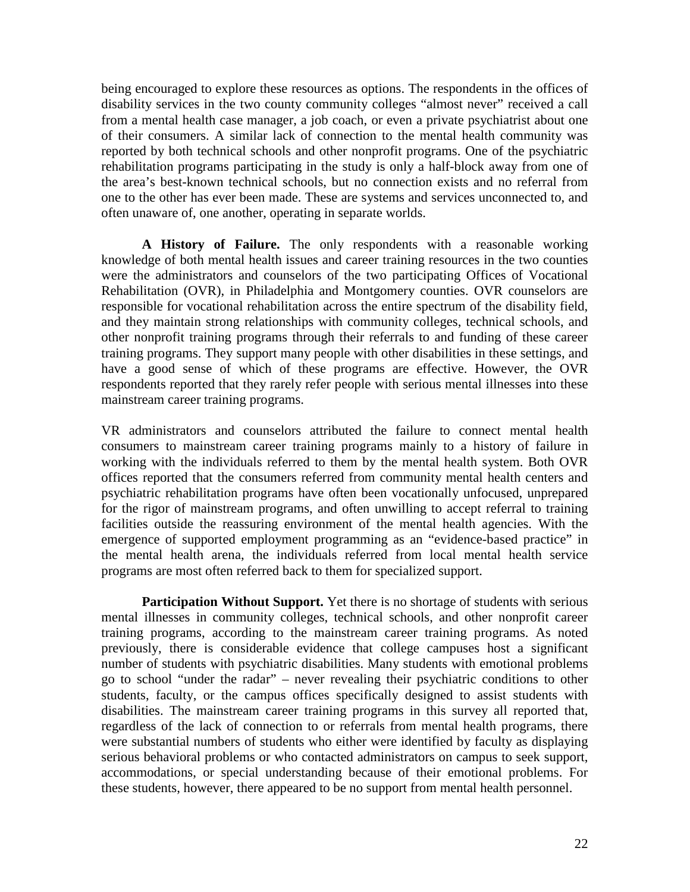being encouraged to explore these resources as options. The respondents in the offices of disability services in the two county community colleges "almost never" received a call from a mental health case manager, a job coach, or even a private psychiatrist about one of their consumers. A similar lack of connection to the mental health community was reported by both technical schools and other nonprofit programs. One of the psychiatric rehabilitation programs participating in the study is only a half-block away from one of the area's best-known technical schools, but no connection exists and no referral from one to the other has ever been made. These are systems and services unconnected to, and often unaware of, one another, operating in separate worlds.

**A History of Failure.** The only respondents with a reasonable working knowledge of both mental health issues and career training resources in the two counties were the administrators and counselors of the two participating Offices of Vocational Rehabilitation (OVR), in Philadelphia and Montgomery counties. OVR counselors are responsible for vocational rehabilitation across the entire spectrum of the disability field, and they maintain strong relationships with community colleges, technical schools, and other nonprofit training programs through their referrals to and funding of these career training programs. They support many people with other disabilities in these settings, and have a good sense of which of these programs are effective. However, the OVR respondents reported that they rarely refer people with serious mental illnesses into these mainstream career training programs.

VR administrators and counselors attributed the failure to connect mental health consumers to mainstream career training programs mainly to a history of failure in working with the individuals referred to them by the mental health system. Both OVR offices reported that the consumers referred from community mental health centers and psychiatric rehabilitation programs have often been vocationally unfocused, unprepared for the rigor of mainstream programs, and often unwilling to accept referral to training facilities outside the reassuring environment of the mental health agencies. With the emergence of supported employment programming as an "evidence-based practice" in the mental health arena, the individuals referred from local mental health service programs are most often referred back to them for specialized support.

**Participation Without Support.** Yet there is no shortage of students with serious mental illnesses in community colleges, technical schools, and other nonprofit career training programs, according to the mainstream career training programs. As noted previously, there is considerable evidence that college campuses host a significant number of students with psychiatric disabilities. Many students with emotional problems go to school "under the radar" – never revealing their psychiatric conditions to other students, faculty, or the campus offices specifically designed to assist students with disabilities. The mainstream career training programs in this survey all reported that, regardless of the lack of connection to or referrals from mental health programs, there were substantial numbers of students who either were identified by faculty as displaying serious behavioral problems or who contacted administrators on campus to seek support, accommodations, or special understanding because of their emotional problems. For these students, however, there appeared to be no support from mental health personnel.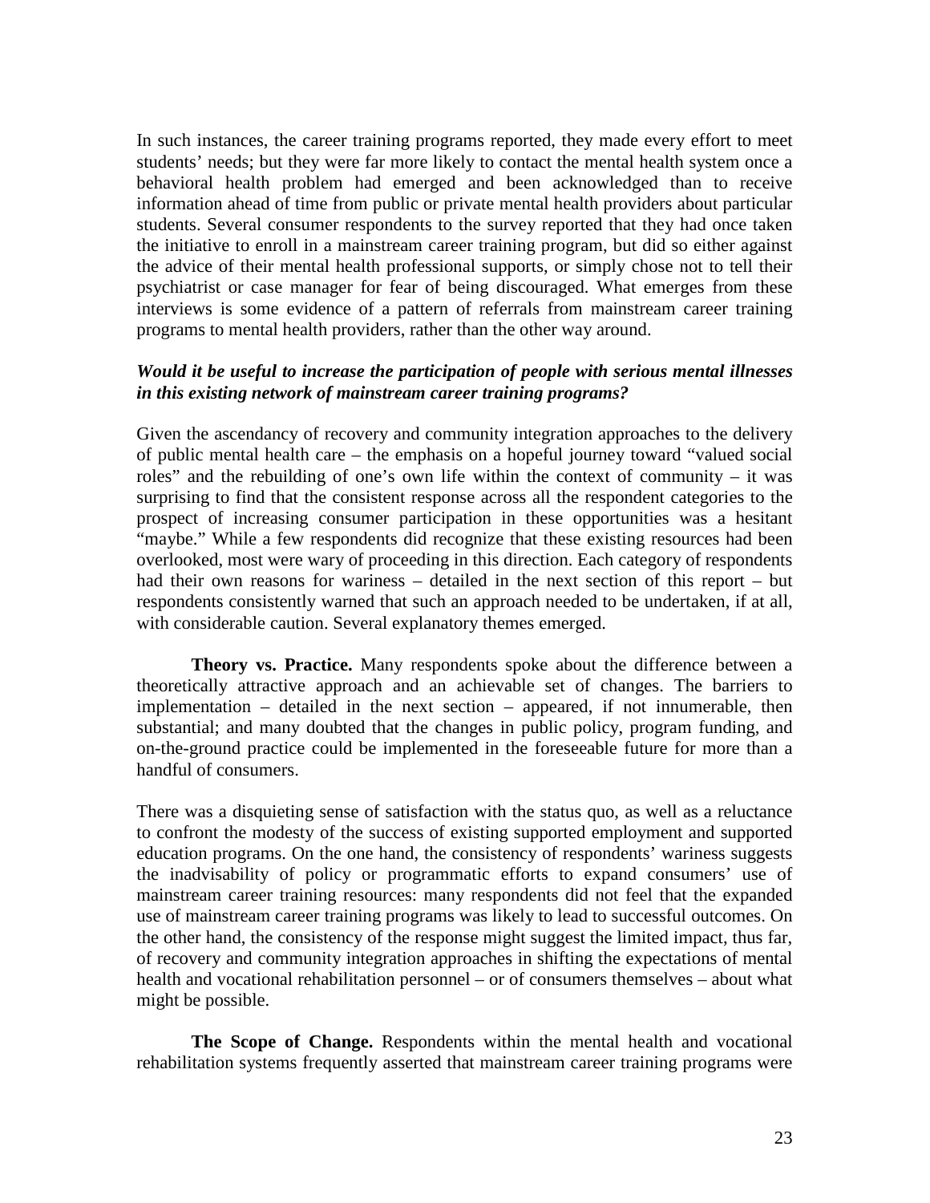In such instances, the career training programs reported, they made every effort to meet students' needs; but they were far more likely to contact the mental health system once a behavioral health problem had emerged and been acknowledged than to receive information ahead of time from public or private mental health providers about particular students. Several consumer respondents to the survey reported that they had once taken the initiative to enroll in a mainstream career training program, but did so either against the advice of their mental health professional supports, or simply chose not to tell their psychiatrist or case manager for fear of being discouraged. What emerges from these interviews is some evidence of a pattern of referrals from mainstream career training programs to mental health providers, rather than the other way around.

***Would it be useful to increase the participation of people with serious mental illnesses in this existing network of mainstream career training programs?***

Given the ascendancy of recovery and community integration approaches to the delivery of public mental health care – the emphasis on a hopeful journey toward "valued social roles" and the rebuilding of one's own life within the context of community – it was surprising to find that the consistent response across all the respondent categories to the prospect of increasing consumer participation in these opportunities was a hesitant "maybe." While a few respondents did recognize that these existing resources had been overlooked, most were wary of proceeding in this direction. Each category of respondents had their own reasons for wariness – detailed in the next section of this report – but respondents consistently warned that such an approach needed to be undertaken, if at all, with considerable caution. Several explanatory themes emerged.

**Theory vs. Practice.** Many respondents spoke about the difference between a theoretically attractive approach and an achievable set of changes. The barriers to implementation – detailed in the next section – appeared, if not innumerable, then substantial; and many doubted that the changes in public policy, program funding, and on-the-ground practice could be implemented in the foreseeable future for more than a handful of consumers.

There was a disquieting sense of satisfaction with the status quo, as well as a reluctance to confront the modesty of the success of existing supported employment and supported education programs. On the one hand, the consistency of respondents' wariness suggests the inadvisability of policy or programmatic efforts to expand consumers' use of mainstream career training resources: many respondents did not feel that the expanded use of mainstream career training programs was likely to lead to successful outcomes. On the other hand, the consistency of the response might suggest the limited impact, thus far, of recovery and community integration approaches in shifting the expectations of mental health and vocational rehabilitation personnel – or of consumers themselves – about what might be possible.

**The Scope of Change.** Respondents within the mental health and vocational rehabilitation systems frequently asserted that mainstream career training programs were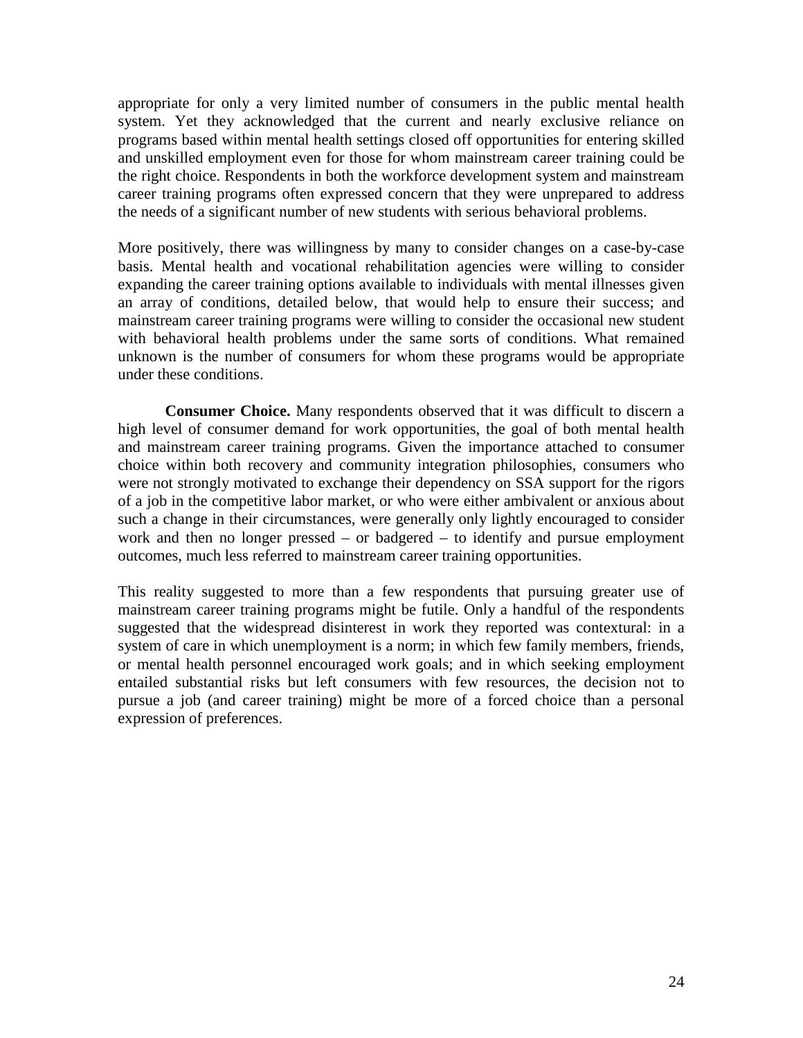appropriate for only a very limited number of consumers in the public mental health system. Yet they acknowledged that the current and nearly exclusive reliance on programs based within mental health settings closed off opportunities for entering skilled and unskilled employment even for those for whom mainstream career training could be the right choice. Respondents in both the workforce development system and mainstream career training programs often expressed concern that they were unprepared to address the needs of a significant number of new students with serious behavioral problems.

More positively, there was willingness by many to consider changes on a case-by-case basis. Mental health and vocational rehabilitation agencies were willing to consider expanding the career training options available to individuals with mental illnesses given an array of conditions, detailed below, that would help to ensure their success; and mainstream career training programs were willing to consider the occasional new student with behavioral health problems under the same sorts of conditions. What remained unknown is the number of consumers for whom these programs would be appropriate under these conditions.

**Consumer Choice.** Many respondents observed that it was difficult to discern a high level of consumer demand for work opportunities, the goal of both mental health and mainstream career training programs. Given the importance attached to consumer choice within both recovery and community integration philosophies, consumers who were not strongly motivated to exchange their dependency on SSA support for the rigors of a job in the competitive labor market, or who were either ambivalent or anxious about such a change in their circumstances, were generally only lightly encouraged to consider work and then no longer pressed – or badgered – to identify and pursue employment outcomes, much less referred to mainstream career training opportunities.

This reality suggested to more than a few respondents that pursuing greater use of mainstream career training programs might be futile. Only a handful of the respondents suggested that the widespread disinterest in work they reported was contextural: in a system of care in which unemployment is a norm; in which few family members, friends, or mental health personnel encouraged work goals; and in which seeking employment entailed substantial risks but left consumers with few resources, the decision not to pursue a job (and career training) might be more of a forced choice than a personal expression of preferences.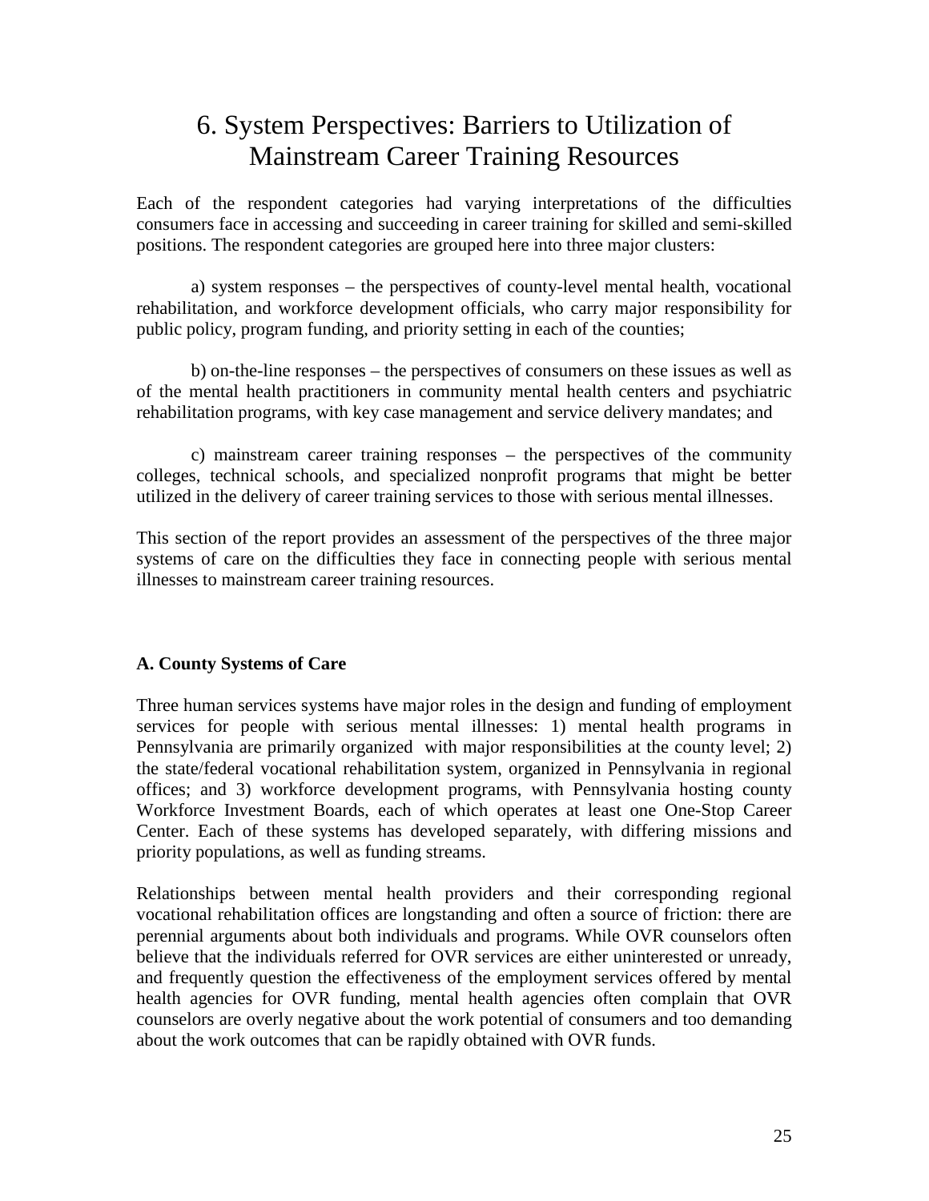# 6. System Perspectives: Barriers to Utilization of Mainstream Career Training Resources

Each of the respondent categories had varying interpretations of the difficulties consumers face in accessing and succeeding in career training for skilled and semi-skilled positions. The respondent categories are grouped here into three major clusters:

a) system responses – the perspectives of county-level mental health, vocational rehabilitation, and workforce development officials, who carry major responsibility for public policy, program funding, and priority setting in each of the counties;

b) on-the-line responses – the perspectives of consumers on these issues as well as of the mental health practitioners in community mental health centers and psychiatric rehabilitation programs, with key case management and service delivery mandates; and

c) mainstream career training responses – the perspectives of the community colleges, technical schools, and specialized nonprofit programs that might be better utilized in the delivery of career training services to those with serious mental illnesses.

This section of the report provides an assessment of the perspectives of the three major systems of care on the difficulties they face in connecting people with serious mental illnesses to mainstream career training resources.

**A. County Systems of Care**

Three human services systems have major roles in the design and funding of employment services for people with serious mental illnesses: 1) mental health programs in Pennsylvania are primarily organized with major responsibilities at the county level; 2) the state/federal vocational rehabilitation system, organized in Pennsylvania in regional offices; and 3) workforce development programs, with Pennsylvania hosting county Workforce Investment Boards, each of which operates at least one One-Stop Career Center. Each of these systems has developed separately, with differing missions and priority populations, as well as funding streams.

Relationships between mental health providers and their corresponding regional vocational rehabilitation offices are longstanding and often a source of friction: there are perennial arguments about both individuals and programs. While OVR counselors often believe that the individuals referred for OVR services are either uninterested or unready, and frequently question the effectiveness of the employment services offered by mental health agencies for OVR funding, mental health agencies often complain that OVR counselors are overly negative about the work potential of consumers and too demanding about the work outcomes that can be rapidly obtained with OVR funds.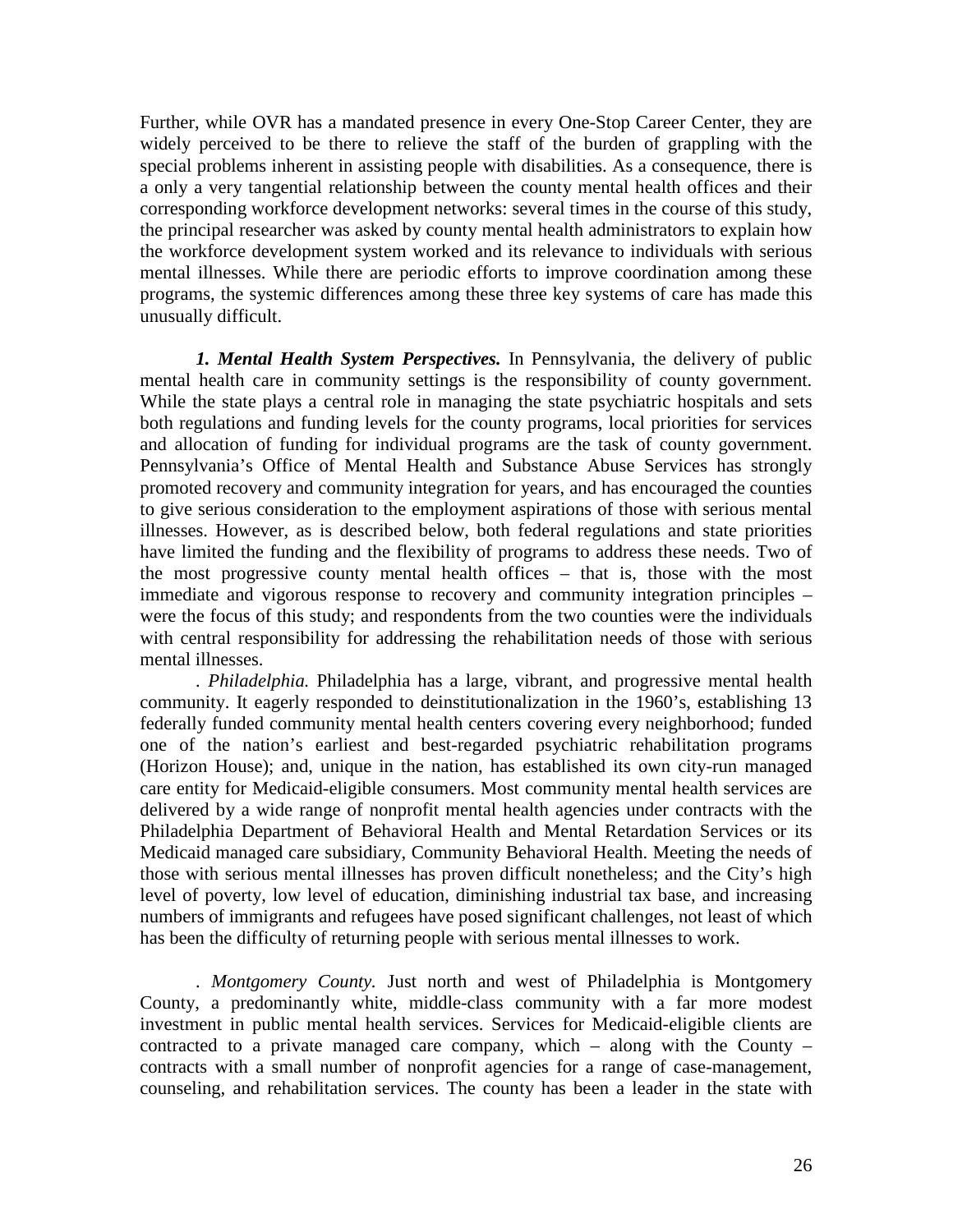Further, while OVR has a mandated presence in every One-Stop Career Center, they are widely perceived to be there to relieve the staff of the burden of grappling with the special problems inherent in assisting people with disabilities. As a consequence, there is a only a very tangential relationship between the county mental health offices and their corresponding workforce development networks: several times in the course of this study, the principal researcher was asked by county mental health administrators to explain how the workforce development system worked and its relevance to individuals with serious mental illnesses. While there are periodic efforts to improve coordination among these programs, the systemic differences among these three key systems of care has made this unusually difficult.

***1. Mental Health System Perspectives.*** In Pennsylvania, the delivery of public mental health care in community settings is the responsibility of county government. While the state plays a central role in managing the state psychiatric hospitals and sets both regulations and funding levels for the county programs, local priorities for services and allocation of funding for individual programs are the task of county government. Pennsylvania's Office of Mental Health and Substance Abuse Services has strongly promoted recovery and community integration for years, and has encouraged the counties to give serious consideration to the employment aspirations of those with serious mental illnesses. However, as is described below, both federal regulations and state priorities have limited the funding and the flexibility of programs to address these needs. Two of the most progressive county mental health offices – that is, those with the most immediate and vigorous response to recovery and community integration principles – were the focus of this study; and respondents from the two counties were the individuals with central responsibility for addressing the rehabilitation needs of those with serious mental illnesses.

. *Philadelphia.* Philadelphia has a large, vibrant, and progressive mental health community. It eagerly responded to deinstitutionalization in the 1960's, establishing 13 federally funded community mental health centers covering every neighborhood; funded one of the nation's earliest and best-regarded psychiatric rehabilitation programs (Horizon House); and, unique in the nation, has established its own city-run managed care entity for Medicaid-eligible consumers. Most community mental health services are delivered by a wide range of nonprofit mental health agencies under contracts with the Philadelphia Department of Behavioral Health and Mental Retardation Services or its Medicaid managed care subsidiary, Community Behavioral Health. Meeting the needs of those with serious mental illnesses has proven difficult nonetheless; and the City's high level of poverty, low level of education, diminishing industrial tax base, and increasing numbers of immigrants and refugees have posed significant challenges, not least of which has been the difficulty of returning people with serious mental illnesses to work.

. *Montgomery County.* Just north and west of Philadelphia is Montgomery County, a predominantly white, middle-class community with a far more modest investment in public mental health services. Services for Medicaid-eligible clients are contracted to a private managed care company, which – along with the County – contracts with a small number of nonprofit agencies for a range of case-management, counseling, and rehabilitation services. The county has been a leader in the state with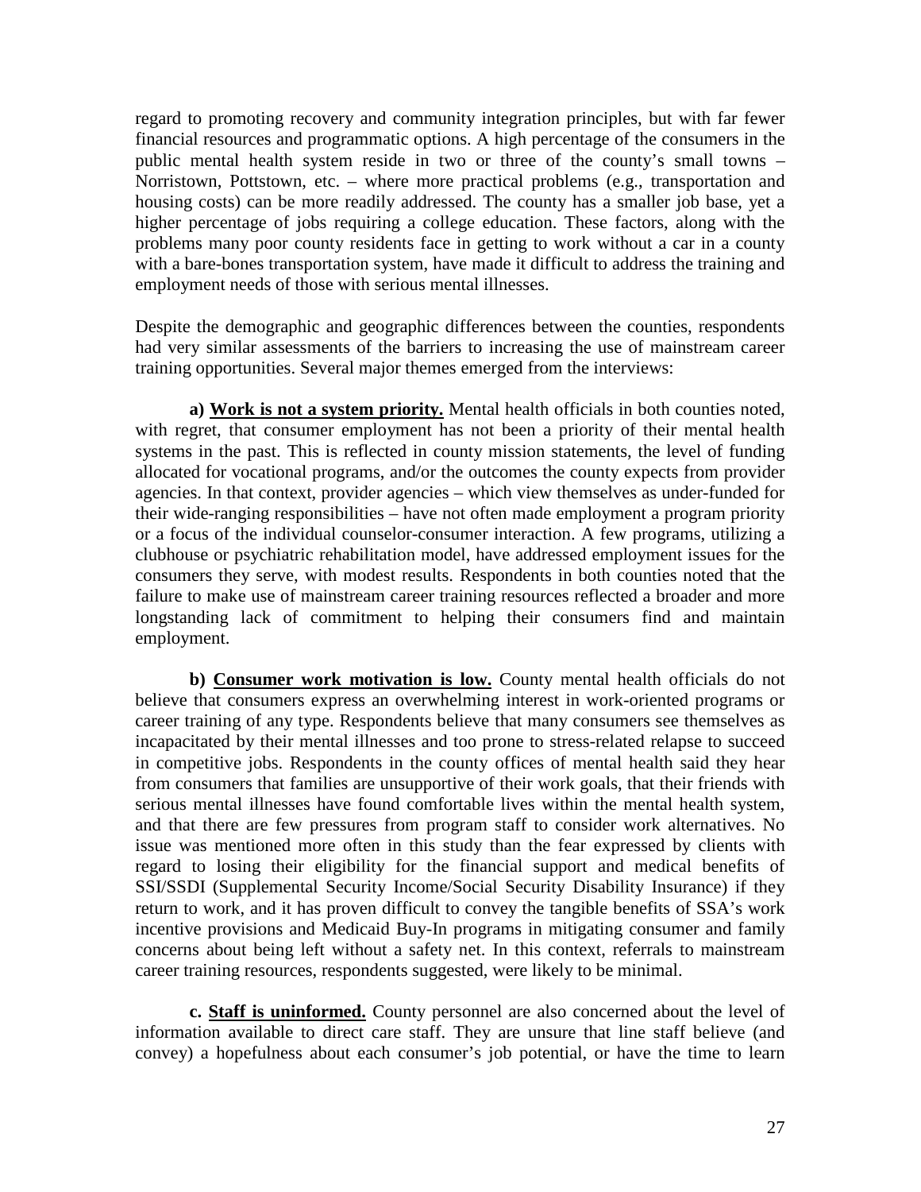regard to promoting recovery and community integration principles, but with far fewer financial resources and programmatic options. A high percentage of the consumers in the public mental health system reside in two or three of the county's small towns – Norristown, Pottstown, etc. – where more practical problems (e.g., transportation and housing costs) can be more readily addressed. The county has a smaller job base, yet a higher percentage of jobs requiring a college education. These factors, along with the problems many poor county residents face in getting to work without a car in a county with a bare-bones transportation system, have made it difficult to address the training and employment needs of those with serious mental illnesses.

Despite the demographic and geographic differences between the counties, respondents had very similar assessments of the barriers to increasing the use of mainstream career training opportunities. Several major themes emerged from the interviews:

**a) <u>Work is not a system priority.</u>** Mental health officials in both counties noted, with regret, that consumer employment has not been a priority of their mental health systems in the past. This is reflected in county mission statements, the level of funding allocated for vocational programs, and/or the outcomes the county expects from provider agencies. In that context, provider agencies – which view themselves as under-funded for their wide-ranging responsibilities – have not often made employment a program priority or a focus of the individual counselor-consumer interaction. A few programs, utilizing a clubhouse or psychiatric rehabilitation model, have addressed employment issues for the consumers they serve, with modest results. Respondents in both counties noted that the failure to make use of mainstream career training resources reflected a broader and more longstanding lack of commitment to helping their consumers find and maintain employment.

**b) <u>Consumer work motivation is low.</u>** County mental health officials do not believe that consumers express an overwhelming interest in work-oriented programs or career training of any type. Respondents believe that many consumers see themselves as incapacitated by their mental illnesses and too prone to stress-related relapse to succeed in competitive jobs. Respondents in the county offices of mental health said they hear from consumers that families are unsupportive of their work goals, that their friends with serious mental illnesses have found comfortable lives within the mental health system, and that there are few pressures from program staff to consider work alternatives. No issue was mentioned more often in this study than the fear expressed by clients with regard to losing their eligibility for the financial support and medical benefits of SSI/SSDI (Supplemental Security Income/Social Security Disability Insurance) if they return to work, and it has proven difficult to convey the tangible benefits of SSA's work incentive provisions and Medicaid Buy-In programs in mitigating consumer and family concerns about being left without a safety net. In this context, referrals to mainstream career training resources, respondents suggested, were likely to be minimal.

**c. <u>Staff is uninformed.</u>** County personnel are also concerned about the level of information available to direct care staff. They are unsure that line staff believe (and convey) a hopefulness about each consumer's job potential, or have the time to learn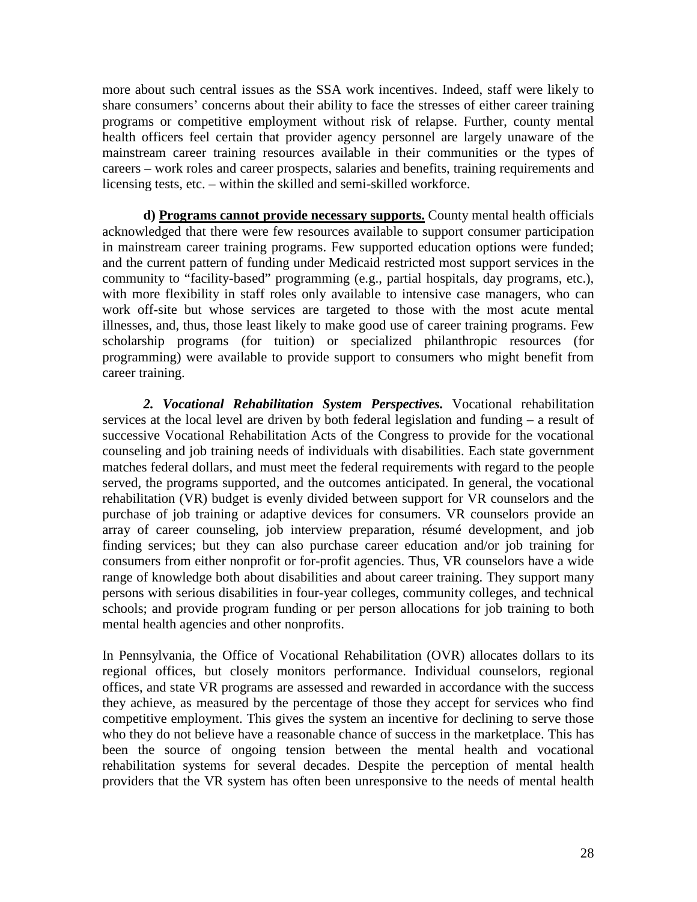more about such central issues as the SSA work incentives. Indeed, staff were likely to share consumers' concerns about their ability to face the stresses of either career training programs or competitive employment without risk of relapse. Further, county mental health officers feel certain that provider agency personnel are largely unaware of the mainstream career training resources available in their communities or the types of careers – work roles and career prospects, salaries and benefits, training requirements and licensing tests, etc. – within the skilled and semi-skilled workforce.

**d) <u>Programs cannot provide necessary supports.</u>** County mental health officials acknowledged that there were few resources available to support consumer participation in mainstream career training programs. Few supported education options were funded; and the current pattern of funding under Medicaid restricted most support services in the community to "facility-based" programming (e.g., partial hospitals, day programs, etc.), with more flexibility in staff roles only available to intensive case managers, who can work off-site but whose services are targeted to those with the most acute mental illnesses, and, thus, those least likely to make good use of career training programs. Few scholarship programs (for tuition) or specialized philanthropic resources (for programming) were available to provide support to consumers who might benefit from career training.

***2. Vocational Rehabilitation System Perspectives.*** Vocational rehabilitation services at the local level are driven by both federal legislation and funding – a result of successive Vocational Rehabilitation Acts of the Congress to provide for the vocational counseling and job training needs of individuals with disabilities. Each state government matches federal dollars, and must meet the federal requirements with regard to the people served, the programs supported, and the outcomes anticipated. In general, the vocational rehabilitation (VR) budget is evenly divided between support for VR counselors and the purchase of job training or adaptive devices for consumers. VR counselors provide an array of career counseling, job interview preparation, résumé development, and job finding services; but they can also purchase career education and/or job training for consumers from either nonprofit or for-profit agencies. Thus, VR counselors have a wide range of knowledge both about disabilities and about career training. They support many persons with serious disabilities in four-year colleges, community colleges, and technical schools; and provide program funding or per person allocations for job training to both mental health agencies and other nonprofits.

In Pennsylvania, the Office of Vocational Rehabilitation (OVR) allocates dollars to its regional offices, but closely monitors performance. Individual counselors, regional offices, and state VR programs are assessed and rewarded in accordance with the success they achieve, as measured by the percentage of those they accept for services who find competitive employment. This gives the system an incentive for declining to serve those who they do not believe have a reasonable chance of success in the marketplace. This has been the source of ongoing tension between the mental health and vocational rehabilitation systems for several decades. Despite the perception of mental health providers that the VR system has often been unresponsive to the needs of mental health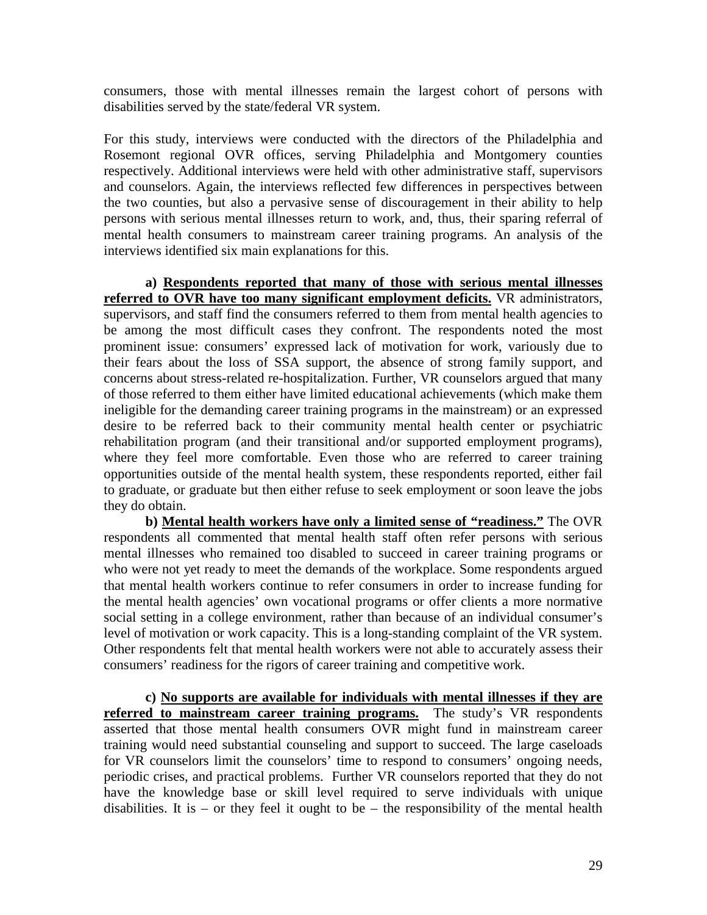consumers, those with mental illnesses remain the largest cohort of persons with disabilities served by the state/federal VR system.

For this study, interviews were conducted with the directors of the Philadelphia and Rosemont regional OVR offices, serving Philadelphia and Montgomery counties respectively. Additional interviews were held with other administrative staff, supervisors and counselors. Again, the interviews reflected few differences in perspectives between the two counties, but also a pervasive sense of discouragement in their ability to help persons with serious mental illnesses return to work, and, thus, their sparing referral of mental health consumers to mainstream career training programs. An analysis of the interviews identified six main explanations for this.

**a) Respondents reported that many of those with serious mental illnesses referred to OVR have too many significant employment deficits.** VR administrators, supervisors, and staff find the consumers referred to them from mental health agencies to be among the most difficult cases they confront. The respondents noted the most prominent issue: consumers' expressed lack of motivation for work, variously due to their fears about the loss of SSA support, the absence of strong family support, and concerns about stress-related re-hospitalization. Further, VR counselors argued that many of those referred to them either have limited educational achievements (which make them ineligible for the demanding career training programs in the mainstream) or an expressed desire to be referred back to their community mental health center or psychiatric rehabilitation program (and their transitional and/or supported employment programs), where they feel more comfortable. Even those who are referred to career training opportunities outside of the mental health system, these respondents reported, either fail to graduate, or graduate but then either refuse to seek employment or soon leave the jobs they do obtain.

**b) Mental health workers have only a limited sense of "readiness."** The OVR respondents all commented that mental health staff often refer persons with serious mental illnesses who remained too disabled to succeed in career training programs or who were not yet ready to meet the demands of the workplace. Some respondents argued that mental health workers continue to refer consumers in order to increase funding for the mental health agencies' own vocational programs or offer clients a more normative social setting in a college environment, rather than because of an individual consumer's level of motivation or work capacity. This is a long-standing complaint of the VR system. Other respondents felt that mental health workers were not able to accurately assess their consumers' readiness for the rigors of career training and competitive work.

**c) No supports are available for individuals with mental illnesses if they are referred to mainstream career training programs.** The study's VR respondents asserted that those mental health consumers OVR might fund in mainstream career training would need substantial counseling and support to succeed. The large caseloads for VR counselors limit the counselors' time to respond to consumers' ongoing needs, periodic crises, and practical problems. Further VR counselors reported that they do not have the knowledge base or skill level required to serve individuals with unique disabilities. It is – or they feel it ought to be – the responsibility of the mental health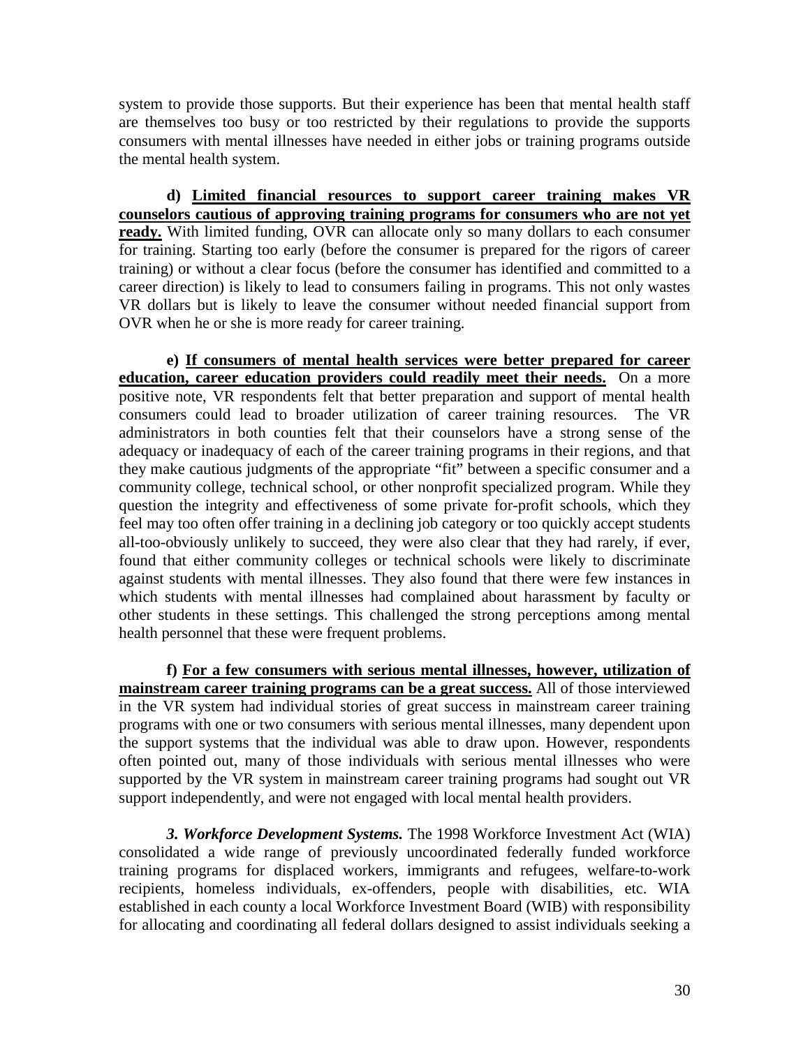system to provide those supports. But their experience has been that mental health staff are themselves too busy or too restricted by their regulations to provide the supports consumers with mental illnesses have needed in either jobs or training programs outside the mental health system.

**d) <u>Limited financial resources to support career training makes VR counselors cautious of approving training programs for consumers who are not yet ready.</u>** With limited funding, OVR can allocate only so many dollars to each consumer for training. Starting too early (before the consumer is prepared for the rigors of career training) or without a clear focus (before the consumer has identified and committed to a career direction) is likely to lead to consumers failing in programs. This not only wastes VR dollars but is likely to leave the consumer without needed financial support from OVR when he or she is more ready for career training.

**e) <u>If consumers of mental health services were better prepared for career education, career education providers could readily meet their needs.</u>** On a more positive note, VR respondents felt that better preparation and support of mental health consumers could lead to broader utilization of career training resources. The VR administrators in both counties felt that their counselors have a strong sense of the adequacy or inadequacy of each of the career training programs in their regions, and that they make cautious judgments of the appropriate "fit" between a specific consumer and a community college, technical school, or other nonprofit specialized program. While they question the integrity and effectiveness of some private for-profit schools, which they feel may too often offer training in a declining job category or too quickly accept students all-too-obviously unlikely to succeed, they were also clear that they had rarely, if ever, found that either community colleges or technical schools were likely to discriminate against students with mental illnesses. They also found that there were few instances in which students with mental illnesses had complained about harassment by faculty or other students in these settings. This challenged the strong perceptions among mental health personnel that these were frequent problems.

**f) <u>For a few consumers with serious mental illnesses, however, utilization of mainstream career training programs can be a great success.</u>** All of those interviewed in the VR system had individual stories of great success in mainstream career training programs with one or two consumers with serious mental illnesses, many dependent upon the support systems that the individual was able to draw upon. However, respondents often pointed out, many of those individuals with serious mental illnesses who were supported by the VR system in mainstream career training programs had sought out VR support independently, and were not engaged with local mental health providers.

***3. Workforce Development Systems.*** The 1998 Workforce Investment Act (WIA) consolidated a wide range of previously uncoordinated federally funded workforce training programs for displaced workers, immigrants and refugees, welfare-to-work recipients, homeless individuals, ex-offenders, people with disabilities, etc. WIA established in each county a local Workforce Investment Board (WIB) with responsibility for allocating and coordinating all federal dollars designed to assist individuals seeking a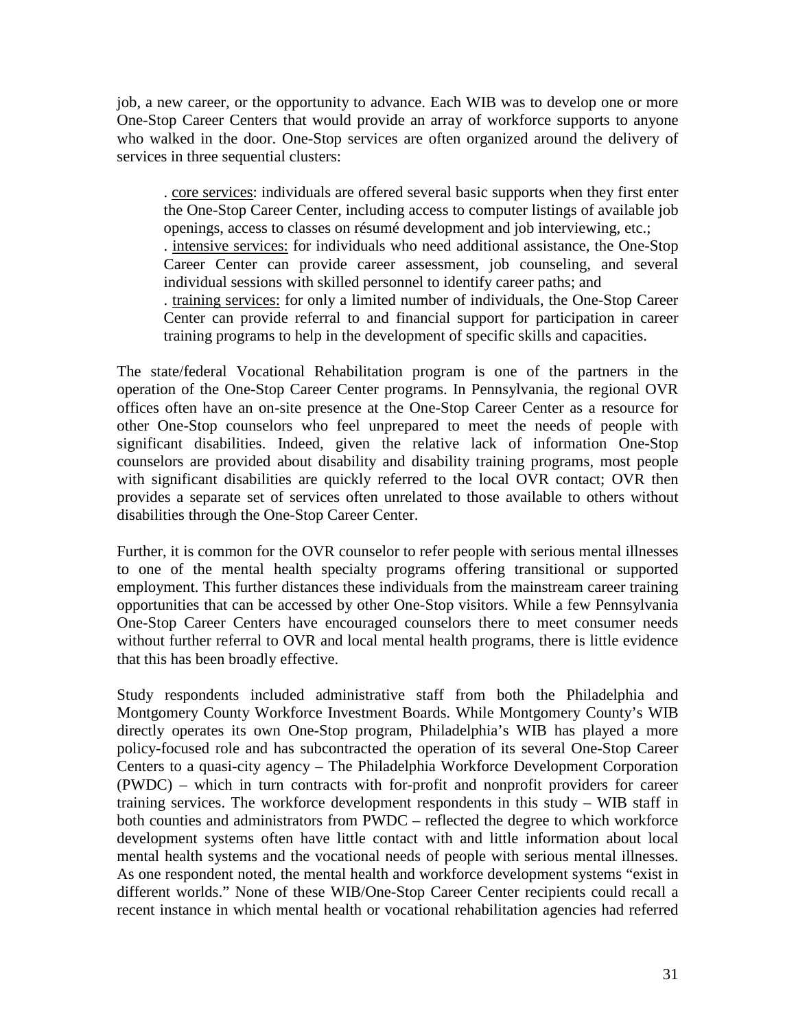job, a new career, or the opportunity to advance. Each WIB was to develop one or more One-Stop Career Centers that would provide an array of workforce supports to anyone who walked in the door. One-Stop services are often organized around the delivery of services in three sequential clusters:

- <u>core services</u>: individuals are offered several basic supports when they first enter the One-Stop Career Center, including access to computer listings of available job openings, access to classes on résumé development and job interviewing, etc.;
- <u>intensive services:</u> for individuals who need additional assistance, the One-Stop Career Center can provide career assessment, job counseling, and several individual sessions with skilled personnel to identify career paths; and
- <u>training services:</u> for only a limited number of individuals, the One-Stop Career Center can provide referral to and financial support for participation in career training programs to help in the development of specific skills and capacities.

The state/federal Vocational Rehabilitation program is one of the partners in the operation of the One-Stop Career Center programs. In Pennsylvania, the regional OVR offices often have an on-site presence at the One-Stop Career Center as a resource for other One-Stop counselors who feel unprepared to meet the needs of people with significant disabilities. Indeed, given the relative lack of information One-Stop counselors are provided about disability and disability training programs, most people with significant disabilities are quickly referred to the local OVR contact; OVR then provides a separate set of services often unrelated to those available to others without disabilities through the One-Stop Career Center.

Further, it is common for the OVR counselor to refer people with serious mental illnesses to one of the mental health specialty programs offering transitional or supported employment. This further distances these individuals from the mainstream career training opportunities that can be accessed by other One-Stop visitors. While a few Pennsylvania One-Stop Career Centers have encouraged counselors there to meet consumer needs without further referral to OVR and local mental health programs, there is little evidence that this has been broadly effective.

Study respondents included administrative staff from both the Philadelphia and Montgomery County Workforce Investment Boards. While Montgomery County's WIB directly operates its own One-Stop program, Philadelphia's WIB has played a more policy-focused role and has subcontracted the operation of its several One-Stop Career Centers to a quasi-city agency – The Philadelphia Workforce Development Corporation (PWDC) – which in turn contracts with for-profit and nonprofit providers for career training services. The workforce development respondents in this study – WIB staff in both counties and administrators from PWDC – reflected the degree to which workforce development systems often have little contact with and little information about local mental health systems and the vocational needs of people with serious mental illnesses. As one respondent noted, the mental health and workforce development systems "exist in different worlds." None of these WIB/One-Stop Career Center recipients could recall a recent instance in which mental health or vocational rehabilitation agencies had referred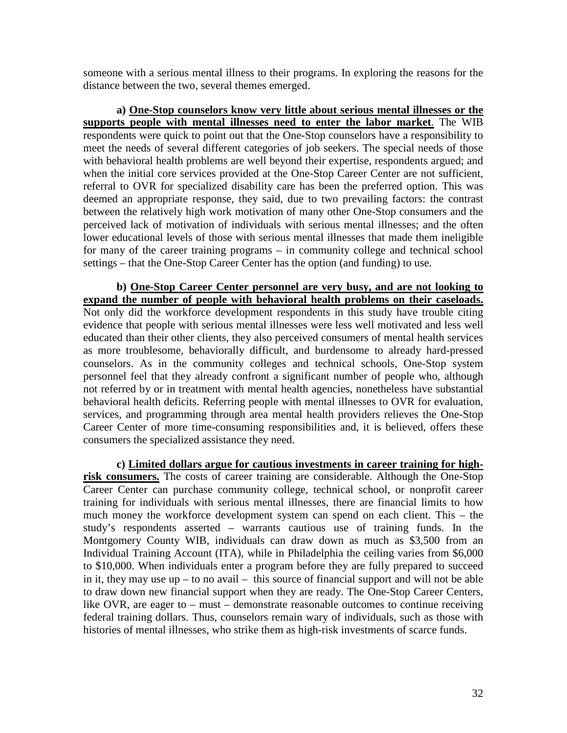someone with a serious mental illness to their programs. In exploring the reasons for the distance between the two, several themes emerged.

**a) <u>One-Stop counselors know very little about serious mental illnesses or the supports people with mental illnesses need to enter the labor market</u>.** The WIB respondents were quick to point out that the One-Stop counselors have a responsibility to meet the needs of several different categories of job seekers. The special needs of those with behavioral health problems are well beyond their expertise, respondents argued; and when the initial core services provided at the One-Stop Career Center are not sufficient, referral to OVR for specialized disability care has been the preferred option. This was deemed an appropriate response, they said, due to two prevailing factors: the contrast between the relatively high work motivation of many other One-Stop consumers and the perceived lack of motivation of individuals with serious mental illnesses; and the often lower educational levels of those with serious mental illnesses that made them ineligible for many of the career training programs – in community college and technical school settings – that the One-Stop Career Center has the option (and funding) to use.

**b) <u>One-Stop Career Center personnel are very busy, and are not looking to expand the number of people with behavioral health problems on their caseloads.</u>** Not only did the workforce development respondents in this study have trouble citing evidence that people with serious mental illnesses were less well motivated and less well educated than their other clients, they also perceived consumers of mental health services as more troublesome, behaviorally difficult, and burdensome to already hard-pressed counselors. As in the community colleges and technical schools, One-Stop system personnel feel that they already confront a significant number of people who, although not referred by or in treatment with mental health agencies, nonetheless have substantial behavioral health deficits. Referring people with mental illnesses to OVR for evaluation, services, and programming through area mental health providers relieves the One-Stop Career Center of more time-consuming responsibilities and, it is believed, offers these consumers the specialized assistance they need.

**c) <u>Limited dollars argue for cautious investments in career training for high-risk consumers.</u>** The costs of career training are considerable. Although the One-Stop Career Center can purchase community college, technical school, or nonprofit career training for individuals with serious mental illnesses, there are financial limits to how much money the workforce development system can spend on each client. This – the study's respondents asserted – warrants cautious use of training funds. In the Montgomery County WIB, individuals can draw down as much as $3,500 from an Individual Training Account (ITA), while in Philadelphia the ceiling varies from $6,000 to $10,000. When individuals enter a program before they are fully prepared to succeed in it, they may use up – to no avail – this source of financial support and will not be able to draw down new financial support when they are ready. The One-Stop Career Centers, like OVR, are eager to – must – demonstrate reasonable outcomes to continue receiving federal training dollars. Thus, counselors remain wary of individuals, such as those with histories of mental illnesses, who strike them as high-risk investments of scarce funds.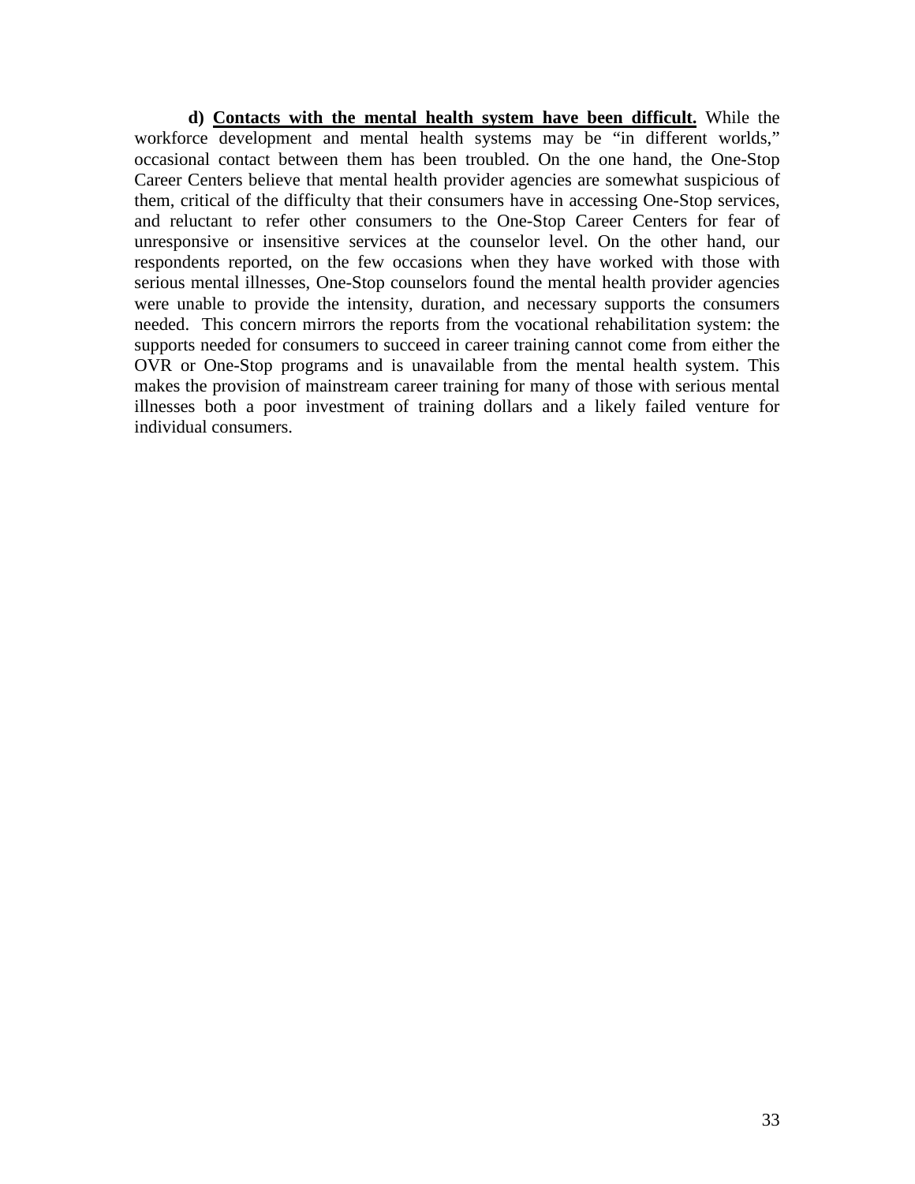**d) <u>Contacts with the mental health system have been difficult.</u>** While the workforce development and mental health systems may be "in different worlds," occasional contact between them has been troubled. On the one hand, the One-Stop Career Centers believe that mental health provider agencies are somewhat suspicious of them, critical of the difficulty that their consumers have in accessing One-Stop services, and reluctant to refer other consumers to the One-Stop Career Centers for fear of unresponsive or insensitive services at the counselor level. On the other hand, our respondents reported, on the few occasions when they have worked with those with serious mental illnesses, One-Stop counselors found the mental health provider agencies were unable to provide the intensity, duration, and necessary supports the consumers needed. This concern mirrors the reports from the vocational rehabilitation system: the supports needed for consumers to succeed in career training cannot come from either the OVR or One-Stop programs and is unavailable from the mental health system. This makes the provision of mainstream career training for many of those with serious mental illnesses both a poor investment of training dollars and a likely failed venture for individual consumers.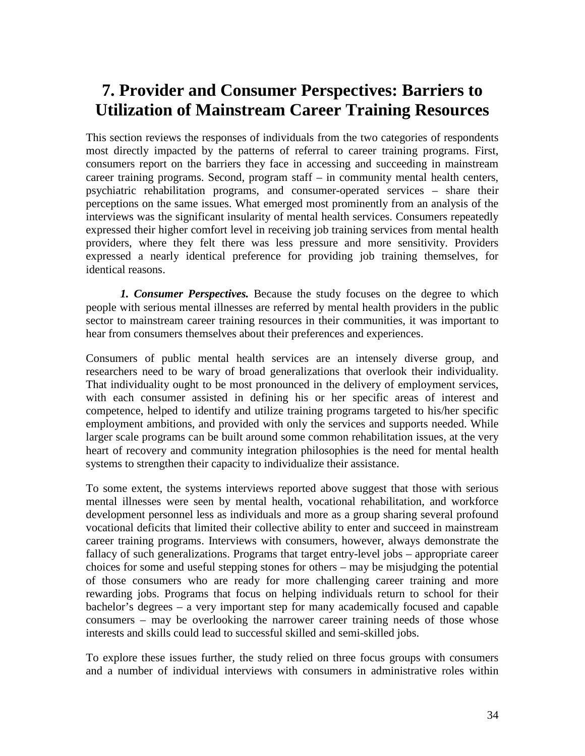# 7. Provider and Consumer Perspectives: Barriers to Utilization of Mainstream Career Training Resources

This section reviews the responses of individuals from the two categories of respondents most directly impacted by the patterns of referral to career training programs. First, consumers report on the barriers they face in accessing and succeeding in mainstream career training programs. Second, program staff – in community mental health centers, psychiatric rehabilitation programs, and consumer-operated services – share their perceptions on the same issues. What emerged most prominently from an analysis of the interviews was the significant insularity of mental health services. Consumers repeatedly expressed their higher comfort level in receiving job training services from mental health providers, where they felt there was less pressure and more sensitivity. Providers expressed a nearly identical preference for providing job training themselves, for identical reasons.

***1. Consumer Perspectives.*** Because the study focuses on the degree to which people with serious mental illnesses are referred by mental health providers in the public sector to mainstream career training resources in their communities, it was important to hear from consumers themselves about their preferences and experiences.

Consumers of public mental health services are an intensely diverse group, and researchers need to be wary of broad generalizations that overlook their individuality. That individuality ought to be most pronounced in the delivery of employment services, with each consumer assisted in defining his or her specific areas of interest and competence, helped to identify and utilize training programs targeted to his/her specific employment ambitions, and provided with only the services and supports needed. While larger scale programs can be built around some common rehabilitation issues, at the very heart of recovery and community integration philosophies is the need for mental health systems to strengthen their capacity to individualize their assistance.

To some extent, the systems interviews reported above suggest that those with serious mental illnesses were seen by mental health, vocational rehabilitation, and workforce development personnel less as individuals and more as a group sharing several profound vocational deficits that limited their collective ability to enter and succeed in mainstream career training programs. Interviews with consumers, however, always demonstrate the fallacy of such generalizations. Programs that target entry-level jobs – appropriate career choices for some and useful stepping stones for others – may be misjudging the potential of those consumers who are ready for more challenging career training and more rewarding jobs. Programs that focus on helping individuals return to school for their bachelor's degrees – a very important step for many academically focused and capable consumers – may be overlooking the narrower career training needs of those whose interests and skills could lead to successful skilled and semi-skilled jobs.

To explore these issues further, the study relied on three focus groups with consumers and a number of individual interviews with consumers in administrative roles within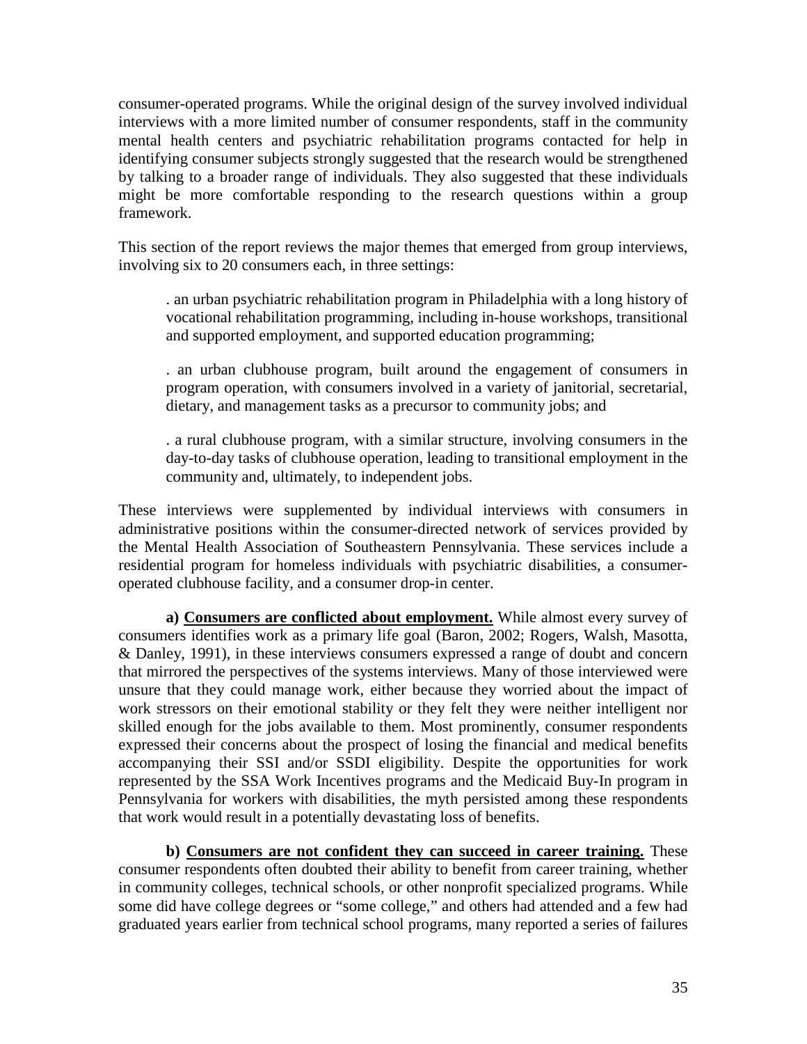consumer-operated programs. While the original design of the survey involved individual interviews with a more limited number of consumer respondents, staff in the community mental health centers and psychiatric rehabilitation programs contacted for help in identifying consumer subjects strongly suggested that the research would be strengthened by talking to a broader range of individuals. They also suggested that these individuals might be more comfortable responding to the research questions within a group framework.

This section of the report reviews the major themes that emerged from group interviews, involving six to 20 consumers each, in three settings:

- an urban psychiatric rehabilitation program in Philadelphia with a long history of vocational rehabilitation programming, including in-house workshops, transitional and supported employment, and supported education programming;

- an urban clubhouse program, built around the engagement of consumers in program operation, with consumers involved in a variety of janitorial, secretarial, dietary, and management tasks as a precursor to community jobs; and

- a rural clubhouse program, with a similar structure, involving consumers in the day-to-day tasks of clubhouse operation, leading to transitional employment in the community and, ultimately, to independent jobs.

These interviews were supplemented by individual interviews with consumers in administrative positions within the consumer-directed network of services provided by the Mental Health Association of Southeastern Pennsylvania. These services include a residential program for homeless individuals with psychiatric disabilities, a consumer-operated clubhouse facility, and a consumer drop-in center.

**a) <u>Consumers are conflicted about employment.</u>** While almost every survey of consumers identifies work as a primary life goal (Baron, 2002; Rogers, Walsh, Masotta, & Danley, 1991), in these interviews consumers expressed a range of doubt and concern that mirrored the perspectives of the systems interviews. Many of those interviewed were unsure that they could manage work, either because they worried about the impact of work stressors on their emotional stability or they felt they were neither intelligent nor skilled enough for the jobs available to them. Most prominently, consumer respondents expressed their concerns about the prospect of losing the financial and medical benefits accompanying their SSI and/or SSDI eligibility. Despite the opportunities for work represented by the SSA Work Incentives programs and the Medicaid Buy-In program in Pennsylvania for workers with disabilities, the myth persisted among these respondents that work would result in a potentially devastating loss of benefits.

**b) <u>Consumers are not confident they can succeed in career training.</u>** These consumer respondents often doubted their ability to benefit from career training, whether in community colleges, technical schools, or other nonprofit specialized programs. While some did have college degrees or "some college," and others had attended and a few had graduated years earlier from technical school programs, many reported a series of failures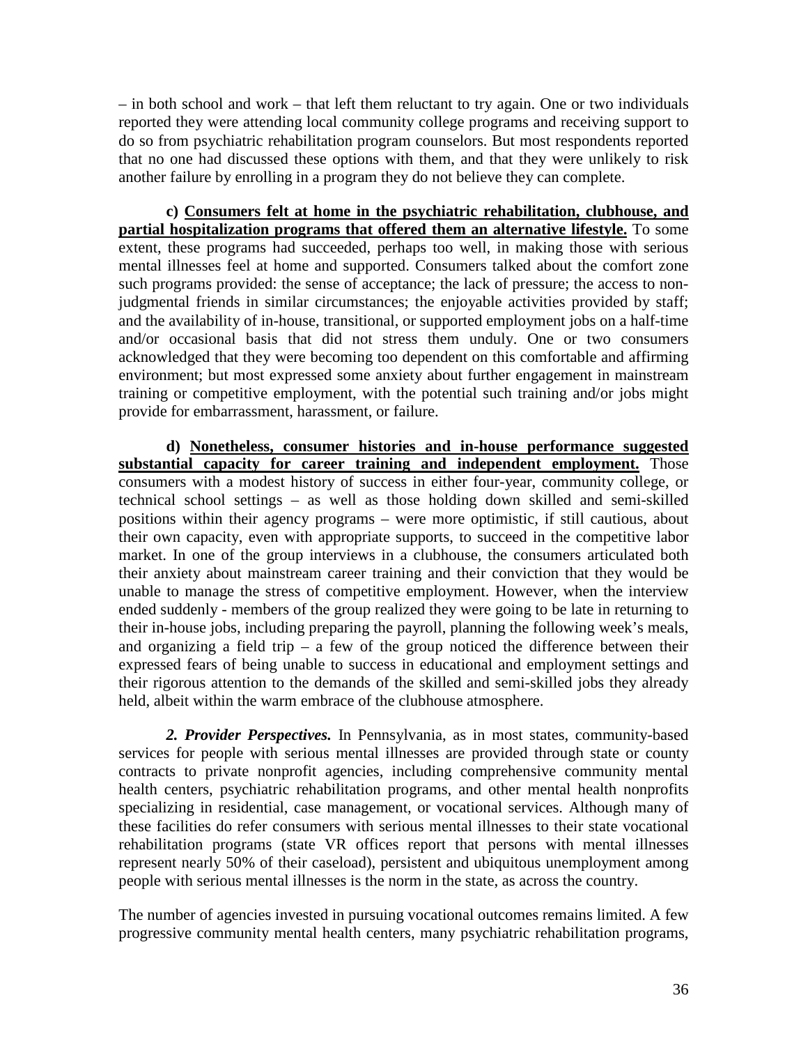– in both school and work – that left them reluctant to try again. One or two individuals reported they were attending local community college programs and receiving support to do so from psychiatric rehabilitation program counselors. But most respondents reported that no one had discussed these options with them, and that they were unlikely to risk another failure by enrolling in a program they do not believe they can complete.

**c) <u>Consumers felt at home in the psychiatric rehabilitation, clubhouse, and partial hospitalization programs that offered them an alternative lifestyle.</u>** To some extent, these programs had succeeded, perhaps too well, in making those with serious mental illnesses feel at home and supported. Consumers talked about the comfort zone such programs provided: the sense of acceptance; the lack of pressure; the access to non-judgmental friends in similar circumstances; the enjoyable activities provided by staff; and the availability of in-house, transitional, or supported employment jobs on a half-time and/or occasional basis that did not stress them unduly. One or two consumers acknowledged that they were becoming too dependent on this comfortable and affirming environment; but most expressed some anxiety about further engagement in mainstream training or competitive employment, with the potential such training and/or jobs might provide for embarrassment, harassment, or failure.

**d) <u>Nonetheless, consumer histories and in-house performance suggested substantial capacity for career training and independent employment.</u>** Those consumers with a modest history of success in either four-year, community college, or technical school settings – as well as those holding down skilled and semi-skilled positions within their agency programs – were more optimistic, if still cautious, about their own capacity, even with appropriate supports, to succeed in the competitive labor market. In one of the group interviews in a clubhouse, the consumers articulated both their anxiety about mainstream career training and their conviction that they would be unable to manage the stress of competitive employment. However, when the interview ended suddenly - members of the group realized they were going to be late in returning to their in-house jobs, including preparing the payroll, planning the following week's meals, and organizing a field trip – a few of the group noticed the difference between their expressed fears of being unable to success in educational and employment settings and their rigorous attention to the demands of the skilled and semi-skilled jobs they already held, albeit within the warm embrace of the clubhouse atmosphere.

***2. Provider Perspectives.*** In Pennsylvania, as in most states, community-based services for people with serious mental illnesses are provided through state or county contracts to private nonprofit agencies, including comprehensive community mental health centers, psychiatric rehabilitation programs, and other mental health nonprofits specializing in residential, case management, or vocational services. Although many of these facilities do refer consumers with serious mental illnesses to their state vocational rehabilitation programs (state VR offices report that persons with mental illnesses represent nearly 50% of their caseload), persistent and ubiquitous unemployment among people with serious mental illnesses is the norm in the state, as across the country.

The number of agencies invested in pursuing vocational outcomes remains limited. A few progressive community mental health centers, many psychiatric rehabilitation programs,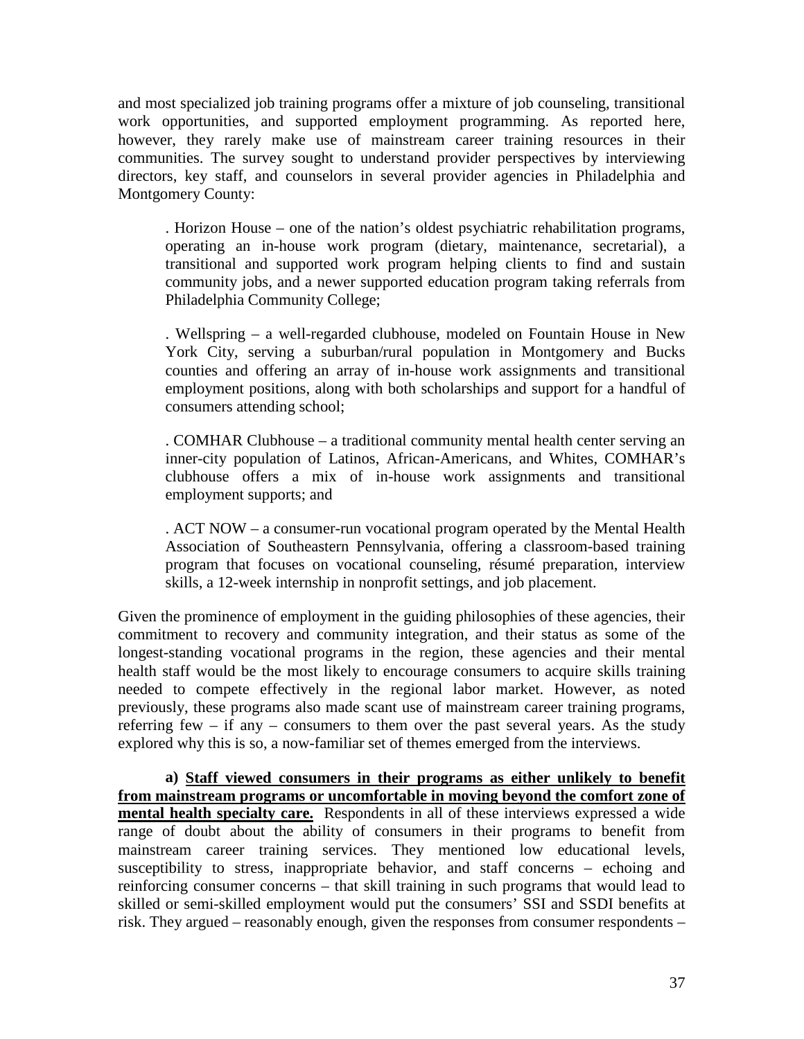and most specialized job training programs offer a mixture of job counseling, transitional work opportunities, and supported employment programming. As reported here, however, they rarely make use of mainstream career training resources in their communities. The survey sought to understand provider perspectives by interviewing directors, key staff, and counselors in several provider agencies in Philadelphia and Montgomery County:

> . Horizon House – one of the nation's oldest psychiatric rehabilitation programs, operating an in-house work program (dietary, maintenance, secretarial), a transitional and supported work program helping clients to find and sustain community jobs, and a newer supported education program taking referrals from Philadelphia Community College;
>
> . Wellspring – a well-regarded clubhouse, modeled on Fountain House in New York City, serving a suburban/rural population in Montgomery and Bucks counties and offering an array of in-house work assignments and transitional employment positions, along with both scholarships and support for a handful of consumers attending school;
>
> . COMHAR Clubhouse – a traditional community mental health center serving an inner-city population of Latinos, African-Americans, and Whites, COMHAR's clubhouse offers a mix of in-house work assignments and transitional employment supports; and
>
> . ACT NOW – a consumer-run vocational program operated by the Mental Health Association of Southeastern Pennsylvania, offering a classroom-based training program that focuses on vocational counseling, résumé preparation, interview skills, a 12-week internship in nonprofit settings, and job placement.

Given the prominence of employment in the guiding philosophies of these agencies, their commitment to recovery and community integration, and their status as some of the longest-standing vocational programs in the region, these agencies and their mental health staff would be the most likely to encourage consumers to acquire skills training needed to compete effectively in the regional labor market. However, as noted previously, these programs also made scant use of mainstream career training programs, referring few – if any – consumers to them over the past several years. As the study explored why this is so, a now-familiar set of themes emerged from the interviews.

**a) <u>Staff viewed consumers in their programs as either unlikely to benefit from mainstream programs or uncomfortable in moving beyond the comfort zone of mental health specialty care.</u>** Respondents in all of these interviews expressed a wide range of doubt about the ability of consumers in their programs to benefit from mainstream career training services. They mentioned low educational levels, susceptibility to stress, inappropriate behavior, and staff concerns – echoing and reinforcing consumer concerns – that skill training in such programs that would lead to skilled or semi-skilled employment would put the consumers' SSI and SSDI benefits at risk. They argued – reasonably enough, given the responses from consumer respondents –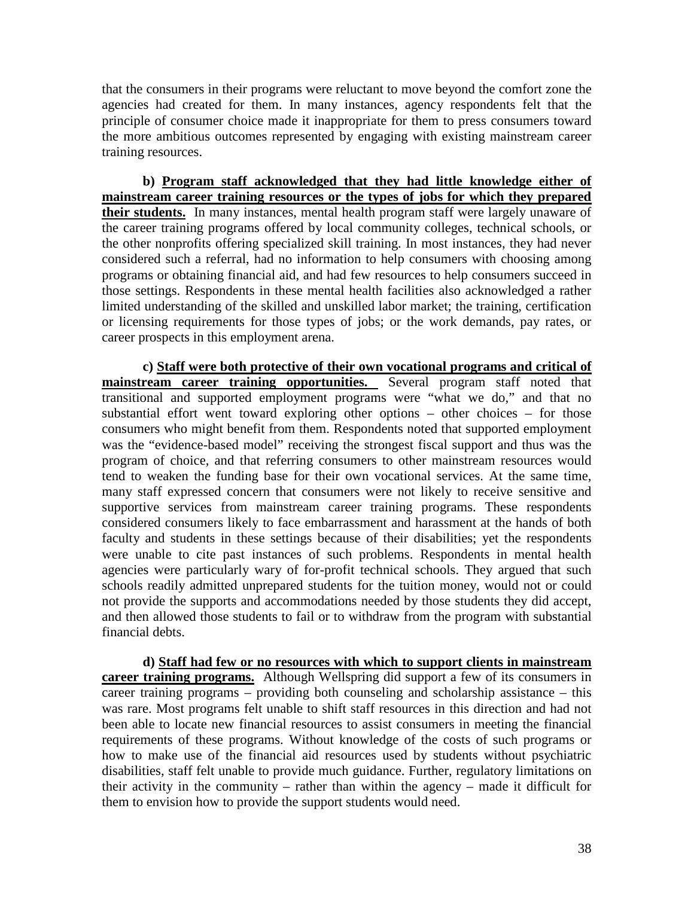that the consumers in their programs were reluctant to move beyond the comfort zone the agencies had created for them. In many instances, agency respondents felt that the principle of consumer choice made it inappropriate for them to press consumers toward the more ambitious outcomes represented by engaging with existing mainstream career training resources.

**b) Program staff acknowledged that they had little knowledge either of mainstream career training resources or the types of jobs for which they prepared their students.** In many instances, mental health program staff were largely unaware of the career training programs offered by local community colleges, technical schools, or the other nonprofits offering specialized skill training. In most instances, they had never considered such a referral, had no information to help consumers with choosing among programs or obtaining financial aid, and had few resources to help consumers succeed in those settings. Respondents in these mental health facilities also acknowledged a rather limited understanding of the skilled and unskilled labor market; the training, certification or licensing requirements for those types of jobs; or the work demands, pay rates, or career prospects in this employment arena.

**c) Staff were both protective of their own vocational programs and critical of mainstream career training opportunities.** Several program staff noted that transitional and supported employment programs were "what we do," and that no substantial effort went toward exploring other options – other choices – for those consumers who might benefit from them. Respondents noted that supported employment was the "evidence-based model" receiving the strongest fiscal support and thus was the program of choice, and that referring consumers to other mainstream resources would tend to weaken the funding base for their own vocational services. At the same time, many staff expressed concern that consumers were not likely to receive sensitive and supportive services from mainstream career training programs. These respondents considered consumers likely to face embarrassment and harassment at the hands of both faculty and students in these settings because of their disabilities; yet the respondents were unable to cite past instances of such problems. Respondents in mental health agencies were particularly wary of for-profit technical schools. They argued that such schools readily admitted unprepared students for the tuition money, would not or could not provide the supports and accommodations needed by those students they did accept, and then allowed those students to fail or to withdraw from the program with substantial financial debts.

**d) Staff had few or no resources with which to support clients in mainstream career training programs.** Although Wellspring did support a few of its consumers in career training programs – providing both counseling and scholarship assistance – this was rare. Most programs felt unable to shift staff resources in this direction and had not been able to locate new financial resources to assist consumers in meeting the financial requirements of these programs. Without knowledge of the costs of such programs or how to make use of the financial aid resources used by students without psychiatric disabilities, staff felt unable to provide much guidance. Further, regulatory limitations on their activity in the community – rather than within the agency – made it difficult for them to envision how to provide the support students would need.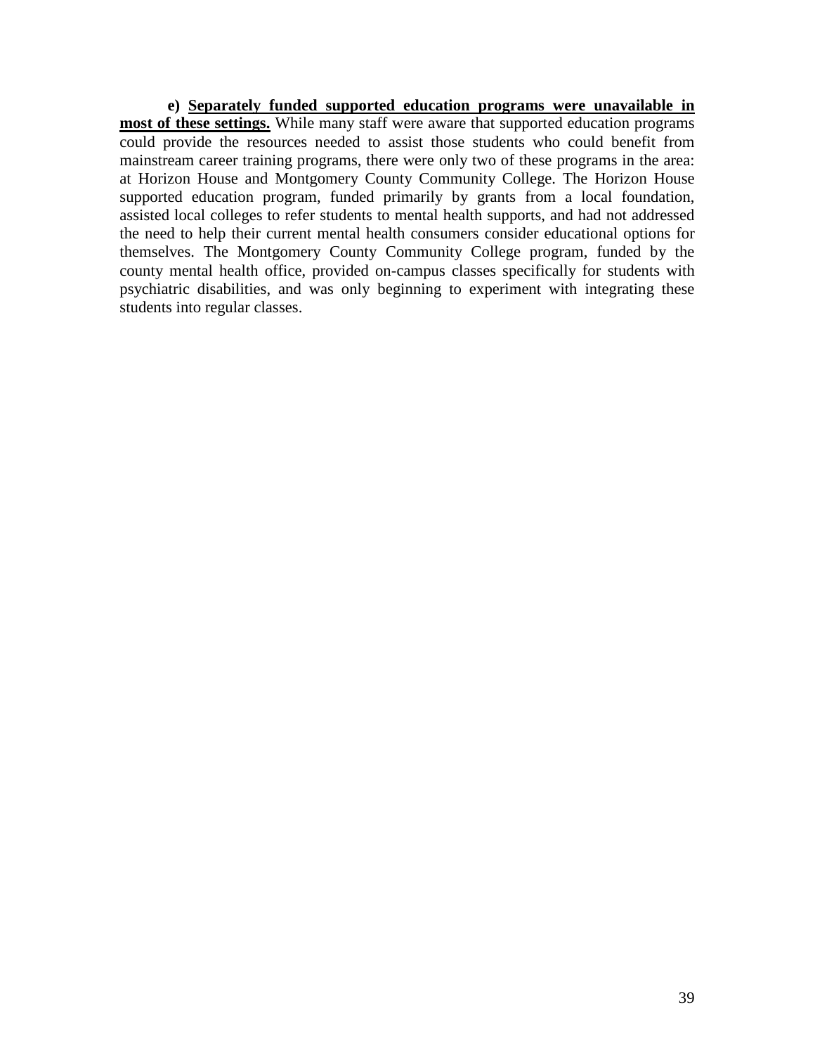**e) <u>Separately funded supported education programs were unavailable in most of these settings.</u>** While many staff were aware that supported education programs could provide the resources needed to assist those students who could benefit from mainstream career training programs, there were only two of these programs in the area: at Horizon House and Montgomery County Community College. The Horizon House supported education program, funded primarily by grants from a local foundation, assisted local colleges to refer students to mental health supports, and had not addressed the need to help their current mental health consumers consider educational options for themselves. The Montgomery County Community College program, funded by the county mental health office, provided on-campus classes specifically for students with psychiatric disabilities, and was only beginning to experiment with integrating these students into regular classes.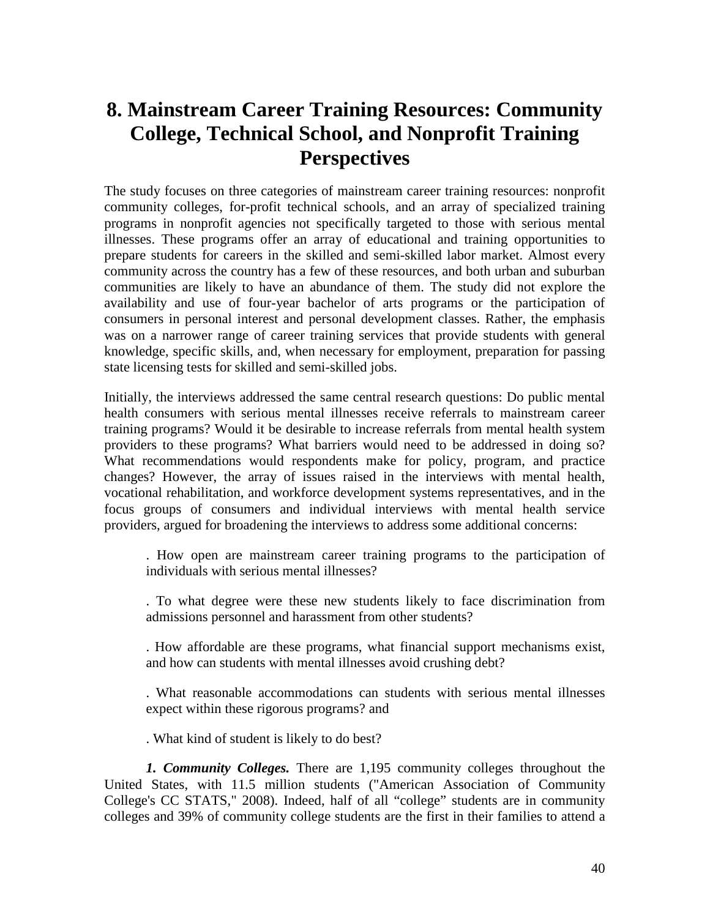# 8. Mainstream Career Training Resources: Community College, Technical School, and Nonprofit Training Perspectives

The study focuses on three categories of mainstream career training resources: nonprofit community colleges, for-profit technical schools, and an array of specialized training programs in nonprofit agencies not specifically targeted to those with serious mental illnesses. These programs offer an array of educational and training opportunities to prepare students for careers in the skilled and semi-skilled labor market. Almost every community across the country has a few of these resources, and both urban and suburban communities are likely to have an abundance of them. The study did not explore the availability and use of four-year bachelor of arts programs or the participation of consumers in personal interest and personal development classes. Rather, the emphasis was on a narrower range of career training services that provide students with general knowledge, specific skills, and, when necessary for employment, preparation for passing state licensing tests for skilled and semi-skilled jobs.

Initially, the interviews addressed the same central research questions: Do public mental health consumers with serious mental illnesses receive referrals to mainstream career training programs? Would it be desirable to increase referrals from mental health system providers to these programs? What barriers would need to be addressed in doing so? What recommendations would respondents make for policy, program, and practice changes? However, the array of issues raised in the interviews with mental health, vocational rehabilitation, and workforce development systems representatives, and in the focus groups of consumers and individual interviews with mental health service providers, argued for broadening the interviews to address some additional concerns:

. How open are mainstream career training programs to the participation of individuals with serious mental illnesses?

. To what degree were these new students likely to face discrimination from admissions personnel and harassment from other students?

. How affordable are these programs, what financial support mechanisms exist, and how can students with mental illnesses avoid crushing debt?

. What reasonable accommodations can students with serious mental illnesses expect within these rigorous programs? and

. What kind of student is likely to do best?

***1. Community Colleges.*** There are 1,195 community colleges throughout the United States, with 11.5 million students ("American Association of Community College's CC STATS," 2008). Indeed, half of all "college" students are in community colleges and 39% of community college students are the first in their families to attend a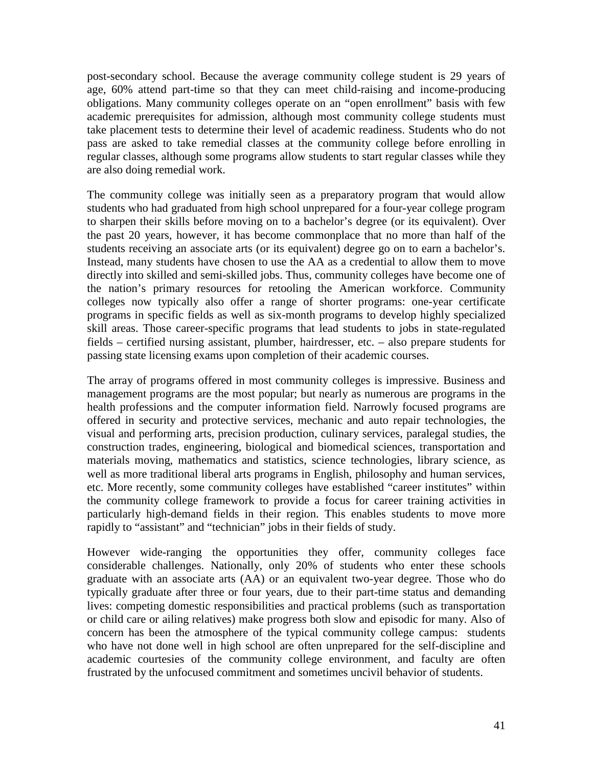post-secondary school. Because the average community college student is 29 years of age, 60% attend part-time so that they can meet child-raising and income-producing obligations. Many community colleges operate on an "open enrollment" basis with few academic prerequisites for admission, although most community college students must take placement tests to determine their level of academic readiness. Students who do not pass are asked to take remedial classes at the community college before enrolling in regular classes, although some programs allow students to start regular classes while they are also doing remedial work.

The community college was initially seen as a preparatory program that would allow students who had graduated from high school unprepared for a four-year college program to sharpen their skills before moving on to a bachelor's degree (or its equivalent). Over the past 20 years, however, it has become commonplace that no more than half of the students receiving an associate arts (or its equivalent) degree go on to earn a bachelor's. Instead, many students have chosen to use the AA as a credential to allow them to move directly into skilled and semi-skilled jobs. Thus, community colleges have become one of the nation's primary resources for retooling the American workforce. Community colleges now typically also offer a range of shorter programs: one-year certificate programs in specific fields as well as six-month programs to develop highly specialized skill areas. Those career-specific programs that lead students to jobs in state-regulated fields – certified nursing assistant, plumber, hairdresser, etc. – also prepare students for passing state licensing exams upon completion of their academic courses.

The array of programs offered in most community colleges is impressive. Business and management programs are the most popular; but nearly as numerous are programs in the health professions and the computer information field. Narrowly focused programs are offered in security and protective services, mechanic and auto repair technologies, the visual and performing arts, precision production, culinary services, paralegal studies, the construction trades, engineering, biological and biomedical sciences, transportation and materials moving, mathematics and statistics, science technologies, library science, as well as more traditional liberal arts programs in English, philosophy and human services, etc. More recently, some community colleges have established "career institutes" within the community college framework to provide a focus for career training activities in particularly high-demand fields in their region. This enables students to move more rapidly to "assistant" and "technician" jobs in their fields of study.

However wide-ranging the opportunities they offer, community colleges face considerable challenges. Nationally, only 20% of students who enter these schools graduate with an associate arts (AA) or an equivalent two-year degree. Those who do typically graduate after three or four years, due to their part-time status and demanding lives: competing domestic responsibilities and practical problems (such as transportation or child care or ailing relatives) make progress both slow and episodic for many. Also of concern has been the atmosphere of the typical community college campus: students who have not done well in high school are often unprepared for the self-discipline and academic courtesies of the community college environment, and faculty are often frustrated by the unfocused commitment and sometimes uncivil behavior of students.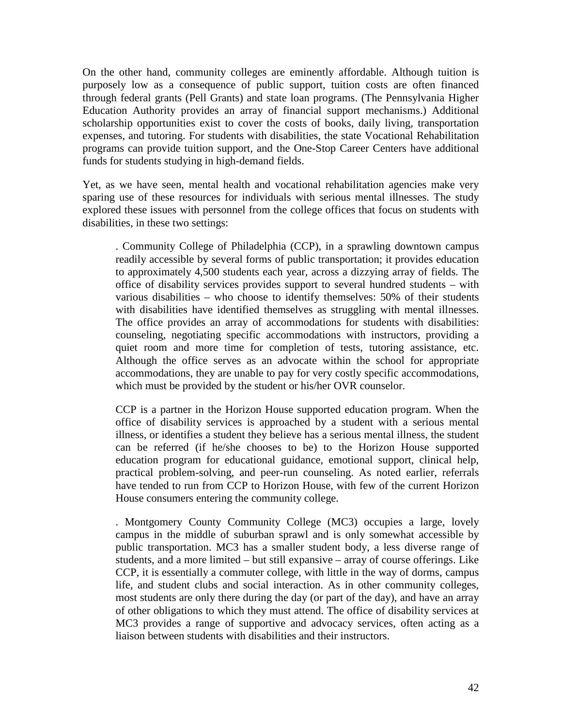On the other hand, community colleges are eminently affordable. Although tuition is purposely low as a consequence of public support, tuition costs are often financed through federal grants (Pell Grants) and state loan programs. (The Pennsylvania Higher Education Authority provides an array of financial support mechanisms.) Additional scholarship opportunities exist to cover the costs of books, daily living, transportation expenses, and tutoring. For students with disabilities, the state Vocational Rehabilitation programs can provide tuition support, and the One-Stop Career Centers have additional funds for students studying in high-demand fields.

Yet, as we have seen, mental health and vocational rehabilitation agencies make very sparing use of these resources for individuals with serious mental illnesses. The study explored these issues with personnel from the college offices that focus on students with disabilities, in these two settings:

> . Community College of Philadelphia (CCP), in a sprawling downtown campus readily accessible by several forms of public transportation; it provides education to approximately 4,500 students each year, across a dizzying array of fields. The office of disability services provides support to several hundred students – with various disabilities – who choose to identify themselves: 50% of their students with disabilities have identified themselves as struggling with mental illnesses. The office provides an array of accommodations for students with disabilities: counseling, negotiating specific accommodations with instructors, providing a quiet room and more time for completion of tests, tutoring assistance, etc. Although the office serves as an advocate within the school for appropriate accommodations, they are unable to pay for very costly specific accommodations, which must be provided by the student or his/her OVR counselor.
>
> CCP is a partner in the Horizon House supported education program. When the office of disability services is approached by a student with a serious mental illness, or identifies a student they believe has a serious mental illness, the student can be referred (if he/she chooses to be) to the Horizon House supported education program for educational guidance, emotional support, clinical help, practical problem-solving, and peer-run counseling. As noted earlier, referrals have tended to run from CCP to Horizon House, with few of the current Horizon House consumers entering the community college.
>
> . Montgomery County Community College (MC3) occupies a large, lovely campus in the middle of suburban sprawl and is only somewhat accessible by public transportation. MC3 has a smaller student body, a less diverse range of students, and a more limited – but still expansive – array of course offerings. Like CCP, it is essentially a commuter college, with little in the way of dorms, campus life, and student clubs and social interaction. As in other community colleges, most students are only there during the day (or part of the day), and have an array of other obligations to which they must attend. The office of disability services at MC3 provides a range of supportive and advocacy services, often acting as a liaison between students with disabilities and their instructors.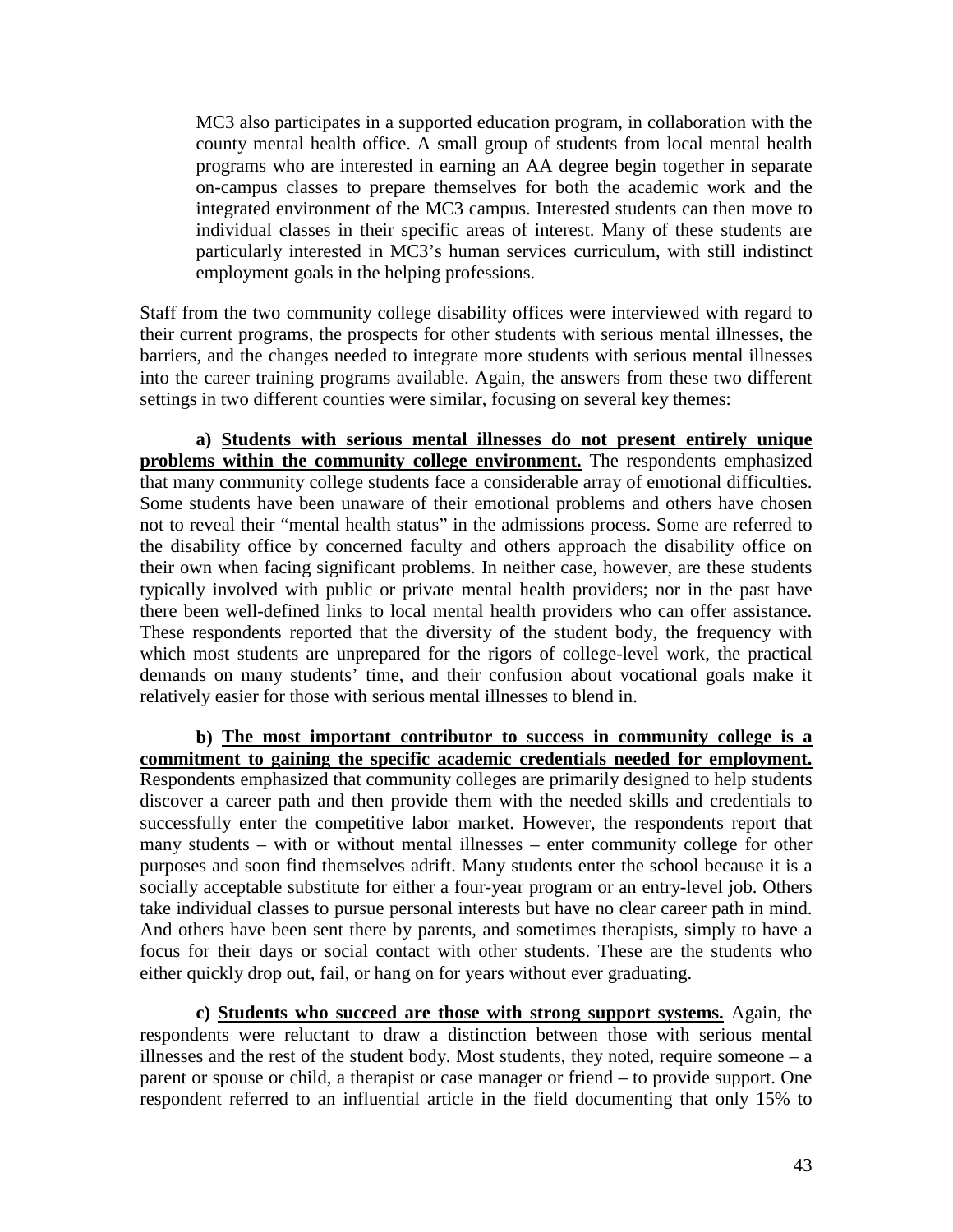MC3 also participates in a supported education program, in collaboration with the county mental health office. A small group of students from local mental health programs who are interested in earning an AA degree begin together in separate on-campus classes to prepare themselves for both the academic work and the integrated environment of the MC3 campus. Interested students can then move to individual classes in their specific areas of interest. Many of these students are particularly interested in MC3's human services curriculum, with still indistinct employment goals in the helping professions.

Staff from the two community college disability offices were interviewed with regard to their current programs, the prospects for other students with serious mental illnesses, the barriers, and the changes needed to integrate more students with serious mental illnesses into the career training programs available. Again, the answers from these two different settings in two different counties were similar, focusing on several key themes:

**a) Students with serious mental illnesses do not present entirely unique problems within the community college environment.** The respondents emphasized that many community college students face a considerable array of emotional difficulties. Some students have been unaware of their emotional problems and others have chosen not to reveal their "mental health status" in the admissions process. Some are referred to the disability office by concerned faculty and others approach the disability office on their own when facing significant problems. In neither case, however, are these students typically involved with public or private mental health providers; nor in the past have there been well-defined links to local mental health providers who can offer assistance. These respondents reported that the diversity of the student body, the frequency with which most students are unprepared for the rigors of college-level work, the practical demands on many students' time, and their confusion about vocational goals make it relatively easier for those with serious mental illnesses to blend in.

**b) The most important contributor to success in community college is a commitment to gaining the specific academic credentials needed for employment.** Respondents emphasized that community colleges are primarily designed to help students discover a career path and then provide them with the needed skills and credentials to successfully enter the competitive labor market. However, the respondents report that many students – with or without mental illnesses – enter community college for other purposes and soon find themselves adrift. Many students enter the school because it is a socially acceptable substitute for either a four-year program or an entry-level job. Others take individual classes to pursue personal interests but have no clear career path in mind. And others have been sent there by parents, and sometimes therapists, simply to have a focus for their days or social contact with other students. These are the students who either quickly drop out, fail, or hang on for years without ever graduating.

**c) Students who succeed are those with strong support systems.** Again, the respondents were reluctant to draw a distinction between those with serious mental illnesses and the rest of the student body. Most students, they noted, require someone – a parent or spouse or child, a therapist or case manager or friend – to provide support. One respondent referred to an influential article in the field documenting that only 15% to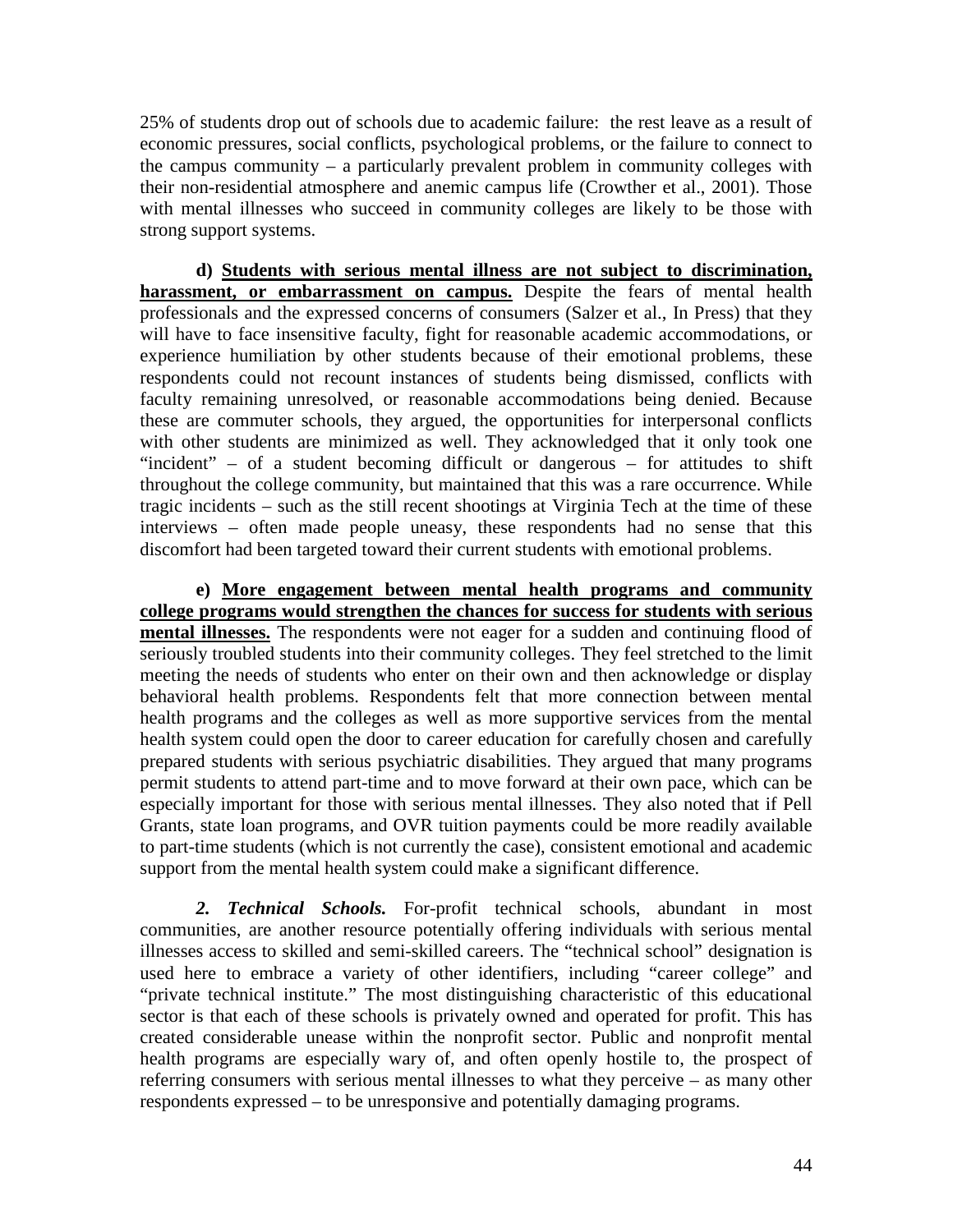25% of students drop out of schools due to academic failure: the rest leave as a result of economic pressures, social conflicts, psychological problems, or the failure to connect to the campus community – a particularly prevalent problem in community colleges with their non-residential atmosphere and anemic campus life (Crowther et al., 2001). Those with mental illnesses who succeed in community colleges are likely to be those with strong support systems.

**d) <u>Students with serious mental illness are not subject to discrimination, harassment, or embarrassment on campus.</u>** Despite the fears of mental health professionals and the expressed concerns of consumers (Salzer et al., In Press) that they will have to face insensitive faculty, fight for reasonable academic accommodations, or experience humiliation by other students because of their emotional problems, these respondents could not recount instances of students being dismissed, conflicts with faculty remaining unresolved, or reasonable accommodations being denied. Because these are commuter schools, they argued, the opportunities for interpersonal conflicts with other students are minimized as well. They acknowledged that it only took one "incident" – of a student becoming difficult or dangerous – for attitudes to shift throughout the college community, but maintained that this was a rare occurrence. While tragic incidents – such as the still recent shootings at Virginia Tech at the time of these interviews – often made people uneasy, these respondents had no sense that this discomfort had been targeted toward their current students with emotional problems.

**e) <u>More engagement between mental health programs and community college programs would strengthen the chances for success for students with serious mental illnesses.</u>** The respondents were not eager for a sudden and continuing flood of seriously troubled students into their community colleges. They feel stretched to the limit meeting the needs of students who enter on their own and then acknowledge or display behavioral health problems. Respondents felt that more connection between mental health programs and the colleges as well as more supportive services from the mental health system could open the door to career education for carefully chosen and carefully prepared students with serious psychiatric disabilities. They argued that many programs permit students to attend part-time and to move forward at their own pace, which can be especially important for those with serious mental illnesses. They also noted that if Pell Grants, state loan programs, and OVR tuition payments could be more readily available to part-time students (which is not currently the case), consistent emotional and academic support from the mental health system could make a significant difference.

***2. Technical Schools.*** For-profit technical schools, abundant in most communities, are another resource potentially offering individuals with serious mental illnesses access to skilled and semi-skilled careers. The "technical school" designation is used here to embrace a variety of other identifiers, including "career college" and "private technical institute." The most distinguishing characteristic of this educational sector is that each of these schools is privately owned and operated for profit. This has created considerable unease within the nonprofit sector. Public and nonprofit mental health programs are especially wary of, and often openly hostile to, the prospect of referring consumers with serious mental illnesses to what they perceive – as many other respondents expressed – to be unresponsive and potentially damaging programs.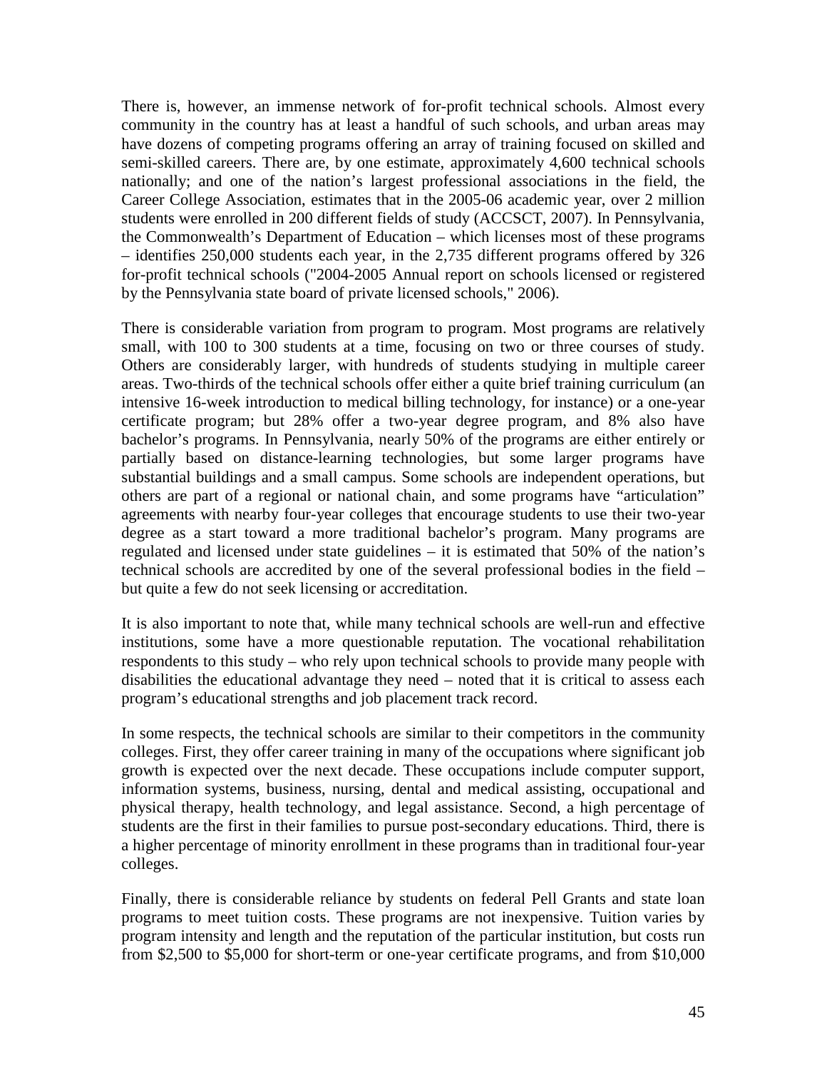There is, however, an immense network of for-profit technical schools. Almost every community in the country has at least a handful of such schools, and urban areas may have dozens of competing programs offering an array of training focused on skilled and semi-skilled careers. There are, by one estimate, approximately 4,600 technical schools nationally; and one of the nation's largest professional associations in the field, the Career College Association, estimates that in the 2005-06 academic year, over 2 million students were enrolled in 200 different fields of study (ACCSCT, 2007). In Pennsylvania, the Commonwealth's Department of Education – which licenses most of these programs – identifies 250,000 students each year, in the 2,735 different programs offered by 326 for-profit technical schools ("2004-2005 Annual report on schools licensed or registered by the Pennsylvania state board of private licensed schools," 2006).

There is considerable variation from program to program. Most programs are relatively small, with 100 to 300 students at a time, focusing on two or three courses of study. Others are considerably larger, with hundreds of students studying in multiple career areas. Two-thirds of the technical schools offer either a quite brief training curriculum (an intensive 16-week introduction to medical billing technology, for instance) or a one-year certificate program; but 28% offer a two-year degree program, and 8% also have bachelor's programs. In Pennsylvania, nearly 50% of the programs are either entirely or partially based on distance-learning technologies, but some larger programs have substantial buildings and a small campus. Some schools are independent operations, but others are part of a regional or national chain, and some programs have "articulation" agreements with nearby four-year colleges that encourage students to use their two-year degree as a start toward a more traditional bachelor's program. Many programs are regulated and licensed under state guidelines – it is estimated that 50% of the nation's technical schools are accredited by one of the several professional bodies in the field – but quite a few do not seek licensing or accreditation.

It is also important to note that, while many technical schools are well-run and effective institutions, some have a more questionable reputation. The vocational rehabilitation respondents to this study – who rely upon technical schools to provide many people with disabilities the educational advantage they need – noted that it is critical to assess each program's educational strengths and job placement track record.

In some respects, the technical schools are similar to their competitors in the community colleges. First, they offer career training in many of the occupations where significant job growth is expected over the next decade. These occupations include computer support, information systems, business, nursing, dental and medical assisting, occupational and physical therapy, health technology, and legal assistance. Second, a high percentage of students are the first in their families to pursue post-secondary educations. Third, there is a higher percentage of minority enrollment in these programs than in traditional four-year colleges.

Finally, there is considerable reliance by students on federal Pell Grants and state loan programs to meet tuition costs. These programs are not inexpensive. Tuition varies by program intensity and length and the reputation of the particular institution, but costs run from $2,500 to $5,000 for short-term or one-year certificate programs, and from $10,000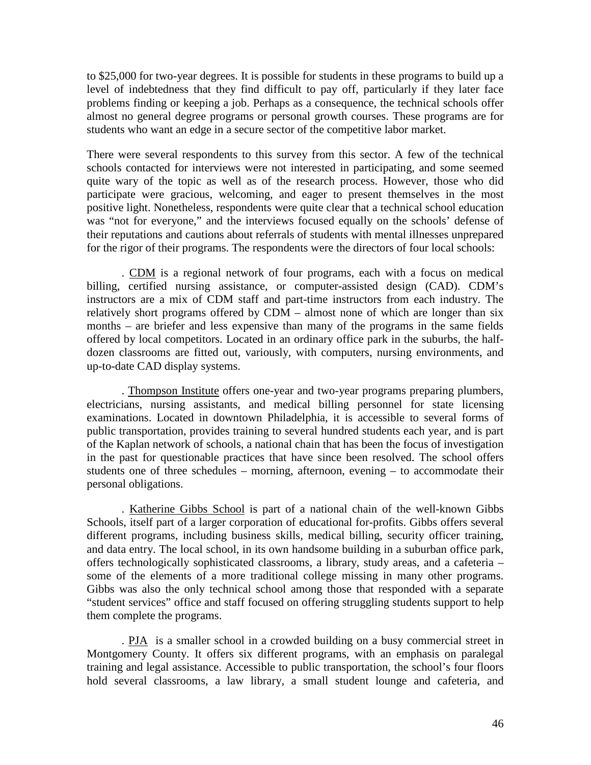to $25,000 for two-year degrees. It is possible for students in these programs to build up a level of indebtedness that they find difficult to pay off, particularly if they later face problems finding or keeping a job. Perhaps as a consequence, the technical schools offer almost no general degree programs or personal growth courses. These programs are for students who want an edge in a secure sector of the competitive labor market.

There were several respondents to this survey from this sector. A few of the technical schools contacted for interviews were not interested in participating, and some seemed quite wary of the topic as well as of the research process. However, those who did participate were gracious, welcoming, and eager to present themselves in the most positive light. Nonetheless, respondents were quite clear that a technical school education was "not for everyone," and the interviews focused equally on the schools' defense of their reputations and cautions about referrals of students with mental illnesses unprepared for the rigor of their programs. The respondents were the directors of four local schools:

. CDM is a regional network of four programs, each with a focus on medical billing, certified nursing assistance, or computer-assisted design (CAD). CDM's instructors are a mix of CDM staff and part-time instructors from each industry. The relatively short programs offered by CDM – almost none of which are longer than six months – are briefer and less expensive than many of the programs in the same fields offered by local competitors. Located in an ordinary office park in the suburbs, the half-dozen classrooms are fitted out, variously, with computers, nursing environments, and up-to-date CAD display systems.

. Thompson Institute offers one-year and two-year programs preparing plumbers, electricians, nursing assistants, and medical billing personnel for state licensing examinations. Located in downtown Philadelphia, it is accessible to several forms of public transportation, provides training to several hundred students each year, and is part of the Kaplan network of schools, a national chain that has been the focus of investigation in the past for questionable practices that have since been resolved. The school offers students one of three schedules – morning, afternoon, evening – to accommodate their personal obligations.

. Katherine Gibbs School is part of a national chain of the well-known Gibbs Schools, itself part of a larger corporation of educational for-profits. Gibbs offers several different programs, including business skills, medical billing, security officer training, and data entry. The local school, in its own handsome building in a suburban office park, offers technologically sophisticated classrooms, a library, study areas, and a cafeteria – some of the elements of a more traditional college missing in many other programs. Gibbs was also the only technical school among those that responded with a separate "student services" office and staff focused on offering struggling students support to help them complete the programs.

. PJA is a smaller school in a crowded building on a busy commercial street in Montgomery County. It offers six different programs, with an emphasis on paralegal training and legal assistance. Accessible to public transportation, the school's four floors hold several classrooms, a law library, a small student lounge and cafeteria, and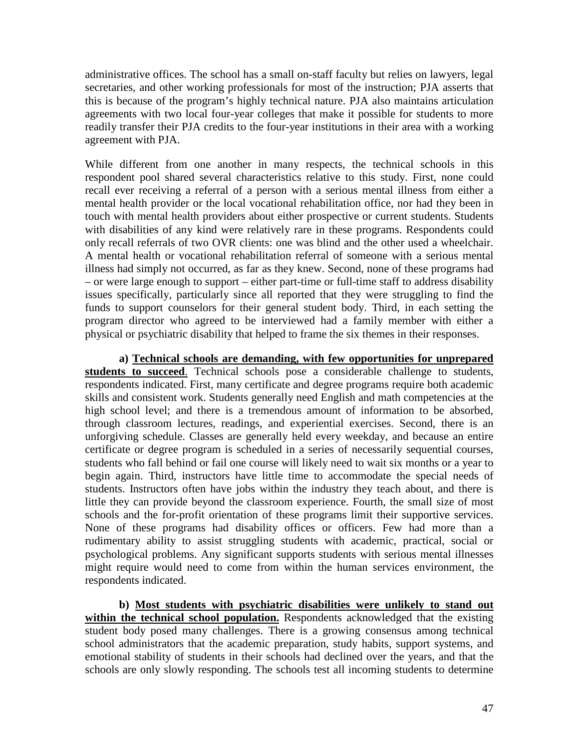administrative offices. The school has a small on-staff faculty but relies on lawyers, legal secretaries, and other working professionals for most of the instruction; PJA asserts that this is because of the program's highly technical nature. PJA also maintains articulation agreements with two local four-year colleges that make it possible for students to more readily transfer their PJA credits to the four-year institutions in their area with a working agreement with PJA.

While different from one another in many respects, the technical schools in this respondent pool shared several characteristics relative to this study. First, none could recall ever receiving a referral of a person with a serious mental illness from either a mental health provider or the local vocational rehabilitation office, nor had they been in touch with mental health providers about either prospective or current students. Students with disabilities of any kind were relatively rare in these programs. Respondents could only recall referrals of two OVR clients: one was blind and the other used a wheelchair. A mental health or vocational rehabilitation referral of someone with a serious mental illness had simply not occurred, as far as they knew. Second, none of these programs had – or were large enough to support – either part-time or full-time staff to address disability issues specifically, particularly since all reported that they were struggling to find the funds to support counselors for their general student body. Third, in each setting the program director who agreed to be interviewed had a family member with either a physical or psychiatric disability that helped to frame the six themes in their responses.

**a) <u>Technical schools are demanding, with few opportunities for unprepared students to succeed</u>**. Technical schools pose a considerable challenge to students, respondents indicated. First, many certificate and degree programs require both academic skills and consistent work. Students generally need English and math competencies at the high school level; and there is a tremendous amount of information to be absorbed, through classroom lectures, readings, and experiential exercises. Second, there is an unforgiving schedule. Classes are generally held every weekday, and because an entire certificate or degree program is scheduled in a series of necessarily sequential courses, students who fall behind or fail one course will likely need to wait six months or a year to begin again. Third, instructors have little time to accommodate the special needs of students. Instructors often have jobs within the industry they teach about, and there is little they can provide beyond the classroom experience. Fourth, the small size of most schools and the for-profit orientation of these programs limit their supportive services. None of these programs had disability offices or officers. Few had more than a rudimentary ability to assist struggling students with academic, practical, social or psychological problems. Any significant supports students with serious mental illnesses might require would need to come from within the human services environment, the respondents indicated.

**b) <u>Most students with psychiatric disabilities were unlikely to stand out within the technical school population.</u>** Respondents acknowledged that the existing student body posed many challenges. There is a growing consensus among technical school administrators that the academic preparation, study habits, support systems, and emotional stability of students in their schools had declined over the years, and that the schools are only slowly responding. The schools test all incoming students to determine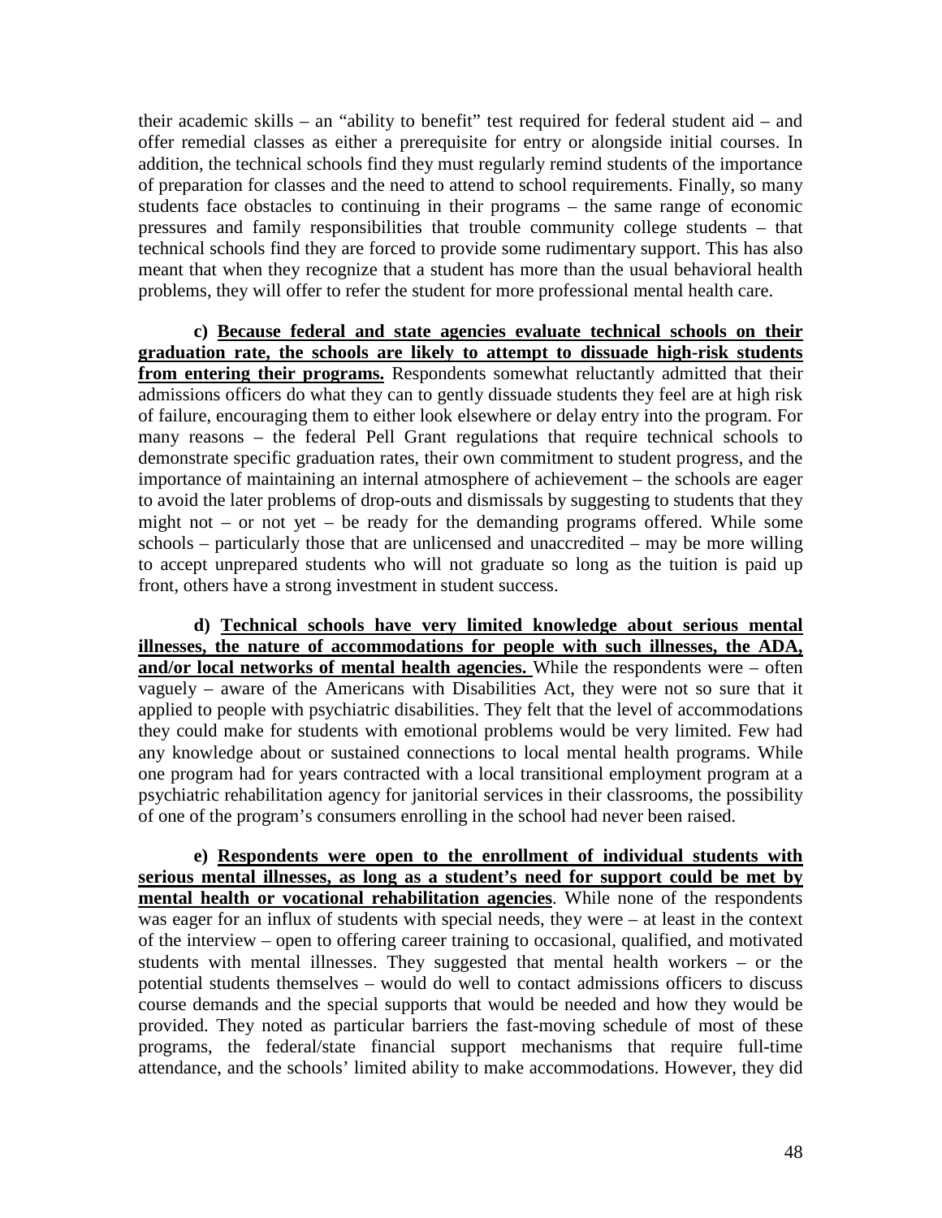their academic skills – an "ability to benefit" test required for federal student aid – and offer remedial classes as either a prerequisite for entry or alongside initial courses. In addition, the technical schools find they must regularly remind students of the importance of preparation for classes and the need to attend to school requirements. Finally, so many students face obstacles to continuing in their programs – the same range of economic pressures and family responsibilities that trouble community college students – that technical schools find they are forced to provide some rudimentary support. This has also meant that when they recognize that a student has more than the usual behavioral health problems, they will offer to refer the student for more professional mental health care.

**c) <u>Because federal and state agencies evaluate technical schools on their graduation rate, the schools are likely to attempt to dissuade high-risk students from entering their programs.</u>** Respondents somewhat reluctantly admitted that their admissions officers do what they can to gently dissuade students they feel are at high risk of failure, encouraging them to either look elsewhere or delay entry into the program. For many reasons – the federal Pell Grant regulations that require technical schools to demonstrate specific graduation rates, their own commitment to student progress, and the importance of maintaining an internal atmosphere of achievement – the schools are eager to avoid the later problems of drop-outs and dismissals by suggesting to students that they might not – or not yet – be ready for the demanding programs offered. While some schools – particularly those that are unlicensed and unaccredited – may be more willing to accept unprepared students who will not graduate so long as the tuition is paid up front, others have a strong investment in student success.

**d) <u>Technical schools have very limited knowledge about serious mental illnesses, the nature of accommodations for people with such illnesses, the ADA, and/or local networks of mental health agencies.</u>** While the respondents were – often vaguely – aware of the Americans with Disabilities Act, they were not so sure that it applied to people with psychiatric disabilities. They felt that the level of accommodations they could make for students with emotional problems would be very limited. Few had any knowledge about or sustained connections to local mental health programs. While one program had for years contracted with a local transitional employment program at a psychiatric rehabilitation agency for janitorial services in their classrooms, the possibility of one of the program's consumers enrolling in the school had never been raised.

**e) <u>Respondents were open to the enrollment of individual students with serious mental illnesses, as long as a student's need for support could be met by mental health or vocational rehabilitation agencies</u>**. While none of the respondents was eager for an influx of students with special needs, they were – at least in the context of the interview – open to offering career training to occasional, qualified, and motivated students with mental illnesses. They suggested that mental health workers – or the potential students themselves – would do well to contact admissions officers to discuss course demands and the special supports that would be needed and how they would be provided. They noted as particular barriers the fast-moving schedule of most of these programs, the federal/state financial support mechanisms that require full-time attendance, and the schools' limited ability to make accommodations. However, they did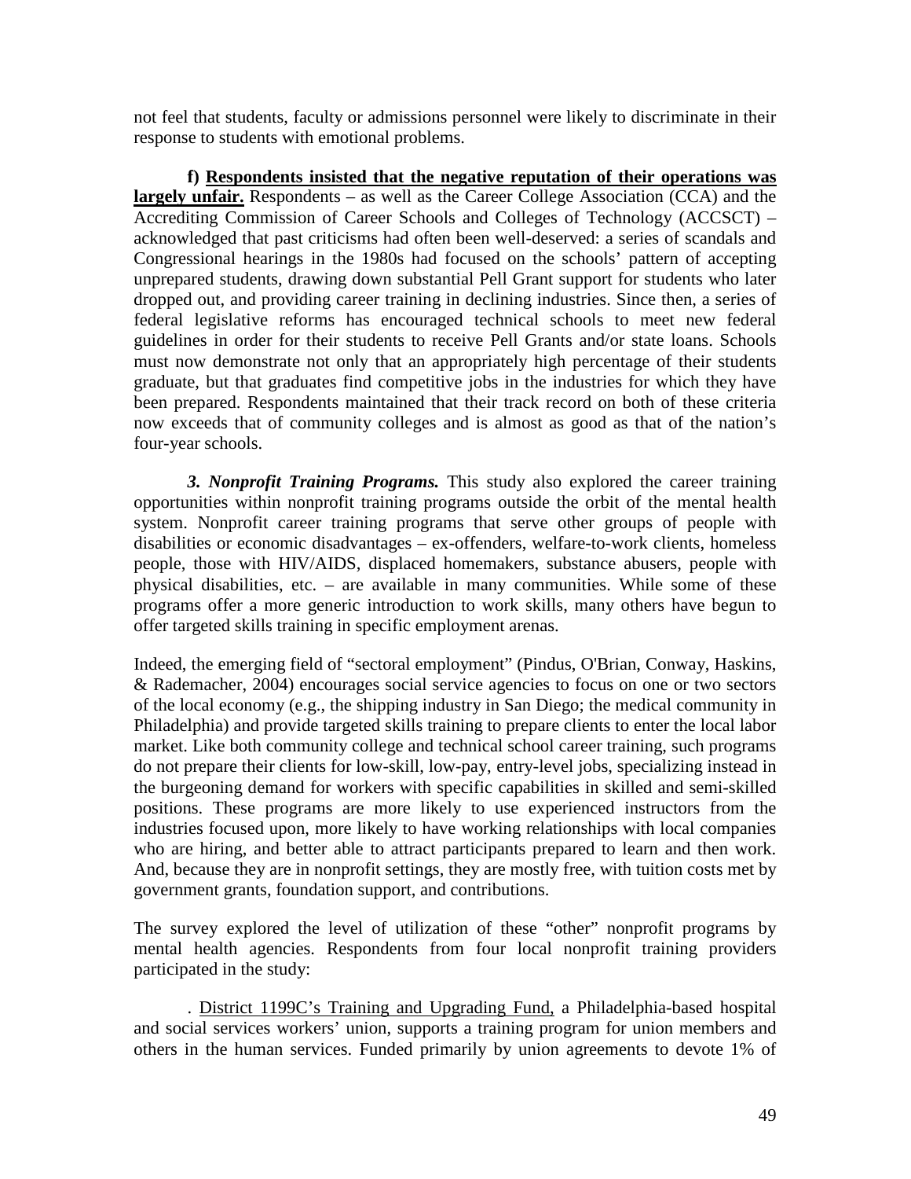not feel that students, faculty or admissions personnel were likely to discriminate in their response to students with emotional problems.

**f) <u>Respondents insisted that the negative reputation of their operations was largely unfair.</u>** Respondents – as well as the Career College Association (CCA) and the Accrediting Commission of Career Schools and Colleges of Technology (ACCSCT) – acknowledged that past criticisms had often been well-deserved: a series of scandals and Congressional hearings in the 1980s had focused on the schools' pattern of accepting unprepared students, drawing down substantial Pell Grant support for students who later dropped out, and providing career training in declining industries. Since then, a series of federal legislative reforms has encouraged technical schools to meet new federal guidelines in order for their students to receive Pell Grants and/or state loans. Schools must now demonstrate not only that an appropriately high percentage of their students graduate, but that graduates find competitive jobs in the industries for which they have been prepared. Respondents maintained that their track record on both of these criteria now exceeds that of community colleges and is almost as good as that of the nation's four-year schools.

***3. Nonprofit Training Programs.*** This study also explored the career training opportunities within nonprofit training programs outside the orbit of the mental health system. Nonprofit career training programs that serve other groups of people with disabilities or economic disadvantages – ex-offenders, welfare-to-work clients, homeless people, those with HIV/AIDS, displaced homemakers, substance abusers, people with physical disabilities, etc. – are available in many communities. While some of these programs offer a more generic introduction to work skills, many others have begun to offer targeted skills training in specific employment arenas.

Indeed, the emerging field of "sectoral employment" (Pindus, O'Brian, Conway, Haskins, & Rademacher, 2004) encourages social service agencies to focus on one or two sectors of the local economy (e.g., the shipping industry in San Diego; the medical community in Philadelphia) and provide targeted skills training to prepare clients to enter the local labor market. Like both community college and technical school career training, such programs do not prepare their clients for low-skill, low-pay, entry-level jobs, specializing instead in the burgeoning demand for workers with specific capabilities in skilled and semi-skilled positions. These programs are more likely to use experienced instructors from the industries focused upon, more likely to have working relationships with local companies who are hiring, and better able to attract participants prepared to learn and then work. And, because they are in nonprofit settings, they are mostly free, with tuition costs met by government grants, foundation support, and contributions.

The survey explored the level of utilization of these "other" nonprofit programs by mental health agencies. Respondents from four local nonprofit training providers participated in the study:

. <u>District 1199C's Training and Upgrading Fund,</u> a Philadelphia-based hospital and social services workers' union, supports a training program for union members and others in the human services. Funded primarily by union agreements to devote 1% of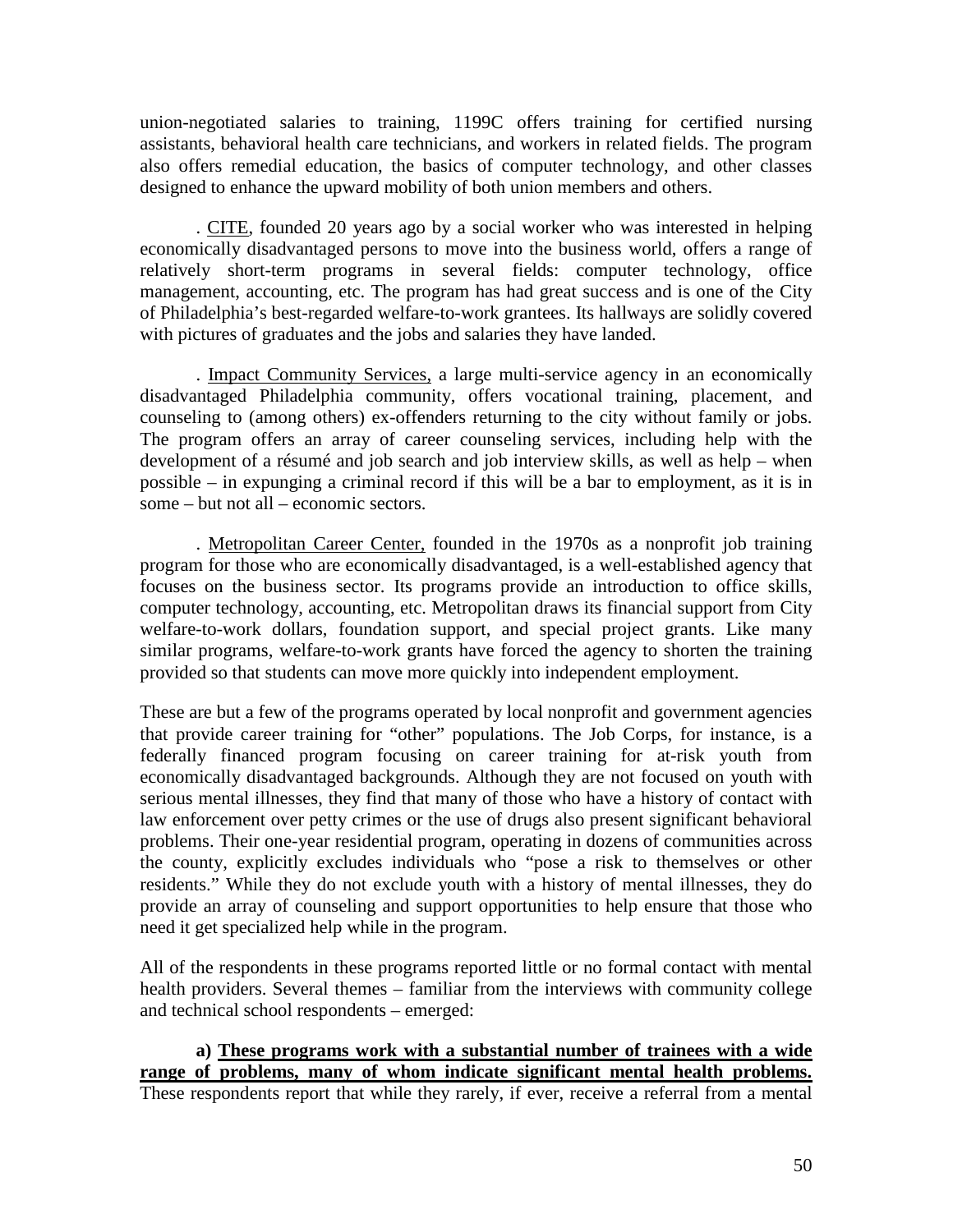union-negotiated salaries to training, 1199C offers training for certified nursing assistants, behavioral health care technicians, and workers in related fields. The program also offers remedial education, the basics of computer technology, and other classes designed to enhance the upward mobility of both union members and others.

. <u>CITE</u>, founded 20 years ago by a social worker who was interested in helping economically disadvantaged persons to move into the business world, offers a range of relatively short-term programs in several fields: computer technology, office management, accounting, etc. The program has had great success and is one of the City of Philadelphia's best-regarded welfare-to-work grantees. Its hallways are solidly covered with pictures of graduates and the jobs and salaries they have landed.

. <u>Impact Community Services,</u> a large multi-service agency in an economically disadvantaged Philadelphia community, offers vocational training, placement, and counseling to (among others) ex-offenders returning to the city without family or jobs. The program offers an array of career counseling services, including help with the development of a résumé and job search and job interview skills, as well as help – when possible – in expunging a criminal record if this will be a bar to employment, as it is in some – but not all – economic sectors.

. <u>Metropolitan Career Center,</u> founded in the 1970s as a nonprofit job training program for those who are economically disadvantaged, is a well-established agency that focuses on the business sector. Its programs provide an introduction to office skills, computer technology, accounting, etc. Metropolitan draws its financial support from City welfare-to-work dollars, foundation support, and special project grants. Like many similar programs, welfare-to-work grants have forced the agency to shorten the training provided so that students can move more quickly into independent employment.

These are but a few of the programs operated by local nonprofit and government agencies that provide career training for "other" populations. The Job Corps, for instance, is a federally financed program focusing on career training for at-risk youth from economically disadvantaged backgrounds. Although they are not focused on youth with serious mental illnesses, they find that many of those who have a history of contact with law enforcement over petty crimes or the use of drugs also present significant behavioral problems. Their one-year residential program, operating in dozens of communities across the county, explicitly excludes individuals who "pose a risk to themselves or other residents." While they do not exclude youth with a history of mental illnesses, they do provide an array of counseling and support opportunities to help ensure that those who need it get specialized help while in the program.

All of the respondents in these programs reported little or no formal contact with mental health providers. Several themes – familiar from the interviews with community college and technical school respondents – emerged:

**a) <u>These programs work with a substantial number of trainees with a wide range of problems, many of whom indicate significant mental health problems.</u>** These respondents report that while they rarely, if ever, receive a referral from a mental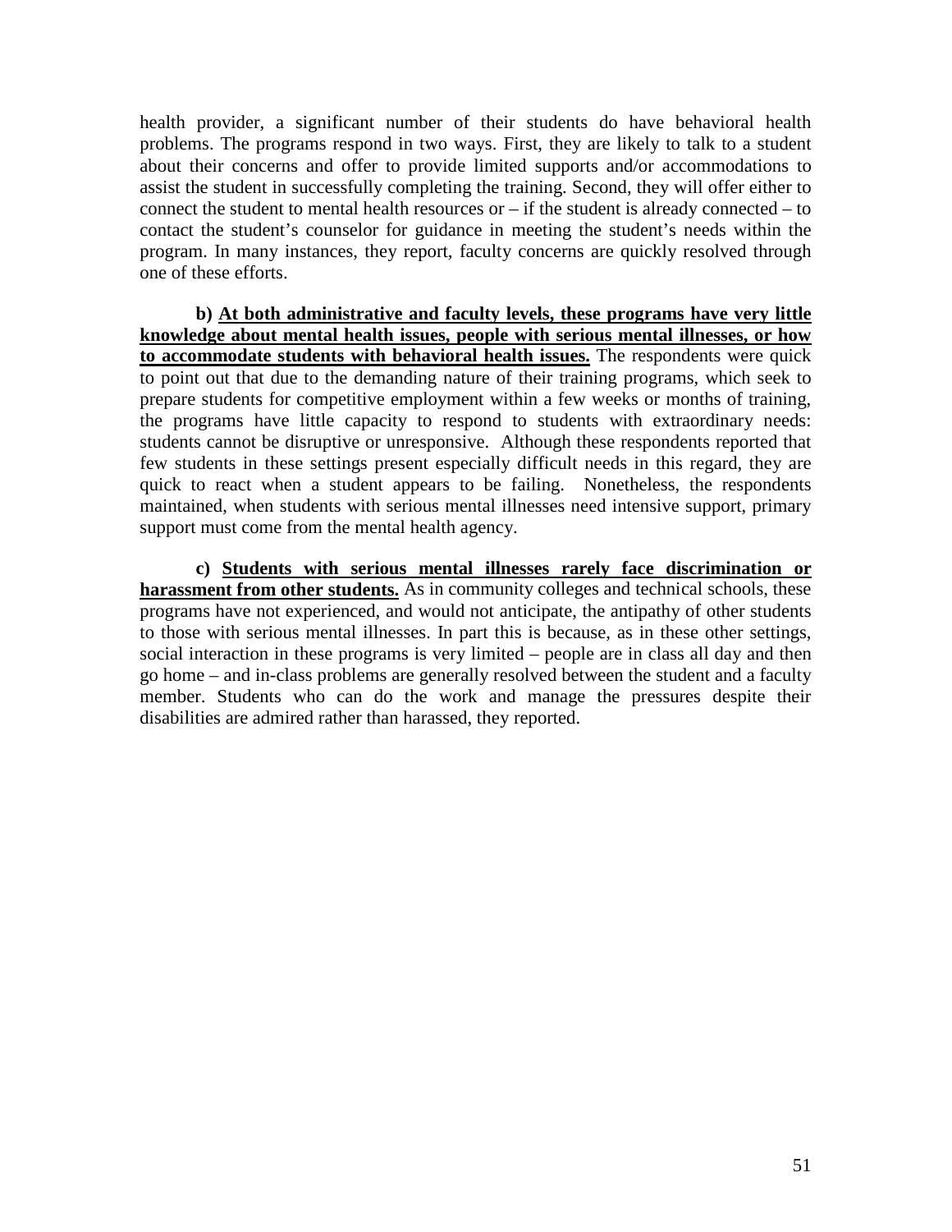health provider, a significant number of their students do have behavioral health problems. The programs respond in two ways. First, they are likely to talk to a student about their concerns and offer to provide limited supports and/or accommodations to assist the student in successfully completing the training. Second, they will offer either to connect the student to mental health resources or – if the student is already connected – to contact the student's counselor for guidance in meeting the student's needs within the program. In many instances, they report, faculty concerns are quickly resolved through one of these efforts.

**b) <u>At both administrative and faculty levels, these programs have very little knowledge about mental health issues, people with serious mental illnesses, or how to accommodate students with behavioral health issues.</u>** The respondents were quick to point out that due to the demanding nature of their training programs, which seek to prepare students for competitive employment within a few weeks or months of training, the programs have little capacity to respond to students with extraordinary needs: students cannot be disruptive or unresponsive. Although these respondents reported that few students in these settings present especially difficult needs in this regard, they are quick to react when a student appears to be failing. Nonetheless, the respondents maintained, when students with serious mental illnesses need intensive support, primary support must come from the mental health agency.

**c) <u>Students with serious mental illnesses rarely face discrimination or harassment from other students.</u>** As in community colleges and technical schools, these programs have not experienced, and would not anticipate, the antipathy of other students to those with serious mental illnesses. In part this is because, as in these other settings, social interaction in these programs is very limited – people are in class all day and then go home – and in-class problems are generally resolved between the student and a faculty member. Students who can do the work and manage the pressures despite their disabilities are admired rather than harassed, they reported.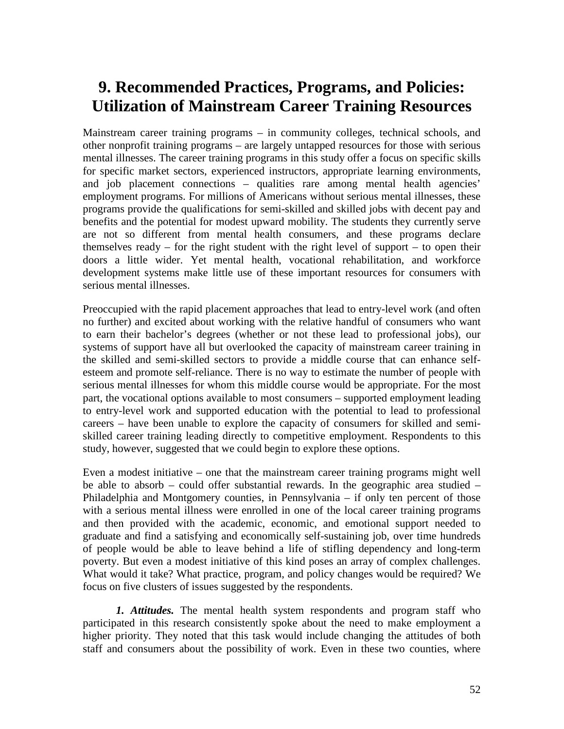# 9. Recommended Practices, Programs, and Policies: Utilization of Mainstream Career Training Resources

Mainstream career training programs – in community colleges, technical schools, and other nonprofit training programs – are largely untapped resources for those with serious mental illnesses. The career training programs in this study offer a focus on specific skills for specific market sectors, experienced instructors, appropriate learning environments, and job placement connections – qualities rare among mental health agencies' employment programs. For millions of Americans without serious mental illnesses, these programs provide the qualifications for semi-skilled and skilled jobs with decent pay and benefits and the potential for modest upward mobility. The students they currently serve are not so different from mental health consumers, and these programs declare themselves ready – for the right student with the right level of support – to open their doors a little wider. Yet mental health, vocational rehabilitation, and workforce development systems make little use of these important resources for consumers with serious mental illnesses.

Preoccupied with the rapid placement approaches that lead to entry-level work (and often no further) and excited about working with the relative handful of consumers who want to earn their bachelor's degrees (whether or not these lead to professional jobs), our systems of support have all but overlooked the capacity of mainstream career training in the skilled and semi-skilled sectors to provide a middle course that can enhance self-esteem and promote self-reliance. There is no way to estimate the number of people with serious mental illnesses for whom this middle course would be appropriate. For the most part, the vocational options available to most consumers – supported employment leading to entry-level work and supported education with the potential to lead to professional careers – have been unable to explore the capacity of consumers for skilled and semi-skilled career training leading directly to competitive employment. Respondents to this study, however, suggested that we could begin to explore these options.

Even a modest initiative – one that the mainstream career training programs might well be able to absorb – could offer substantial rewards. In the geographic area studied – Philadelphia and Montgomery counties, in Pennsylvania – if only ten percent of those with a serious mental illness were enrolled in one of the local career training programs and then provided with the academic, economic, and emotional support needed to graduate and find a satisfying and economically self-sustaining job, over time hundreds of people would be able to leave behind a life of stifling dependency and long-term poverty. But even a modest initiative of this kind poses an array of complex challenges. What would it take? What practice, program, and policy changes would be required? We focus on five clusters of issues suggested by the respondents.

***1. Attitudes.*** The mental health system respondents and program staff who participated in this research consistently spoke about the need to make employment a higher priority. They noted that this task would include changing the attitudes of both staff and consumers about the possibility of work. Even in these two counties, where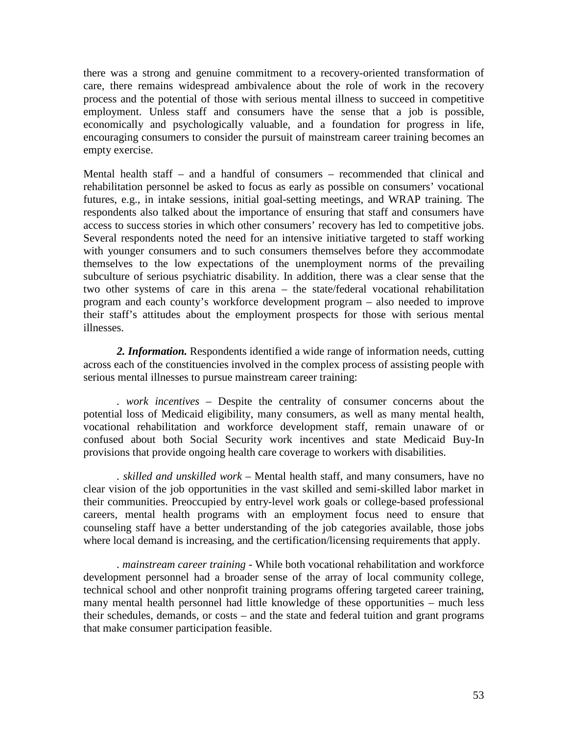there was a strong and genuine commitment to a recovery-oriented transformation of care, there remains widespread ambivalence about the role of work in the recovery process and the potential of those with serious mental illness to succeed in competitive employment. Unless staff and consumers have the sense that a job is possible, economically and psychologically valuable, and a foundation for progress in life, encouraging consumers to consider the pursuit of mainstream career training becomes an empty exercise.

Mental health staff – and a handful of consumers – recommended that clinical and rehabilitation personnel be asked to focus as early as possible on consumers' vocational futures, e.g., in intake sessions, initial goal-setting meetings, and WRAP training. The respondents also talked about the importance of ensuring that staff and consumers have access to success stories in which other consumers' recovery has led to competitive jobs. Several respondents noted the need for an intensive initiative targeted to staff working with younger consumers and to such consumers themselves before they accommodate themselves to the low expectations of the unemployment norms of the prevailing subculture of serious psychiatric disability. In addition, there was a clear sense that the two other systems of care in this arena – the state/federal vocational rehabilitation program and each county's workforce development program – also needed to improve their staff's attitudes about the employment prospects for those with serious mental illnesses.

***2. Information.*** Respondents identified a wide range of information needs, cutting across each of the constituencies involved in the complex process of assisting people with serious mental illnesses to pursue mainstream career training:

. *work incentives* – Despite the centrality of consumer concerns about the potential loss of Medicaid eligibility, many consumers, as well as many mental health, vocational rehabilitation and workforce development staff, remain unaware of or confused about both Social Security work incentives and state Medicaid Buy-In provisions that provide ongoing health care coverage to workers with disabilities.

. *skilled and unskilled work* – Mental health staff, and many consumers, have no clear vision of the job opportunities in the vast skilled and semi-skilled labor market in their communities. Preoccupied by entry-level work goals or college-based professional careers, mental health programs with an employment focus need to ensure that counseling staff have a better understanding of the job categories available, those jobs where local demand is increasing, and the certification/licensing requirements that apply.

. *mainstream career training* - While both vocational rehabilitation and workforce development personnel had a broader sense of the array of local community college, technical school and other nonprofit training programs offering targeted career training, many mental health personnel had little knowledge of these opportunities – much less their schedules, demands, or costs – and the state and federal tuition and grant programs that make consumer participation feasible.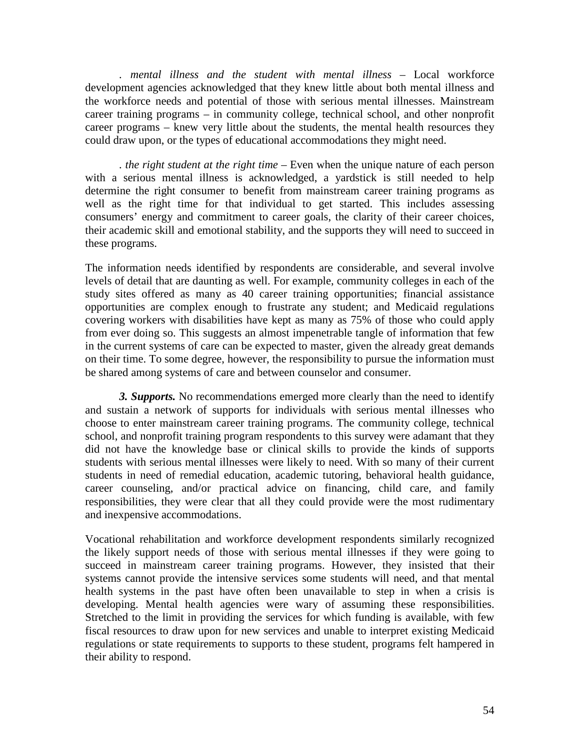. *mental illness and the student with mental illness* – Local workforce development agencies acknowledged that they knew little about both mental illness and the workforce needs and potential of those with serious mental illnesses. Mainstream career training programs – in community college, technical school, and other nonprofit career programs – knew very little about the students, the mental health resources they could draw upon, or the types of educational accommodations they might need.

. *the right student at the right time* – Even when the unique nature of each person with a serious mental illness is acknowledged, a yardstick is still needed to help determine the right consumer to benefit from mainstream career training programs as well as the right time for that individual to get started. This includes assessing consumers' energy and commitment to career goals, the clarity of their career choices, their academic skill and emotional stability, and the supports they will need to succeed in these programs.

The information needs identified by respondents are considerable, and several involve levels of detail that are daunting as well. For example, community colleges in each of the study sites offered as many as 40 career training opportunities; financial assistance opportunities are complex enough to frustrate any student; and Medicaid regulations covering workers with disabilities have kept as many as 75% of those who could apply from ever doing so. This suggests an almost impenetrable tangle of information that few in the current systems of care can be expected to master, given the already great demands on their time. To some degree, however, the responsibility to pursue the information must be shared among systems of care and between counselor and consumer.

***3. Supports.*** No recommendations emerged more clearly than the need to identify and sustain a network of supports for individuals with serious mental illnesses who choose to enter mainstream career training programs. The community college, technical school, and nonprofit training program respondents to this survey were adamant that they did not have the knowledge base or clinical skills to provide the kinds of supports students with serious mental illnesses were likely to need. With so many of their current students in need of remedial education, academic tutoring, behavioral health guidance, career counseling, and/or practical advice on financing, child care, and family responsibilities, they were clear that all they could provide were the most rudimentary and inexpensive accommodations.

Vocational rehabilitation and workforce development respondents similarly recognized the likely support needs of those with serious mental illnesses if they were going to succeed in mainstream career training programs. However, they insisted that their systems cannot provide the intensive services some students will need, and that mental health systems in the past have often been unavailable to step in when a crisis is developing. Mental health agencies were wary of assuming these responsibilities. Stretched to the limit in providing the services for which funding is available, with few fiscal resources to draw upon for new services and unable to interpret existing Medicaid regulations or state requirements to supports to these student, programs felt hampered in their ability to respond.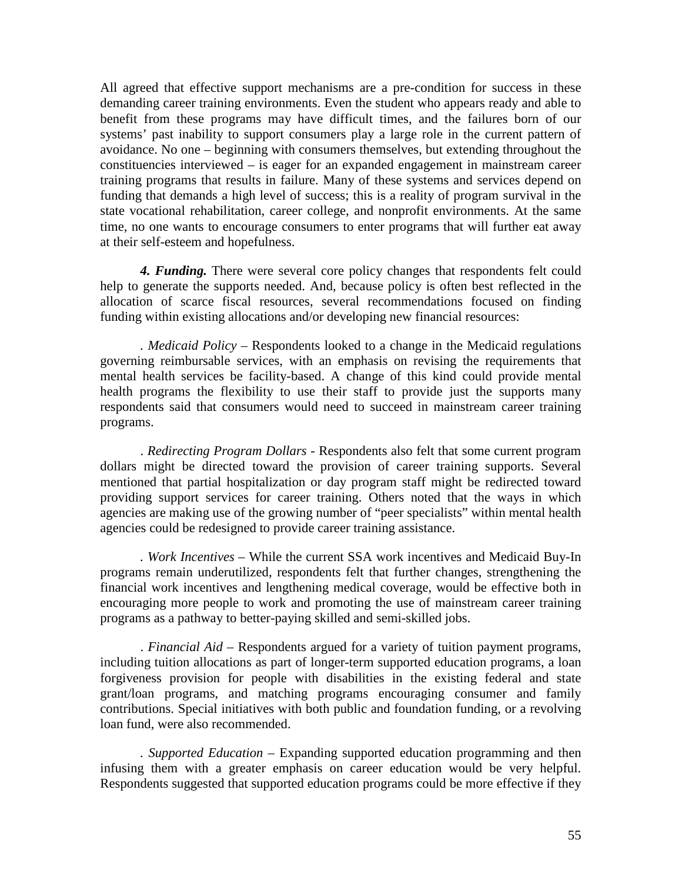All agreed that effective support mechanisms are a pre-condition for success in these demanding career training environments. Even the student who appears ready and able to benefit from these programs may have difficult times, and the failures born of our systems' past inability to support consumers play a large role in the current pattern of avoidance. No one – beginning with consumers themselves, but extending throughout the constituencies interviewed – is eager for an expanded engagement in mainstream career training programs that results in failure. Many of these systems and services depend on funding that demands a high level of success; this is a reality of program survival in the state vocational rehabilitation, career college, and nonprofit environments. At the same time, no one wants to encourage consumers to enter programs that will further eat away at their self-esteem and hopefulness.

***4. Funding.*** There were several core policy changes that respondents felt could help to generate the supports needed. And, because policy is often best reflected in the allocation of scarce fiscal resources, several recommendations focused on finding funding within existing allocations and/or developing new financial resources:

. *Medicaid Policy* – Respondents looked to a change in the Medicaid regulations governing reimbursable services, with an emphasis on revising the requirements that mental health services be facility-based. A change of this kind could provide mental health programs the flexibility to use their staff to provide just the supports many respondents said that consumers would need to succeed in mainstream career training programs.

. *Redirecting Program Dollars* - Respondents also felt that some current program dollars might be directed toward the provision of career training supports. Several mentioned that partial hospitalization or day program staff might be redirected toward providing support services for career training. Others noted that the ways in which agencies are making use of the growing number of "peer specialists" within mental health agencies could be redesigned to provide career training assistance.

. *Work Incentives* – While the current SSA work incentives and Medicaid Buy-In programs remain underutilized, respondents felt that further changes, strengthening the financial work incentives and lengthening medical coverage, would be effective both in encouraging more people to work and promoting the use of mainstream career training programs as a pathway to better-paying skilled and semi-skilled jobs.

. *Financial Aid* – Respondents argued for a variety of tuition payment programs, including tuition allocations as part of longer-term supported education programs, a loan forgiveness provision for people with disabilities in the existing federal and state grant/loan programs, and matching programs encouraging consumer and family contributions. Special initiatives with both public and foundation funding, or a revolving loan fund, were also recommended.

. *Supported Education* – Expanding supported education programming and then infusing them with a greater emphasis on career education would be very helpful. Respondents suggested that supported education programs could be more effective if they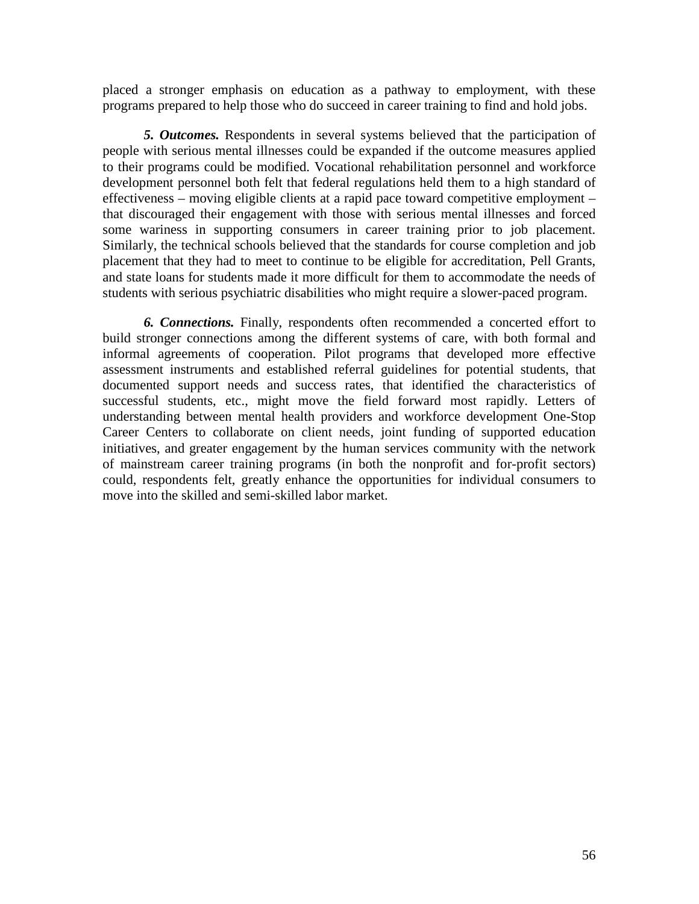placed a stronger emphasis on education as a pathway to employment, with these programs prepared to help those who do succeed in career training to find and hold jobs.

***5. Outcomes.*** Respondents in several systems believed that the participation of people with serious mental illnesses could be expanded if the outcome measures applied to their programs could be modified. Vocational rehabilitation personnel and workforce development personnel both felt that federal regulations held them to a high standard of effectiveness – moving eligible clients at a rapid pace toward competitive employment – that discouraged their engagement with those with serious mental illnesses and forced some wariness in supporting consumers in career training prior to job placement. Similarly, the technical schools believed that the standards for course completion and job placement that they had to meet to continue to be eligible for accreditation, Pell Grants, and state loans for students made it more difficult for them to accommodate the needs of students with serious psychiatric disabilities who might require a slower-paced program.

***6. Connections.*** Finally, respondents often recommended a concerted effort to build stronger connections among the different systems of care, with both formal and informal agreements of cooperation. Pilot programs that developed more effective assessment instruments and established referral guidelines for potential students, that documented support needs and success rates, that identified the characteristics of successful students, etc., might move the field forward most rapidly. Letters of understanding between mental health providers and workforce development One-Stop Career Centers to collaborate on client needs, joint funding of supported education initiatives, and greater engagement by the human services community with the network of mainstream career training programs (in both the nonprofit and for-profit sectors) could, respondents felt, greatly enhance the opportunities for individual consumers to move into the skilled and semi-skilled labor market.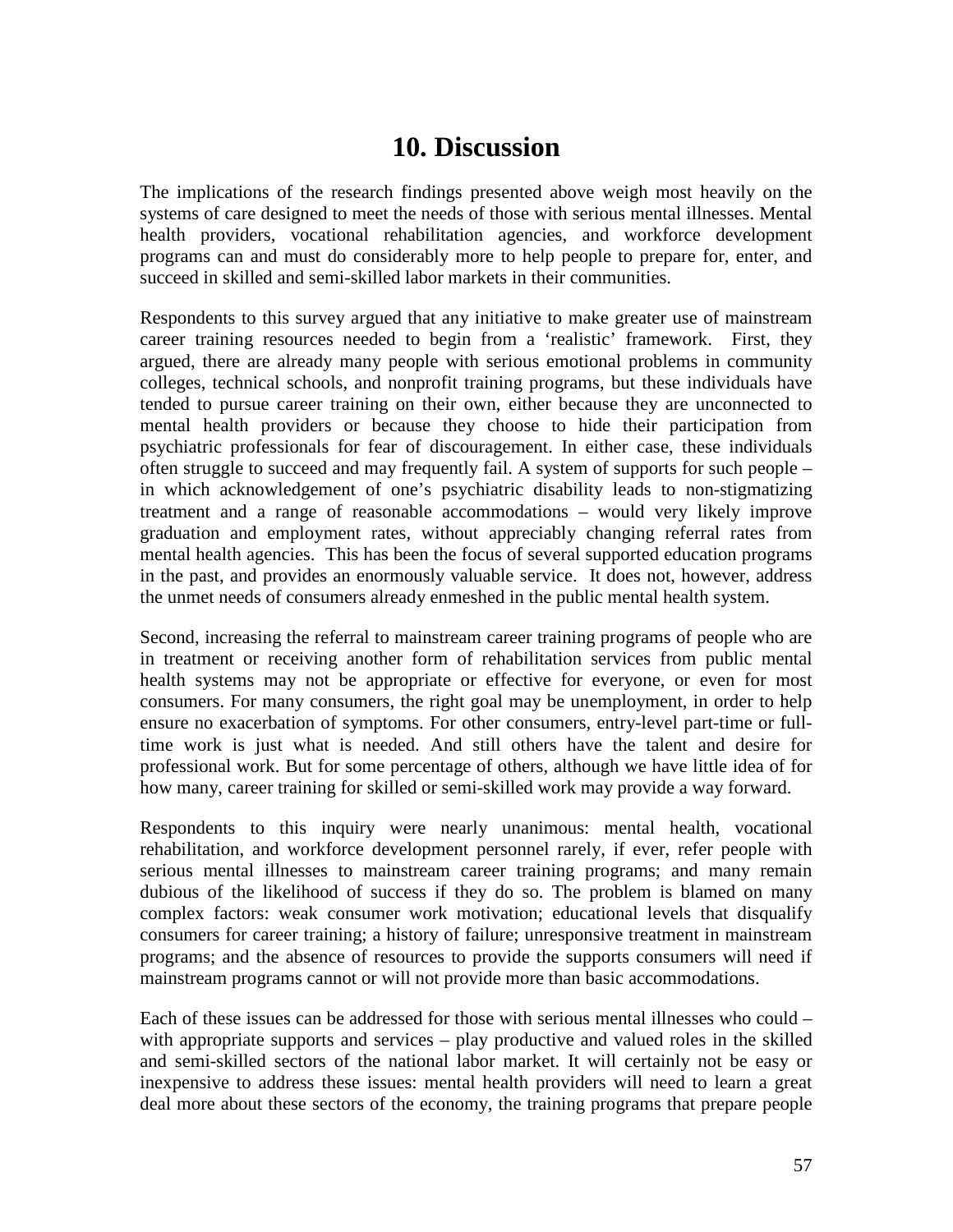# 10. Discussion

The implications of the research findings presented above weigh most heavily on the systems of care designed to meet the needs of those with serious mental illnesses. Mental health providers, vocational rehabilitation agencies, and workforce development programs can and must do considerably more to help people to prepare for, enter, and succeed in skilled and semi-skilled labor markets in their communities.

Respondents to this survey argued that any initiative to make greater use of mainstream career training resources needed to begin from a 'realistic' framework. First, they argued, there are already many people with serious emotional problems in community colleges, technical schools, and nonprofit training programs, but these individuals have tended to pursue career training on their own, either because they are unconnected to mental health providers or because they choose to hide their participation from psychiatric professionals for fear of discouragement. In either case, these individuals often struggle to succeed and may frequently fail. A system of supports for such people – in which acknowledgement of one's psychiatric disability leads to non-stigmatizing treatment and a range of reasonable accommodations – would very likely improve graduation and employment rates, without appreciably changing referral rates from mental health agencies. This has been the focus of several supported education programs in the past, and provides an enormously valuable service. It does not, however, address the unmet needs of consumers already enmeshed in the public mental health system.

Second, increasing the referral to mainstream career training programs of people who are in treatment or receiving another form of rehabilitation services from public mental health systems may not be appropriate or effective for everyone, or even for most consumers. For many consumers, the right goal may be unemployment, in order to help ensure no exacerbation of symptoms. For other consumers, entry-level part-time or full-time work is just what is needed. And still others have the talent and desire for professional work. But for some percentage of others, although we have little idea of for how many, career training for skilled or semi-skilled work may provide a way forward.

Respondents to this inquiry were nearly unanimous: mental health, vocational rehabilitation, and workforce development personnel rarely, if ever, refer people with serious mental illnesses to mainstream career training programs; and many remain dubious of the likelihood of success if they do so. The problem is blamed on many complex factors: weak consumer work motivation; educational levels that disqualify consumers for career training; a history of failure; unresponsive treatment in mainstream programs; and the absence of resources to provide the supports consumers will need if mainstream programs cannot or will not provide more than basic accommodations.

Each of these issues can be addressed for those with serious mental illnesses who could – with appropriate supports and services – play productive and valued roles in the skilled and semi-skilled sectors of the national labor market. It will certainly not be easy or inexpensive to address these issues: mental health providers will need to learn a great deal more about these sectors of the economy, the training programs that prepare people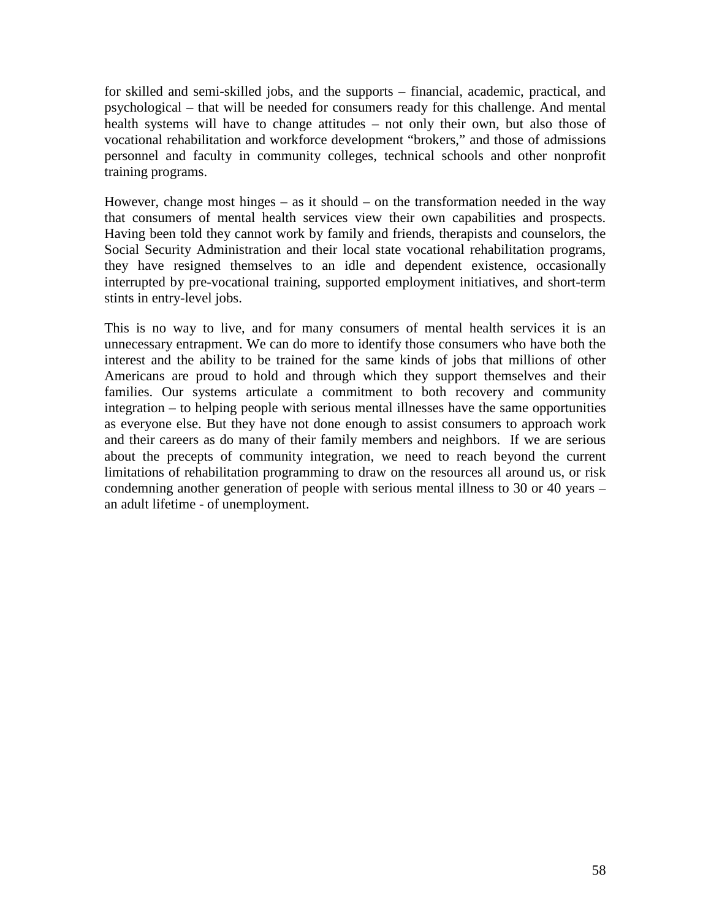for skilled and semi-skilled jobs, and the supports – financial, academic, practical, and psychological – that will be needed for consumers ready for this challenge. And mental health systems will have to change attitudes – not only their own, but also those of vocational rehabilitation and workforce development "brokers," and those of admissions personnel and faculty in community colleges, technical schools and other nonprofit training programs.

However, change most hinges – as it should – on the transformation needed in the way that consumers of mental health services view their own capabilities and prospects. Having been told they cannot work by family and friends, therapists and counselors, the Social Security Administration and their local state vocational rehabilitation programs, they have resigned themselves to an idle and dependent existence, occasionally interrupted by pre-vocational training, supported employment initiatives, and short-term stints in entry-level jobs.

This is no way to live, and for many consumers of mental health services it is an unnecessary entrapment. We can do more to identify those consumers who have both the interest and the ability to be trained for the same kinds of jobs that millions of other Americans are proud to hold and through which they support themselves and their families. Our systems articulate a commitment to both recovery and community integration – to helping people with serious mental illnesses have the same opportunities as everyone else. But they have not done enough to assist consumers to approach work and their careers as do many of their family members and neighbors. If we are serious about the precepts of community integration, we need to reach beyond the current limitations of rehabilitation programming to draw on the resources all around us, or risk condemning another generation of people with serious mental illness to 30 or 40 years – an adult lifetime - of unemployment.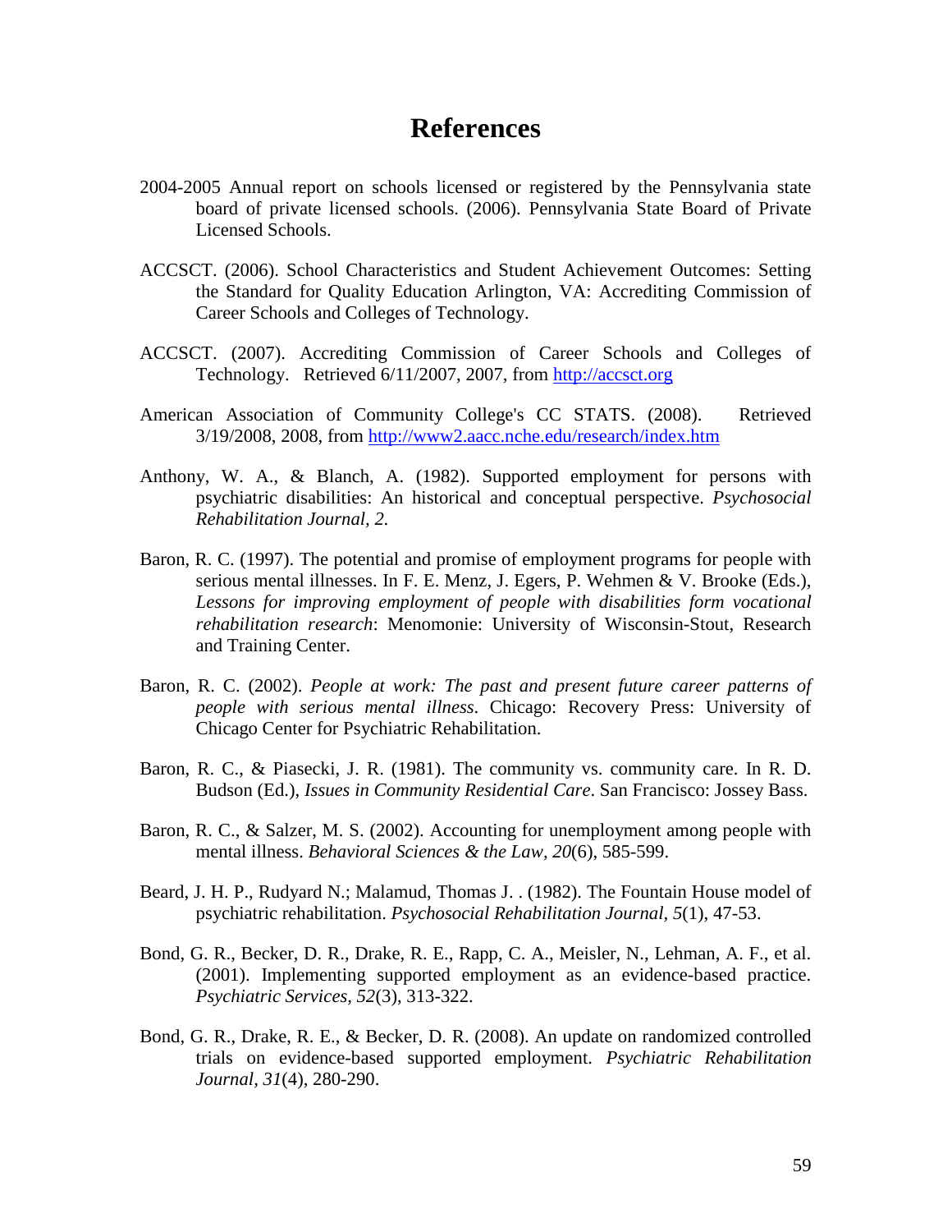# References

2004-2005 Annual report on schools licensed or registered by the Pennsylvania state board of private licensed schools. (2006). Pennsylvania State Board of Private Licensed Schools.

ACCSCT. (2006). School Characteristics and Student Achievement Outcomes: Setting the Standard for Quality Education Arlington, VA: Accrediting Commission of Career Schools and Colleges of Technology.

ACCSCT. (2007). Accrediting Commission of Career Schools and Colleges of Technology. Retrieved 6/11/2007, 2007, from http://accsct.org

American Association of Community College's CC STATS. (2008). Retrieved 3/19/2008, 2008, from http://www2.aacc.nche.edu/research/index.htm

Anthony, W. A., & Blanch, A. (1982). Supported employment for persons with psychiatric disabilities: An historical and conceptual perspective. *Psychosocial Rehabilitation Journal, 2*.

Baron, R. C. (1997). The potential and promise of employment programs for people with serious mental illnesses. In F. E. Menz, J. Egers, P. Wehmen & V. Brooke (Eds.), *Lessons for improving employment of people with disabilities form vocational rehabilitation research*: Menomonie: University of Wisconsin-Stout, Research and Training Center.

Baron, R. C. (2002). *People at work: The past and present future career patterns of people with serious mental illness*. Chicago: Recovery Press: University of Chicago Center for Psychiatric Rehabilitation.

Baron, R. C., & Piasecki, J. R. (1981). The community vs. community care. In R. D. Budson (Ed.), *Issues in Community Residential Care*. San Francisco: Jossey Bass.

Baron, R. C., & Salzer, M. S. (2002). Accounting for unemployment among people with mental illness. *Behavioral Sciences & the Law, 20*(6), 585-599.

Beard, J. H. P., Rudyard N.; Malamud, Thomas J. . (1982). The Fountain House model of psychiatric rehabilitation. *Psychosocial Rehabilitation Journal, 5*(1), 47-53.

Bond, G. R., Becker, D. R., Drake, R. E., Rapp, C. A., Meisler, N., Lehman, A. F., et al. (2001). Implementing supported employment as an evidence-based practice. *Psychiatric Services, 52*(3), 313-322.

Bond, G. R., Drake, R. E., & Becker, D. R. (2008). An update on randomized controlled trials on evidence-based supported employment. *Psychiatric Rehabilitation Journal, 31*(4), 280-290.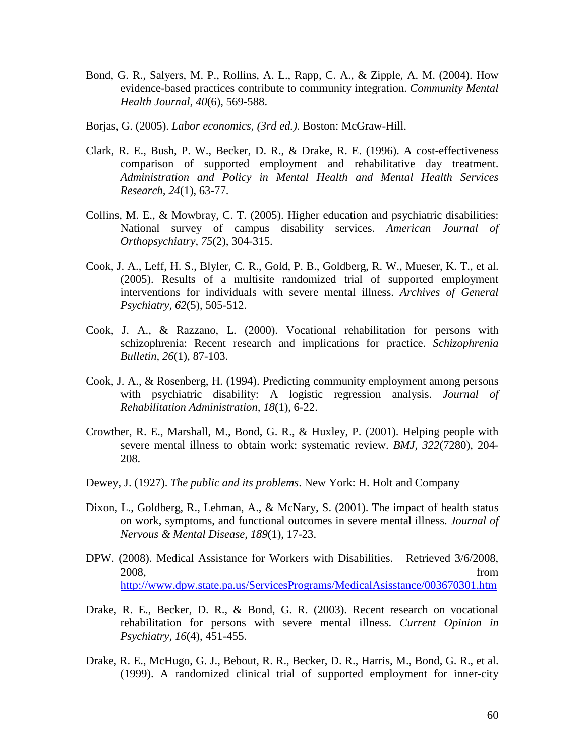Bond, G. R., Salyers, M. P., Rollins, A. L., Rapp, C. A., & Zipple, A. M. (2004). How evidence-based practices contribute to community integration. *Community Mental Health Journal*, *40*(6), 569-588.

Borjas, G. (2005). *Labor economics, (3rd ed.)*. Boston: McGraw-Hill.

Clark, R. E., Bush, P. W., Becker, D. R., & Drake, R. E. (1996). A cost-effectiveness comparison of supported employment and rehabilitative day treatment. *Administration and Policy in Mental Health and Mental Health Services Research, 24*(1), 63-77.

Collins, M. E., & Mowbray, C. T. (2005). Higher education and psychiatric disabilities: National survey of campus disability services. *American Journal of Orthopsychiatry*, *75*(2), 304-315.

Cook, J. A., Leff, H. S., Blyler, C. R., Gold, P. B., Goldberg, R. W., Mueser, K. T., et al. (2005). Results of a multisite randomized trial of supported employment interventions for individuals with severe mental illness. *Archives of General Psychiatry*, *62*(5), 505-512.

Cook, J. A., & Razzano, L. (2000). Vocational rehabilitation for persons with schizophrenia: Recent research and implications for practice. *Schizophrenia Bulletin*, *26*(1), 87-103.

Cook, J. A., & Rosenberg, H. (1994). Predicting community employment among persons with psychiatric disability: A logistic regression analysis. *Journal of Rehabilitation Administration, 18*(1), 6-22.

Crowther, R. E., Marshall, M., Bond, G. R., & Huxley, P. (2001). Helping people with severe mental illness to obtain work: systematic review. *BMJ*, *322*(7280), 204-208.

Dewey, J. (1927). *The public and its problems*. New York: H. Holt and Company

Dixon, L., Goldberg, R., Lehman, A., & McNary, S. (2001). The impact of health status on work, symptoms, and functional outcomes in severe mental illness. *Journal of Nervous & Mental Disease, 189*(1), 17-23.

DPW. (2008). Medical Assistance for Workers with Disabilities. Retrieved 3/6/2008, 2008, from http://www.dpw.state.pa.us/ServicesPrograms/MedicalAsisstance/003670301.htm

Drake, R. E., Becker, D. R., & Bond, G. R. (2003). Recent research on vocational rehabilitation for persons with severe mental illness. *Current Opinion in Psychiatry*, *16*(4), 451-455.

Drake, R. E., McHugo, G. J., Bebout, R. R., Becker, D. R., Harris, M., Bond, G. R., et al. (1999). A randomized clinical trial of supported employment for inner-city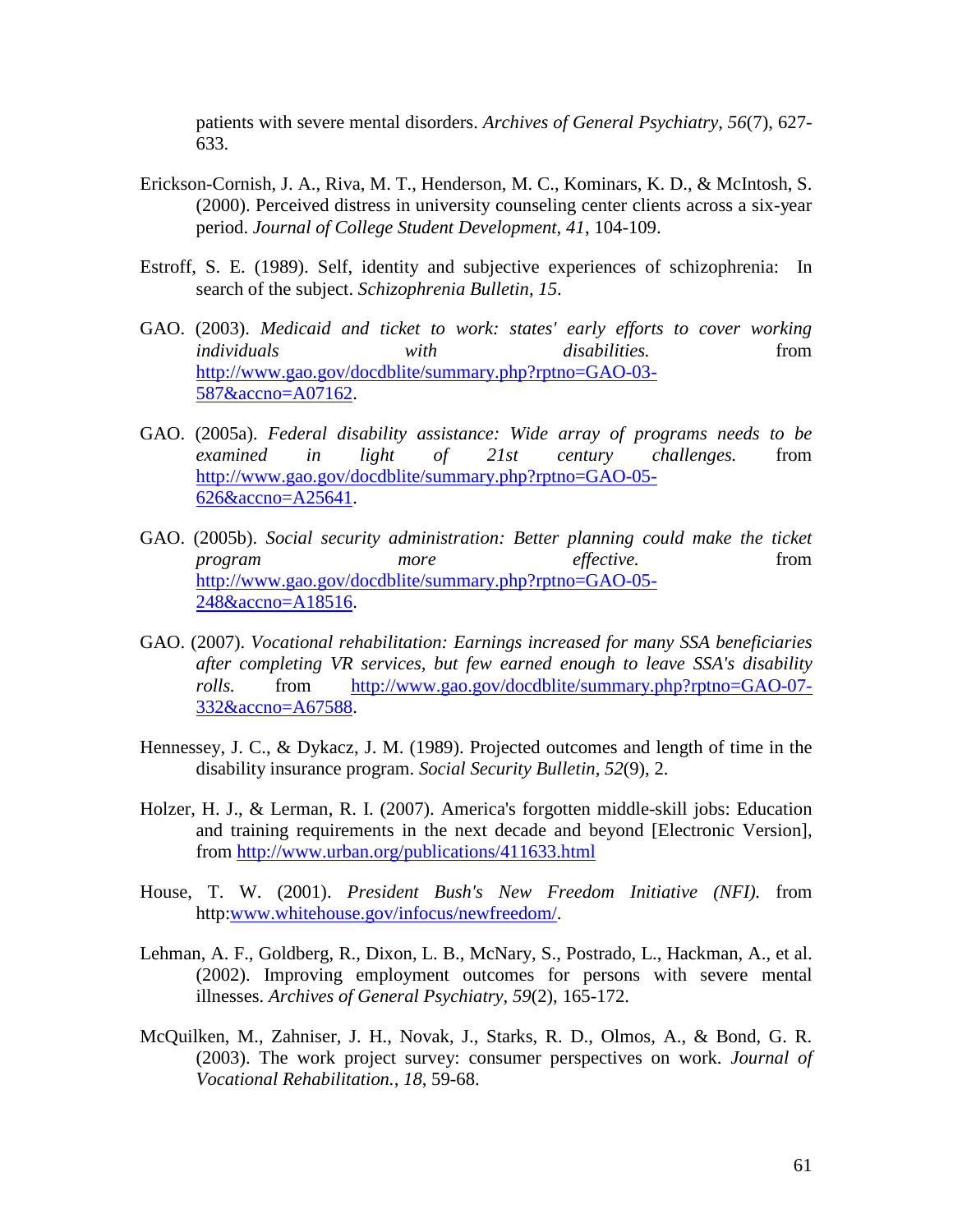patients with severe mental disorders. *Archives of General Psychiatry, 56*(7), 627-633.

Erickson-Cornish, J. A., Riva, M. T., Henderson, M. C., Kominars, K. D., & McIntosh, S. (2000). Perceived distress in university counseling center clients across a six-year period. *Journal of College Student Development, 41*, 104-109.

Estroff, S. E. (1989). Self, identity and subjective experiences of schizophrenia: In search of the subject. *Schizophrenia Bulletin, 15*.

GAO. (2003). *Medicaid and ticket to work: states' early efforts to cover working individuals with disabilities.* from http://www.gao.gov/docdblite/summary.php?rptno=GAO-03-587&accno=A07162.

GAO. (2005a). *Federal disability assistance: Wide array of programs needs to be examined in light of 21st century challenges.* from http://www.gao.gov/docdblite/summary.php?rptno=GAO-05-626&accno=A25641.

GAO. (2005b). *Social security administration: Better planning could make the ticket program more effective.* from http://www.gao.gov/docdblite/summary.php?rptno=GAO-05-248&accno=A18516.

GAO. (2007). *Vocational rehabilitation: Earnings increased for many SSA beneficiaries after completing VR services, but few earned enough to leave SSA's disability rolls.* from http://www.gao.gov/docdblite/summary.php?rptno=GAO-07-332&accno=A67588.

Hennessey, J. C., & Dykacz, J. M. (1989). Projected outcomes and length of time in the disability insurance program. *Social Security Bulletin, 52*(9), 2.

Holzer, H. J., & Lerman, R. I. (2007). America's forgotten middle-skill jobs: Education and training requirements in the next decade and beyond [Electronic Version], from http://www.urban.org/publications/411633.html

House, T. W. (2001). *President Bush's New Freedom Initiative (NFI).* from http:www.whitehouse.gov/infocus/newfreedom/.

Lehman, A. F., Goldberg, R., Dixon, L. B., McNary, S., Postrado, L., Hackman, A., et al. (2002). Improving employment outcomes for persons with severe mental illnesses. *Archives of General Psychiatry, 59*(2), 165-172.

McQuilken, M., Zahniser, J. H., Novak, J., Starks, R. D., Olmos, A., & Bond, G. R. (2003). The work project survey: consumer perspectives on work. *Journal of Vocational Rehabilitation., 18*, 59-68.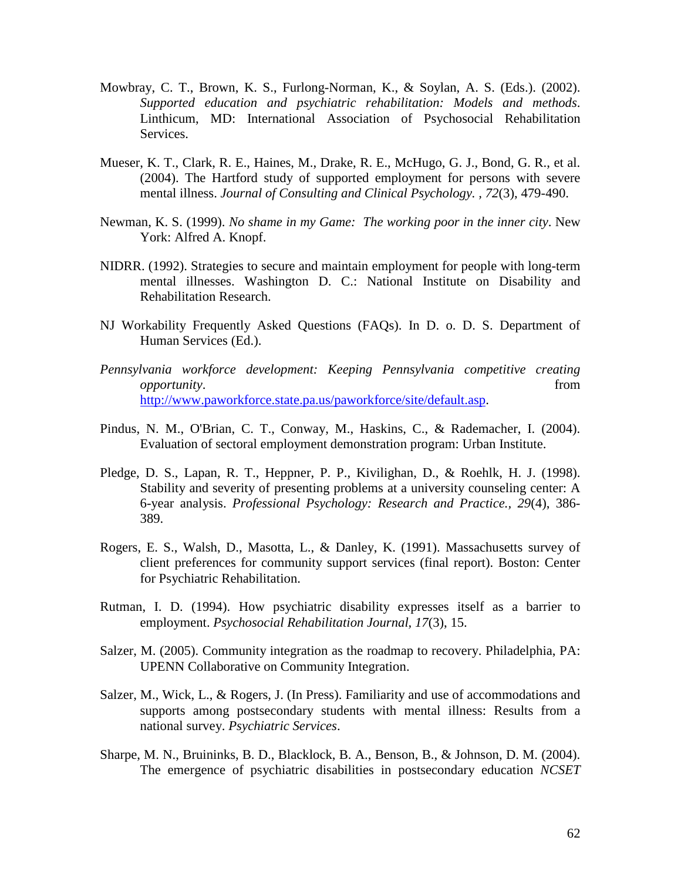Mowbray, C. T., Brown, K. S., Furlong-Norman, K., & Soylan, A. S. (Eds.). (2002). *Supported education and psychiatric rehabilitation: Models and methods*. Linthicum, MD: International Association of Psychosocial Rehabilitation Services.

Mueser, K. T., Clark, R. E., Haines, M., Drake, R. E., McHugo, G. J., Bond, G. R., et al. (2004). The Hartford study of supported employment for persons with severe mental illness. *Journal of Consulting and Clinical Psychology. , 72*(3), 479-490.

Newman, K. S. (1999). *No shame in my Game: The working poor in the inner city*. New York: Alfred A. Knopf.

NIDRR. (1992). Strategies to secure and maintain employment for people with long-term mental illnesses. Washington D. C.: National Institute on Disability and Rehabilitation Research.

NJ Workability Frequently Asked Questions (FAQs). In D. o. D. S. Department of Human Services (Ed.).

*Pennsylvania workforce development: Keeping Pennsylvania competitive creating opportunity*. from http://www.paworkforce.state.pa.us/paworkforce/site/default.asp.

Pindus, N. M., O'Brian, C. T., Conway, M., Haskins, C., & Rademacher, I. (2004). Evaluation of sectoral employment demonstration program: Urban Institute.

Pledge, D. S., Lapan, R. T., Heppner, P. P., Kivilighan, D., & Roehlk, H. J. (1998). Stability and severity of presenting problems at a university counseling center: A 6-year analysis. *Professional Psychology: Research and Practice., 29*(4), 386-389.

Rogers, E. S., Walsh, D., Masotta, L., & Danley, K. (1991). Massachusetts survey of client preferences for community support services (final report). Boston: Center for Psychiatric Rehabilitation.

Rutman, I. D. (1994). How psychiatric disability expresses itself as a barrier to employment. *Psychosocial Rehabilitation Journal, 17*(3), 15.

Salzer, M. (2005). Community integration as the roadmap to recovery. Philadelphia, PA: UPENN Collaborative on Community Integration.

Salzer, M., Wick, L., & Rogers, J. (In Press). Familiarity and use of accommodations and supports among postsecondary students with mental illness: Results from a national survey. *Psychiatric Services*.

Sharpe, M. N., Bruininks, B. D., Blacklock, B. A., Benson, B., & Johnson, D. M. (2004). The emergence of psychiatric disabilities in postsecondary education *NCSET*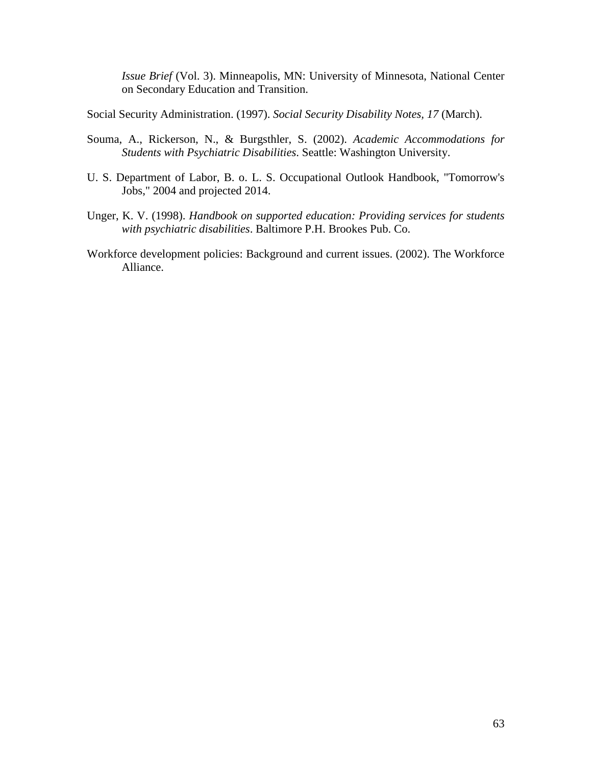*Issue Brief* (Vol. 3). Minneapolis, MN: University of Minnesota, National Center on Secondary Education and Transition.

Social Security Administration. (1997). *Social Security Disability Notes, 17* (March).

Souma, A., Rickerson, N., & Burgsthler, S. (2002). *Academic Accommodations for Students with Psychiatric Disabilities*. Seattle: Washington University.

U. S. Department of Labor, B. o. L. S. Occupational Outlook Handbook, "Tomorrow's Jobs," 2004 and projected 2014.

Unger, K. V. (1998). *Handbook on supported education: Providing services for students with psychiatric disabilities*. Baltimore P.H. Brookes Pub. Co.

Workforce development policies: Background and current issues. (2002). The Workforce Alliance.